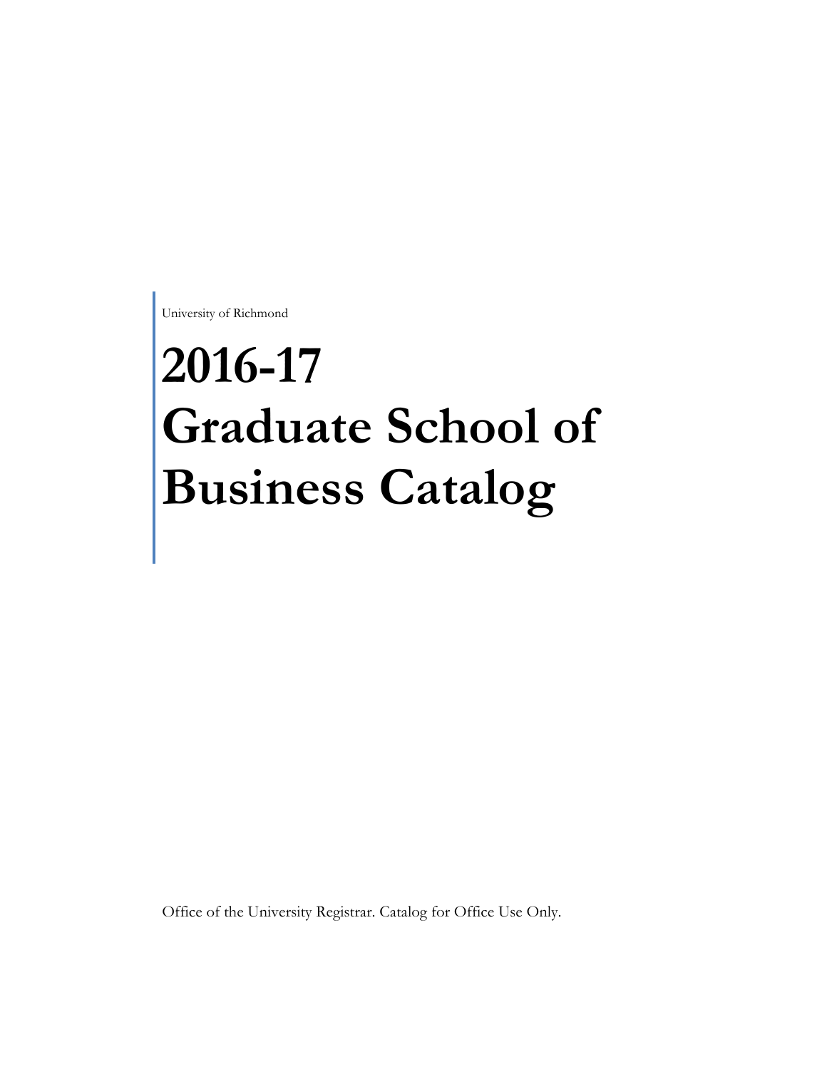University of Richmond

# 2016-17 Graduate School of Business Catalog

Office of the University Registrar. Catalog for Office Use Only.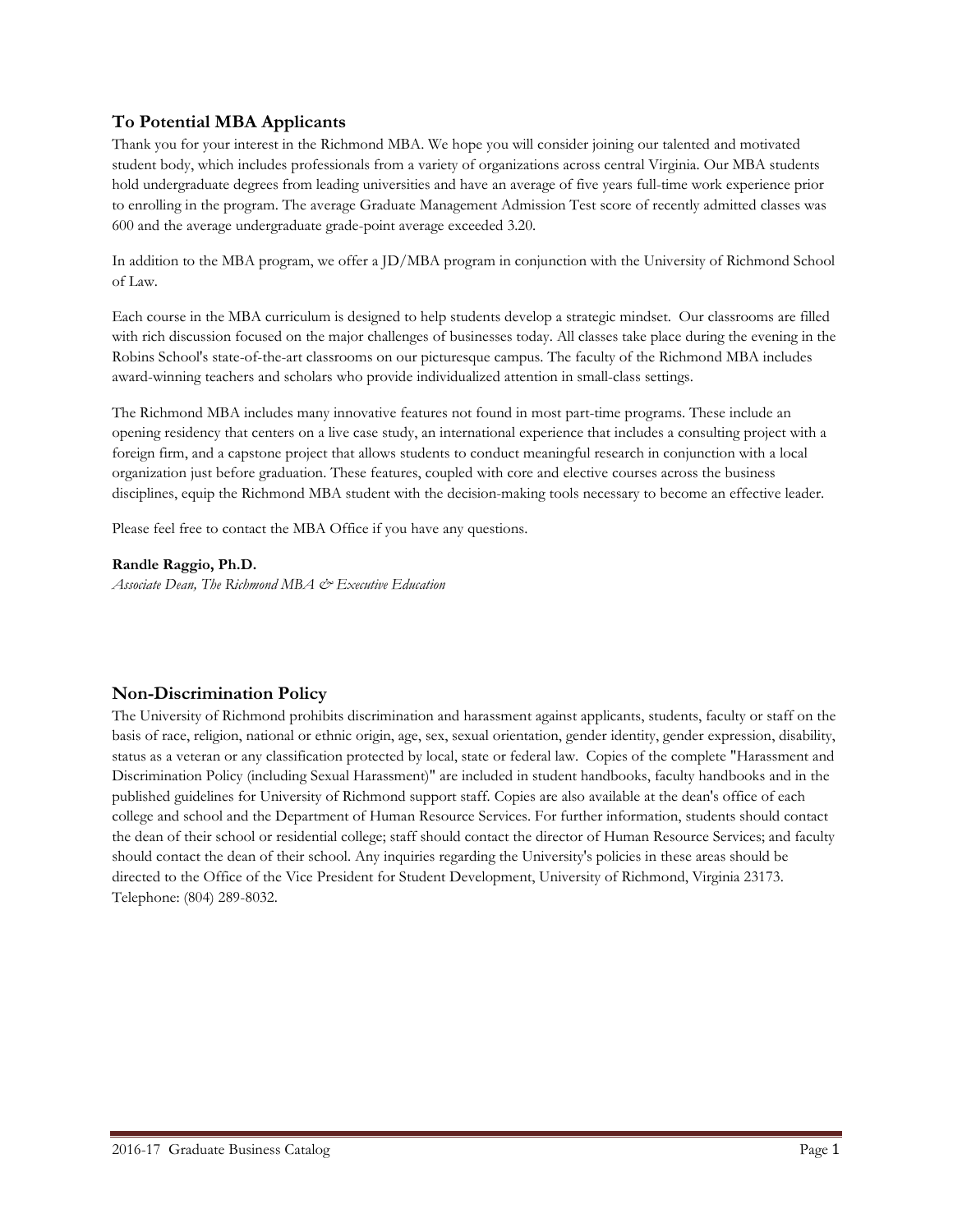## To Potential MBA Applicants

Thank you for your interest in the Richmond MBA. We hope you will consider joining our talented and motivated student body, which includes professionals from a variety of organizations across central Virginia. Our MBA students hold undergraduate degrees from leading universities and have an average of five years full-time work experience prior to enrolling in the program. The average Graduate Management Admission Test score of recently admitted classes was 600 and the average undergraduate grade-point average exceeded 3.20.

In addition to the MBA program, we offer a JD/MBA program in conjunction with the University of Richmond School of Law.

Each course in the MBA curriculum is designed to help students develop a strategic mindset. Our classrooms are filled with rich discussion focused on the major challenges of businesses today. All classes take place during the evening in the Robins School's state-of-the-art classrooms on our picturesque campus. The faculty of the Richmond MBA includes award-winning teachers and scholars who provide individualized attention in small-class settings.

The Richmond MBA includes many innovative features not found in most part-time programs. These include an opening residency that centers on a live case study, an international experience that includes a consulting project with a foreign firm, and a capstone project that allows students to conduct meaningful research in conjunction with a local organization just before graduation. These features, coupled with core and elective courses across the business disciplines, equip the Richmond MBA student with the decision-making tools necessary to become an effective leader.

Please feel free to contact the MBA Office if you have any questions.

**Randle Raggio, Ph.D.**
*Associate Dean, The Richmond MBA & Executive Education*

## Non-Discrimination Policy

The University of Richmond prohibits discrimination and harassment against applicants, students, faculty or staff on the basis of race, religion, national or ethnic origin, age, sex, sexual orientation, gender identity, gender expression, disability, status as a veteran or any classification protected by local, state or federal law. Copies of the complete "Harassment and Discrimination Policy (including Sexual Harassment)" are included in student handbooks, faculty handbooks and in the published guidelines for University of Richmond support staff. Copies are also available at the dean's office of each college and school and the Department of Human Resource Services. For further information, students should contact the dean of their school or residential college; staff should contact the director of Human Resource Services; and faculty should contact the dean of their school. Any inquiries regarding the University's policies in these areas should be directed to the Office of the Vice President for Student Development, University of Richmond, Virginia 23173. Telephone: (804) 289-8032.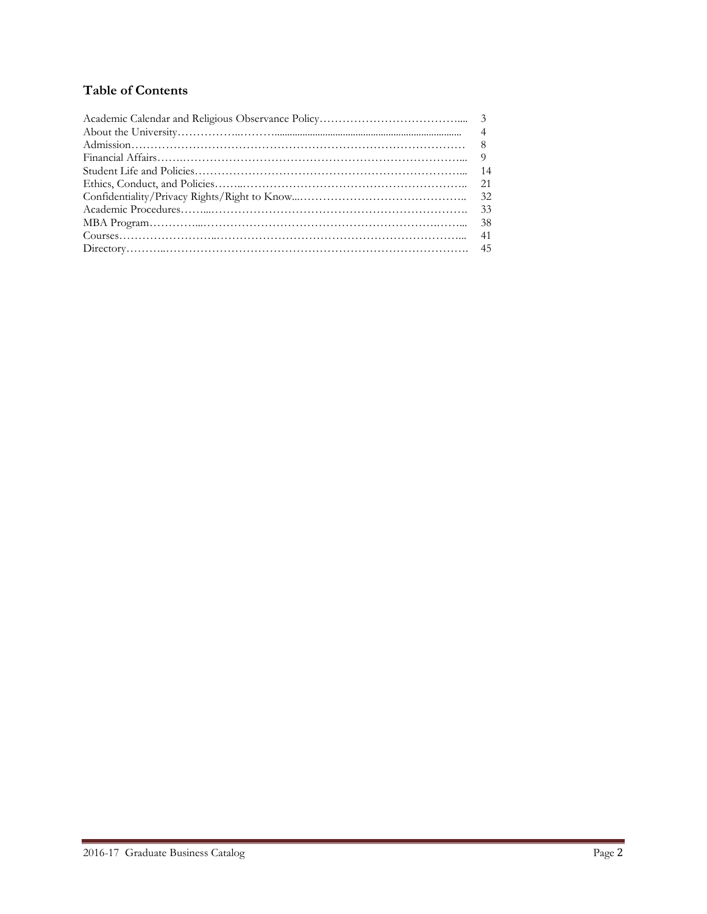## Table of Contents

| | |
|---|---|
| Academic Calendar and Religious Observance Policy | 3 |
| About the University | 4 |
| Admission | 8 |
| Financial Affairs | 9 |
| Student Life and Policies | 14 |
| Ethics, Conduct, and Policies | 21 |
| Confidentiality/Privacy Rights/Right to Know | 32 |
| Academic Procedures | 33 |
| MBA Program | 38 |
| Courses | 41 |
| Directory | 45 |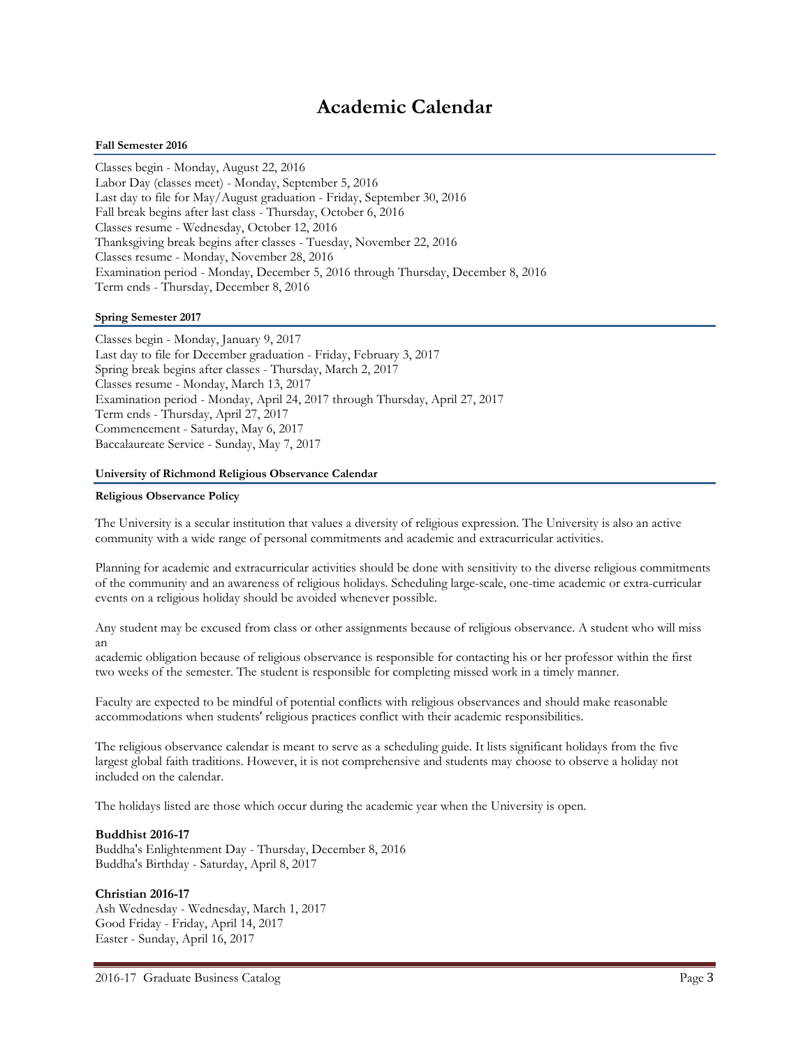# Academic Calendar

### Fall Semester 2016

Classes begin - Monday, August 22, 2016
Labor Day (classes meet) - Monday, September 5, 2016
Last day to file for May/August graduation - Friday, September 30, 2016
Fall break begins after last class - Thursday, October 6, 2016
Classes resume - Wednesday, October 12, 2016
Thanksgiving break begins after classes - Tuesday, November 22, 2016
Classes resume - Monday, November 28, 2016
Examination period - Monday, December 5, 2016 through Thursday, December 8, 2016
Term ends - Thursday, December 8, 2016

### Spring Semester 2017

Classes begin - Monday, January 9, 2017
Last day to file for December graduation - Friday, February 3, 2017
Spring break begins after classes - Thursday, March 2, 2017
Classes resume - Monday, March 13, 2017
Examination period - Monday, April 24, 2017 through Thursday, April 27, 2017
Term ends - Thursday, April 27, 2017
Commencement - Saturday, May 6, 2017
Baccalaureate Service - Sunday, May 7, 2017

### University of Richmond Religious Observance Calendar

**Religious Observance Policy**

The University is a secular institution that values a diversity of religious expression. The University is also an active community with a wide range of personal commitments and academic and extracurricular activities.

Planning for academic and extracurricular activities should be done with sensitivity to the diverse religious commitments of the community and an awareness of religious holidays. Scheduling large-scale, one-time academic or extra-curricular events on a religious holiday should be avoided whenever possible.

Any student may be excused from class or other assignments because of religious observance. A student who will miss an academic obligation because of religious observance is responsible for contacting his or her professor within the first two weeks of the semester. The student is responsible for completing missed work in a timely manner.

Faculty are expected to be mindful of potential conflicts with religious observances and should make reasonable accommodations when students' religious practices conflict with their academic responsibilities.

The religious observance calendar is meant to serve as a scheduling guide. It lists significant holidays from the five largest global faith traditions. However, it is not comprehensive and students may choose to observe a holiday not included on the calendar.

The holidays listed are those which occur during the academic year when the University is open.

**Buddhist 2016-17**
Buddha's Enlightenment Day - Thursday, December 8, 2016
Buddha's Birthday - Saturday, April 8, 2017

**Christian 2016-17**
Ash Wednesday - Wednesday, March 1, 2017
Good Friday - Friday, April 14, 2017
Easter - Sunday, April 16, 2017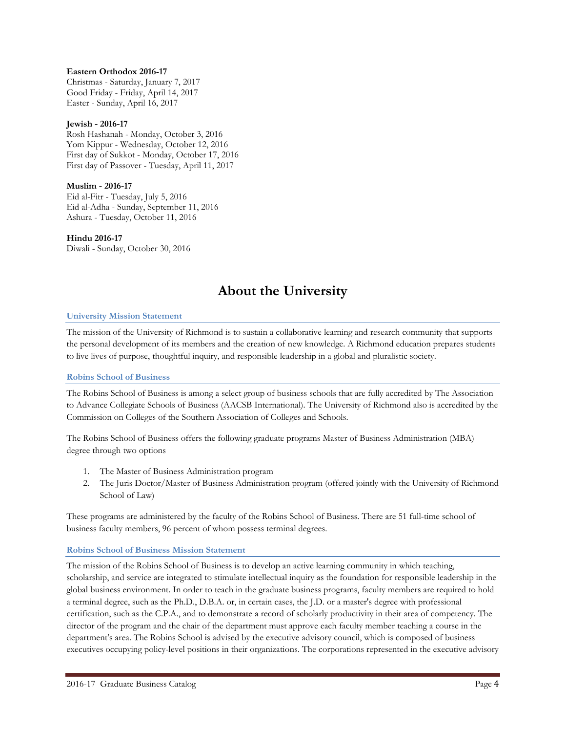**Eastern Orthodox 2016-17**
Christmas - Saturday, January 7, 2017
Good Friday - Friday, April 14, 2017
Easter - Sunday, April 16, 2017

**Jewish - 2016-17**
Rosh Hashanah - Monday, October 3, 2016
Yom Kippur - Wednesday, October 12, 2016
First day of Sukkot - Monday, October 17, 2016
First day of Passover - Tuesday, April 11, 2017

**Muslim - 2016-17**
Eid al-Fitr - Tuesday, July 5, 2016
Eid al-Adha - Sunday, September 11, 2016
Ashura - Tuesday, October 11, 2016

**Hindu 2016-17**
Diwali - Sunday, October 30, 2016

# About the University

## University Mission Statement

The mission of the University of Richmond is to sustain a collaborative learning and research community that supports the personal development of its members and the creation of new knowledge. A Richmond education prepares students to live lives of purpose, thoughtful inquiry, and responsible leadership in a global and pluralistic society.

## Robins School of Business

The Robins School of Business is among a select group of business schools that are fully accredited by The Association to Advance Collegiate Schools of Business (AACSB International). The University of Richmond also is accredited by the Commission on Colleges of the Southern Association of Colleges and Schools.

The Robins School of Business offers the following graduate programs Master of Business Administration (MBA) degree through two options

1. The Master of Business Administration program
2. The Juris Doctor/Master of Business Administration program (offered jointly with the University of Richmond School of Law)

These programs are administered by the faculty of the Robins School of Business. There are 51 full-time school of business faculty members, 96 percent of whom possess terminal degrees.

## Robins School of Business Mission Statement

The mission of the Robins School of Business is to develop an active learning community in which teaching, scholarship, and service are integrated to stimulate intellectual inquiry as the foundation for responsible leadership in the global business environment. In order to teach in the graduate business programs, faculty members are required to hold a terminal degree, such as the Ph.D., D.B.A. or, in certain cases, the J.D. or a master's degree with professional certification, such as the C.P.A., and to demonstrate a record of scholarly productivity in their area of competency. The director of the program and the chair of the department must approve each faculty member teaching a course in the department's area. The Robins School is advised by the executive advisory council, which is composed of business executives occupying policy-level positions in their organizations. The corporations represented in the executive advisory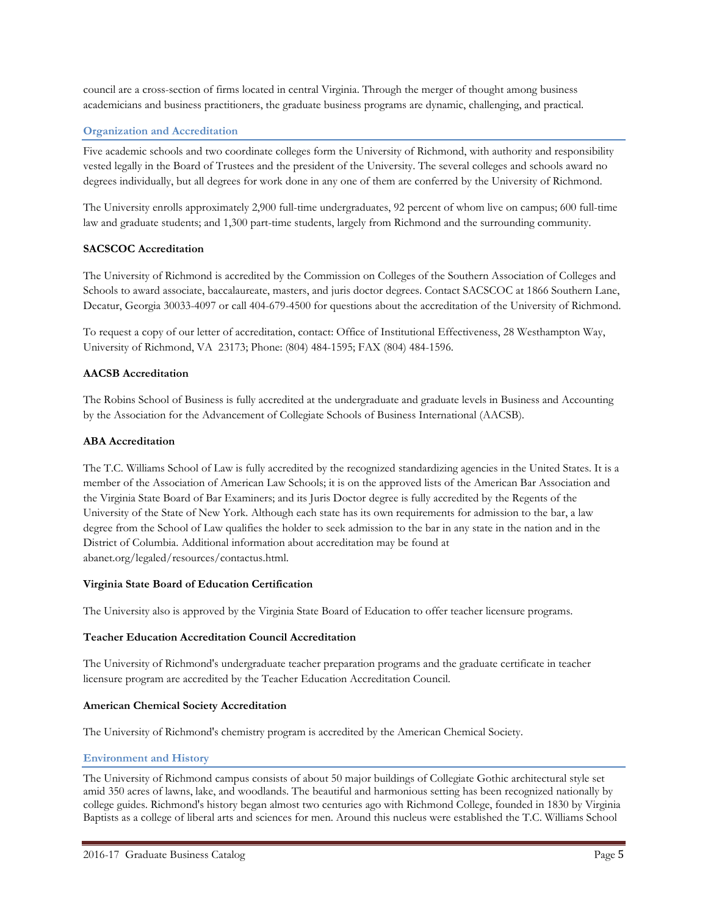council are a cross-section of firms located in central Virginia. Through the merger of thought among business academicians and business practitioners, the graduate business programs are dynamic, challenging, and practical.

## Organization and Accreditation

Five academic schools and two coordinate colleges form the University of Richmond, with authority and responsibility vested legally in the Board of Trustees and the president of the University. The several colleges and schools award no degrees individually, but all degrees for work done in any one of them are conferred by the University of Richmond.

The University enrolls approximately 2,900 full-time undergraduates, 92 percent of whom live on campus; 600 full-time law and graduate students; and 1,300 part-time students, largely from Richmond and the surrounding community.

### SACSCOC Accreditation

The University of Richmond is accredited by the Commission on Colleges of the Southern Association of Colleges and Schools to award associate, baccalaureate, masters, and juris doctor degrees. Contact SACSCOC at 1866 Southern Lane, Decatur, Georgia 30033-4097 or call 404-679-4500 for questions about the accreditation of the University of Richmond.

To request a copy of our letter of accreditation, contact: Office of Institutional Effectiveness, 28 Westhampton Way, University of Richmond, VA 23173; Phone: (804) 484-1595; FAX (804) 484-1596.

### AACSB Accreditation

The Robins School of Business is fully accredited at the undergraduate and graduate levels in Business and Accounting by the Association for the Advancement of Collegiate Schools of Business International (AACSB).

### ABA Accreditation

The T.C. Williams School of Law is fully accredited by the recognized standardizing agencies in the United States. It is a member of the Association of American Law Schools; it is on the approved lists of the American Bar Association and the Virginia State Board of Bar Examiners; and its Juris Doctor degree is fully accredited by the Regents of the University of the State of New York. Although each state has its own requirements for admission to the bar, a law degree from the School of Law qualifies the holder to seek admission to the bar in any state in the nation and in the District of Columbia. Additional information about accreditation may be found at abanet.org/legaled/resources/contactus.html.

### Virginia State Board of Education Certification

The University also is approved by the Virginia State Board of Education to offer teacher licensure programs.

### Teacher Education Accreditation Council Accreditation

The University of Richmond's undergraduate teacher preparation programs and the graduate certificate in teacher licensure program are accredited by the Teacher Education Accreditation Council.

### American Chemical Society Accreditation

The University of Richmond's chemistry program is accredited by the American Chemical Society.

## Environment and History

The University of Richmond campus consists of about 50 major buildings of Collegiate Gothic architectural style set amid 350 acres of lawns, lake, and woodlands. The beautiful and harmonious setting has been recognized nationally by college guides. Richmond's history began almost two centuries ago with Richmond College, founded in 1830 by Virginia Baptists as a college of liberal arts and sciences for men. Around this nucleus were established the T.C. Williams School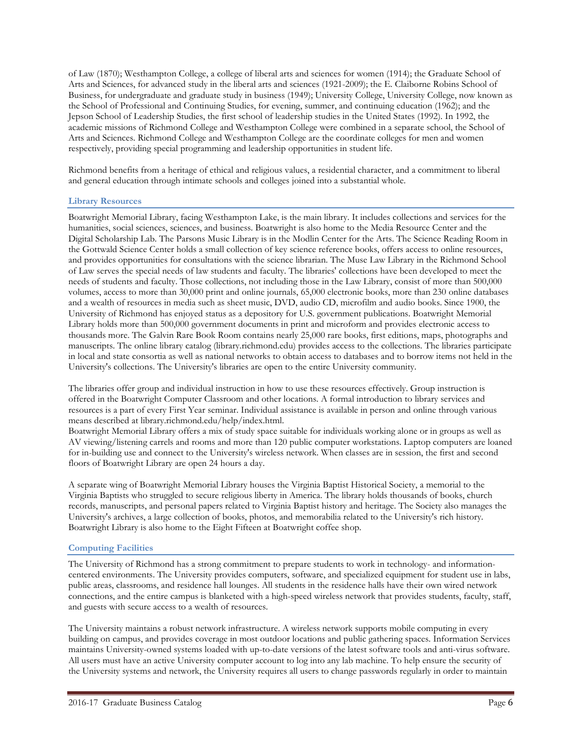of Law (1870); Westhampton College, a college of liberal arts and sciences for women (1914); the Graduate School of Arts and Sciences, for advanced study in the liberal arts and sciences (1921-2009); the E. Claiborne Robins School of Business, for undergraduate and graduate study in business (1949); University College, University College, now known as the School of Professional and Continuing Studies, for evening, summer, and continuing education (1962); and the Jepson School of Leadership Studies, the first school of leadership studies in the United States (1992). In 1992, the academic missions of Richmond College and Westhampton College were combined in a separate school, the School of Arts and Sciences. Richmond College and Westhampton College are the coordinate colleges for men and women respectively, providing special programming and leadership opportunities in student life.

Richmond benefits from a heritage of ethical and religious values, a residential character, and a commitment to liberal and general education through intimate schools and colleges joined into a substantial whole.

## Library Resources

Boatwright Memorial Library, facing Westhampton Lake, is the main library. It includes collections and services for the humanities, social sciences, sciences, and business. Boatwright is also home to the Media Resource Center and the Digital Scholarship Lab. The Parsons Music Library is in the Modlin Center for the Arts. The Science Reading Room in the Gottwald Science Center holds a small collection of key science reference books, offers access to online resources, and provides opportunities for consultations with the science librarian. The Muse Law Library in the Richmond School of Law serves the special needs of law students and faculty. The libraries' collections have been developed to meet the needs of students and faculty. Those collections, not including those in the Law Library, consist of more than 500,000 volumes, access to more than 30,000 print and online journals, 65,000 electronic books, more than 230 online databases and a wealth of resources in media such as sheet music, DVD, audio CD, microfilm and audio books. Since 1900, the University of Richmond has enjoyed status as a depository for U.S. government publications. Boatwright Memorial Library holds more than 500,000 government documents in print and microform and provides electronic access to thousands more. The Galvin Rare Book Room contains nearly 25,000 rare books, first editions, maps, photographs and manuscripts. The online library catalog (library.richmond.edu) provides access to the collections. The libraries participate in local and state consortia as well as national networks to obtain access to databases and to borrow items not held in the University's collections. The University's libraries are open to the entire University community.

The libraries offer group and individual instruction in how to use these resources effectively. Group instruction is offered in the Boatwright Computer Classroom and other locations. A formal introduction to library services and resources is a part of every First Year seminar. Individual assistance is available in person and online through various means described at library.richmond.edu/help/index.html.

Boatwright Memorial Library offers a mix of study space suitable for individuals working alone or in groups as well as AV viewing/listening carrels and rooms and more than 120 public computer workstations. Laptop computers are loaned for in-building use and connect to the University's wireless network. When classes are in session, the first and second floors of Boatwright Library are open 24 hours a day.

A separate wing of Boatwright Memorial Library houses the Virginia Baptist Historical Society, a memorial to the Virginia Baptists who struggled to secure religious liberty in America. The library holds thousands of books, church records, manuscripts, and personal papers related to Virginia Baptist history and heritage. The Society also manages the University's archives, a large collection of books, photos, and memorabilia related to the University's rich history. Boatwright Library is also home to the Eight Fifteen at Boatwright coffee shop.

## Computing Facilities

The University of Richmond has a strong commitment to prepare students to work in technology- and information-centered environments. The University provides computers, software, and specialized equipment for student use in labs, public areas, classrooms, and residence hall lounges. All students in the residence halls have their own wired network connections, and the entire campus is blanketed with a high-speed wireless network that provides students, faculty, staff, and guests with secure access to a wealth of resources.

The University maintains a robust network infrastructure. A wireless network supports mobile computing in every building on campus, and provides coverage in most outdoor locations and public gathering spaces. Information Services maintains University-owned systems loaded with up-to-date versions of the latest software tools and anti-virus software. All users must have an active University computer account to log into any lab machine. To help ensure the security of the University systems and network, the University requires all users to change passwords regularly in order to maintain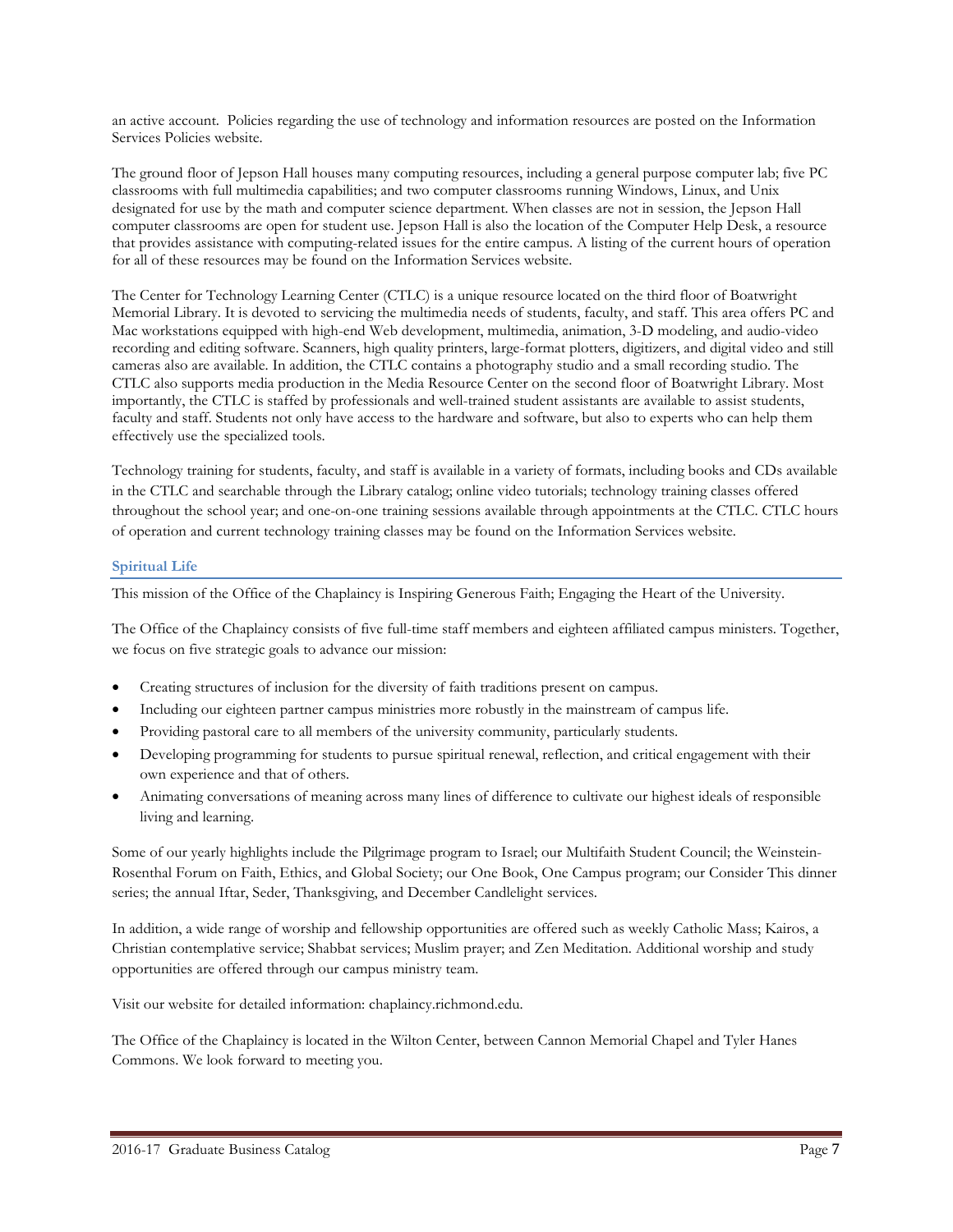an active account. Policies regarding the use of technology and information resources are posted on the Information Services Policies website.

The ground floor of Jepson Hall houses many computing resources, including a general purpose computer lab; five PC classrooms with full multimedia capabilities; and two computer classrooms running Windows, Linux, and Unix designated for use by the math and computer science department. When classes are not in session, the Jepson Hall computer classrooms are open for student use. Jepson Hall is also the location of the Computer Help Desk, a resource that provides assistance with computing-related issues for the entire campus. A listing of the current hours of operation for all of these resources may be found on the Information Services website.

The Center for Technology Learning Center (CTLC) is a unique resource located on the third floor of Boatwright Memorial Library. It is devoted to servicing the multimedia needs of students, faculty, and staff. This area offers PC and Mac workstations equipped with high-end Web development, multimedia, animation, 3-D modeling, and audio-video recording and editing software. Scanners, high quality printers, large-format plotters, digitizers, and digital video and still cameras also are available. In addition, the CTLC contains a photography studio and a small recording studio. The CTLC also supports media production in the Media Resource Center on the second floor of Boatwright Library. Most importantly, the CTLC is staffed by professionals and well-trained student assistants are available to assist students, faculty and staff. Students not only have access to the hardware and software, but also to experts who can help them effectively use the specialized tools.

Technology training for students, faculty, and staff is available in a variety of formats, including books and CDs available in the CTLC and searchable through the Library catalog; online video tutorials; technology training classes offered throughout the school year; and one-on-one training sessions available through appointments at the CTLC. CTLC hours of operation and current technology training classes may be found on the Information Services website.

## Spiritual Life

This mission of the Office of the Chaplaincy is Inspiring Generous Faith; Engaging the Heart of the University.

The Office of the Chaplaincy consists of five full-time staff members and eighteen affiliated campus ministers. Together, we focus on five strategic goals to advance our mission:

- Creating structures of inclusion for the diversity of faith traditions present on campus.
- Including our eighteen partner campus ministries more robustly in the mainstream of campus life.
- Providing pastoral care to all members of the university community, particularly students.
- Developing programming for students to pursue spiritual renewal, reflection, and critical engagement with their own experience and that of others.
- Animating conversations of meaning across many lines of difference to cultivate our highest ideals of responsible living and learning.

Some of our yearly highlights include the Pilgrimage program to Israel; our Multifaith Student Council; the Weinstein-Rosenthal Forum on Faith, Ethics, and Global Society; our One Book, One Campus program; our Consider This dinner series; the annual Iftar, Seder, Thanksgiving, and December Candlelight services.

In addition, a wide range of worship and fellowship opportunities are offered such as weekly Catholic Mass; Kairos, a Christian contemplative service; Shabbat services; Muslim prayer; and Zen Meditation. Additional worship and study opportunities are offered through our campus ministry team.

Visit our website for detailed information: chaplaincy.richmond.edu.

The Office of the Chaplaincy is located in the Wilton Center, between Cannon Memorial Chapel and Tyler Hanes Commons. We look forward to meeting you.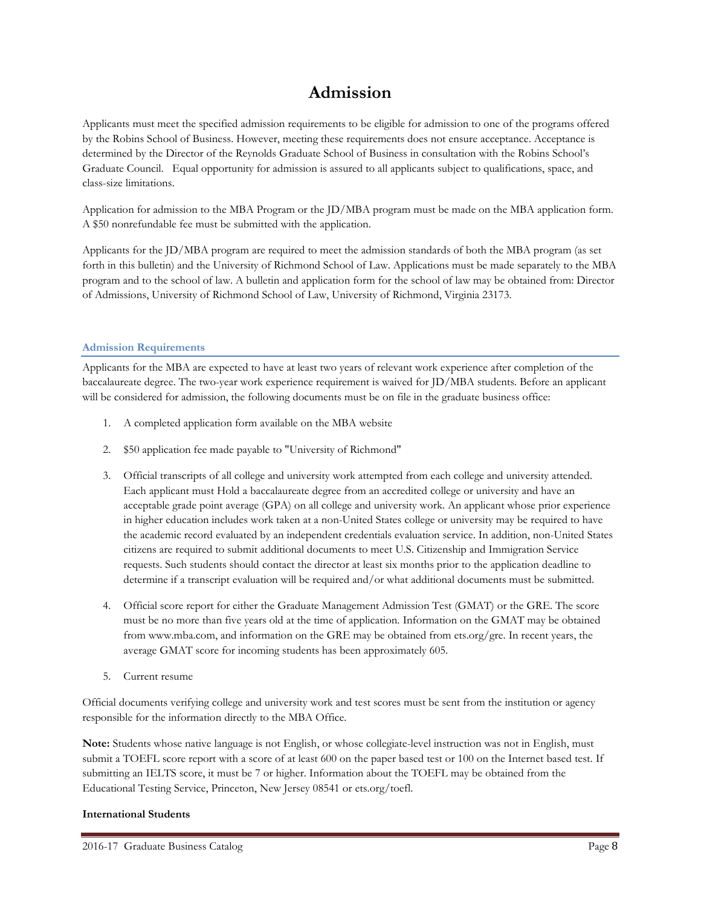# Admission

Applicants must meet the specified admission requirements to be eligible for admission to one of the programs offered by the Robins School of Business. However, meeting these requirements does not ensure acceptance. Acceptance is determined by the Director of the Reynolds Graduate School of Business in consultation with the Robins School's Graduate Council.   Equal opportunity for admission is assured to all applicants subject to qualifications, space, and class-size limitations.

Application for admission to the MBA Program or the JD/MBA program must be made on the MBA application form. A $50 nonrefundable fee must be submitted with the application.

Applicants for the JD/MBA program are required to meet the admission standards of both the MBA program (as set forth in this bulletin) and the University of Richmond School of Law. Applications must be made separately to the MBA program and to the school of law. A bulletin and application form for the school of law may be obtained from: Director of Admissions, University of Richmond School of Law, University of Richmond, Virginia 23173.

## Admission Requirements

Applicants for the MBA are expected to have at least two years of relevant work experience after completion of the baccalaureate degree. The two-year work experience requirement is waived for JD/MBA students. Before an applicant will be considered for admission, the following documents must be on file in the graduate business office:

1. A completed application form available on the MBA website
2. $50 application fee made payable to "University of Richmond"
3. Official transcripts of all college and university work attempted from each college and university attended. Each applicant must Hold a baccalaureate degree from an accredited college or university and have an acceptable grade point average (GPA) on all college and university work. An applicant whose prior experience in higher education includes work taken at a non-United States college or university may be required to have the academic record evaluated by an independent credentials evaluation service. In addition, non-United States citizens are required to submit additional documents to meet U.S. Citizenship and Immigration Service requests. Such students should contact the director at least six months prior to the application deadline to determine if a transcript evaluation will be required and/or what additional documents must be submitted.
4. Official score report for either the Graduate Management Admission Test (GMAT) or the GRE. The score must be no more than five years old at the time of application. Information on the GMAT may be obtained from www.mba.com, and information on the GRE may be obtained from ets.org/gre. In recent years, the average GMAT score for incoming students has been approximately 605.
5. Current resume

Official documents verifying college and university work and test scores must be sent from the institution or agency responsible for the information directly to the MBA Office.

**Note:** Students whose native language is not English, or whose collegiate-level instruction was not in English, must submit a TOEFL score report with a score of at least 600 on the paper based test or 100 on the Internet based test. If submitting an IELTS score, it must be 7 or higher. Information about the TOEFL may be obtained from the Educational Testing Service, Princeton, New Jersey 08541 or ets.org/toefl.

**International Students**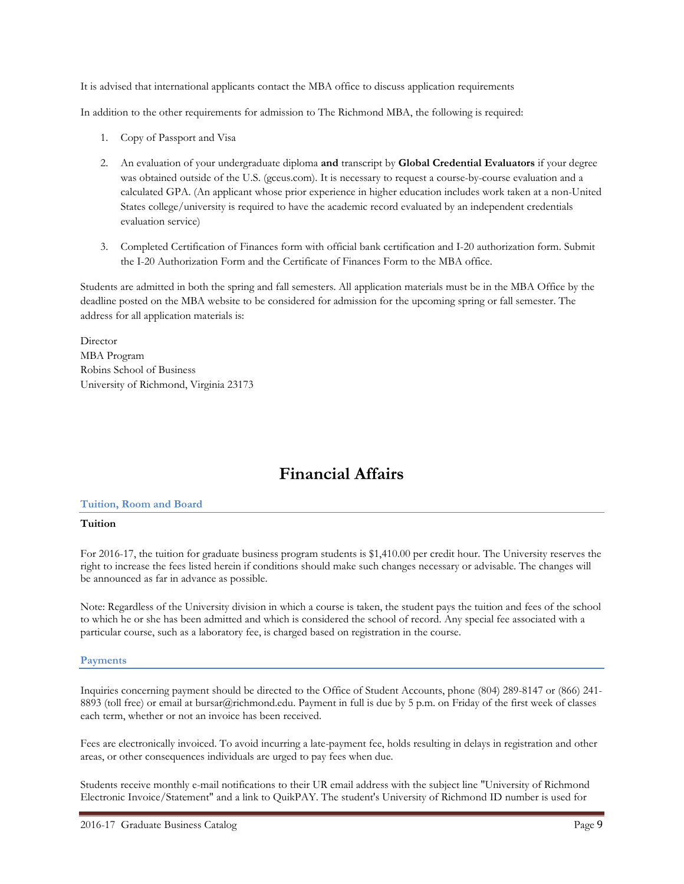It is advised that international applicants contact the MBA office to discuss application requirements

In addition to the other requirements for admission to The Richmond MBA, the following is required:

1. Copy of Passport and Visa
2. An evaluation of your undergraduate diploma **and** transcript by **Global Credential Evaluators** if your degree was obtained outside of the U.S. (gceus.com). It is necessary to request a course-by-course evaluation and a calculated GPA. (An applicant whose prior experience in higher education includes work taken at a non-United States college/university is required to have the academic record evaluated by an independent credentials evaluation service)
3. Completed Certification of Finances form with official bank certification and I-20 authorization form. Submit the I-20 Authorization Form and the Certificate of Finances Form to the MBA office.

Students are admitted in both the spring and fall semesters. All application materials must be in the MBA Office by the deadline posted on the MBA website to be considered for admission for the upcoming spring or fall semester. The address for all application materials is:

Director
MBA Program
Robins School of Business
University of Richmond, Virginia 23173

# Financial Affairs

## Tuition, Room and Board

### Tuition

For 2016-17, the tuition for graduate business program students is $1,410.00 per credit hour. The University reserves the right to increase the fees listed herein if conditions should make such changes necessary or advisable. The changes will be announced as far in advance as possible.

Note: Regardless of the University division in which a course is taken, the student pays the tuition and fees of the school to which he or she has been admitted and which is considered the school of record. Any special fee associated with a particular course, such as a laboratory fee, is charged based on registration in the course.

## Payments

Inquiries concerning payment should be directed to the Office of Student Accounts, phone (804) 289-8147 or (866) 241-8893 (toll free) or email at bursar@richmond.edu. Payment in full is due by 5 p.m. on Friday of the first week of classes each term, whether or not an invoice has been received.

Fees are electronically invoiced. To avoid incurring a late-payment fee, holds resulting in delays in registration and other areas, or other consequences individuals are urged to pay fees when due.

Students receive monthly e-mail notifications to their UR email address with the subject line "University of Richmond Electronic Invoice/Statement" and a link to QuikPAY. The student's University of Richmond ID number is used for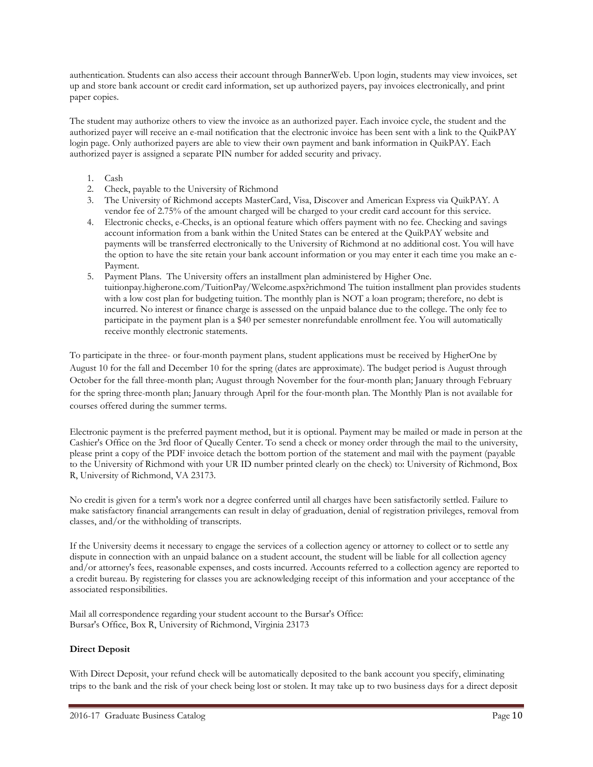authentication. Students can also access their account through BannerWeb. Upon login, students may view invoices, set up and store bank account or credit card information, set up authorized payers, pay invoices electronically, and print paper copies.

The student may authorize others to view the invoice as an authorized payer. Each invoice cycle, the student and the authorized payer will receive an e-mail notification that the electronic invoice has been sent with a link to the QuikPAY login page. Only authorized payers are able to view their own payment and bank information in QuikPAY. Each authorized payer is assigned a separate PIN number for added security and privacy.

1. Cash
2. Check, payable to the University of Richmond
3. The University of Richmond accepts MasterCard, Visa, Discover and American Express via QuikPAY. A vendor fee of 2.75% of the amount charged will be charged to your credit card account for this service.
4. Electronic checks, e-Checks, is an optional feature which offers payment with no fee. Checking and savings account information from a bank within the United States can be entered at the QuikPAY website and payments will be transferred electronically to the University of Richmond at no additional cost. You will have the option to have the site retain your bank account information or you may enter it each time you make an e-Payment.
5. Payment Plans. The University offers an installment plan administered by Higher One. tuitionpay.higherone.com/TuitionPay/Welcome.aspx?richmond The tuition installment plan provides students with a low cost plan for budgeting tuition. The monthly plan is NOT a loan program; therefore, no debt is incurred. No interest or finance charge is assessed on the unpaid balance due to the college. The only fee to participate in the payment plan is a $40 per semester nonrefundable enrollment fee. You will automatically receive monthly electronic statements.

To participate in the three- or four-month payment plans, student applications must be received by HigherOne by August 10 for the fall and December 10 for the spring (dates are approximate). The budget period is August through October for the fall three-month plan; August through November for the four-month plan; January through February for the spring three-month plan; January through April for the four-month plan. The Monthly Plan is not available for courses offered during the summer terms.

Electronic payment is the preferred payment method, but it is optional. Payment may be mailed or made in person at the Cashier's Office on the 3rd floor of Queally Center. To send a check or money order through the mail to the university, please print a copy of the PDF invoice detach the bottom portion of the statement and mail with the payment (payable to the University of Richmond with your UR ID number printed clearly on the check) to: University of Richmond, Box R, University of Richmond, VA 23173.

No credit is given for a term's work nor a degree conferred until all charges have been satisfactorily settled. Failure to make satisfactory financial arrangements can result in delay of graduation, denial of registration privileges, removal from classes, and/or the withholding of transcripts.

If the University deems it necessary to engage the services of a collection agency or attorney to collect or to settle any dispute in connection with an unpaid balance on a student account, the student will be liable for all collection agency and/or attorney's fees, reasonable expenses, and costs incurred. Accounts referred to a collection agency are reported to a credit bureau. By registering for classes you are acknowledging receipt of this information and your acceptance of the associated responsibilities.

Mail all correspondence regarding your student account to the Bursar's Office:
Bursar's Office, Box R, University of Richmond, Virginia 23173

**Direct Deposit**

With Direct Deposit, your refund check will be automatically deposited to the bank account you specify, eliminating trips to the bank and the risk of your check being lost or stolen. It may take up to two business days for a direct deposit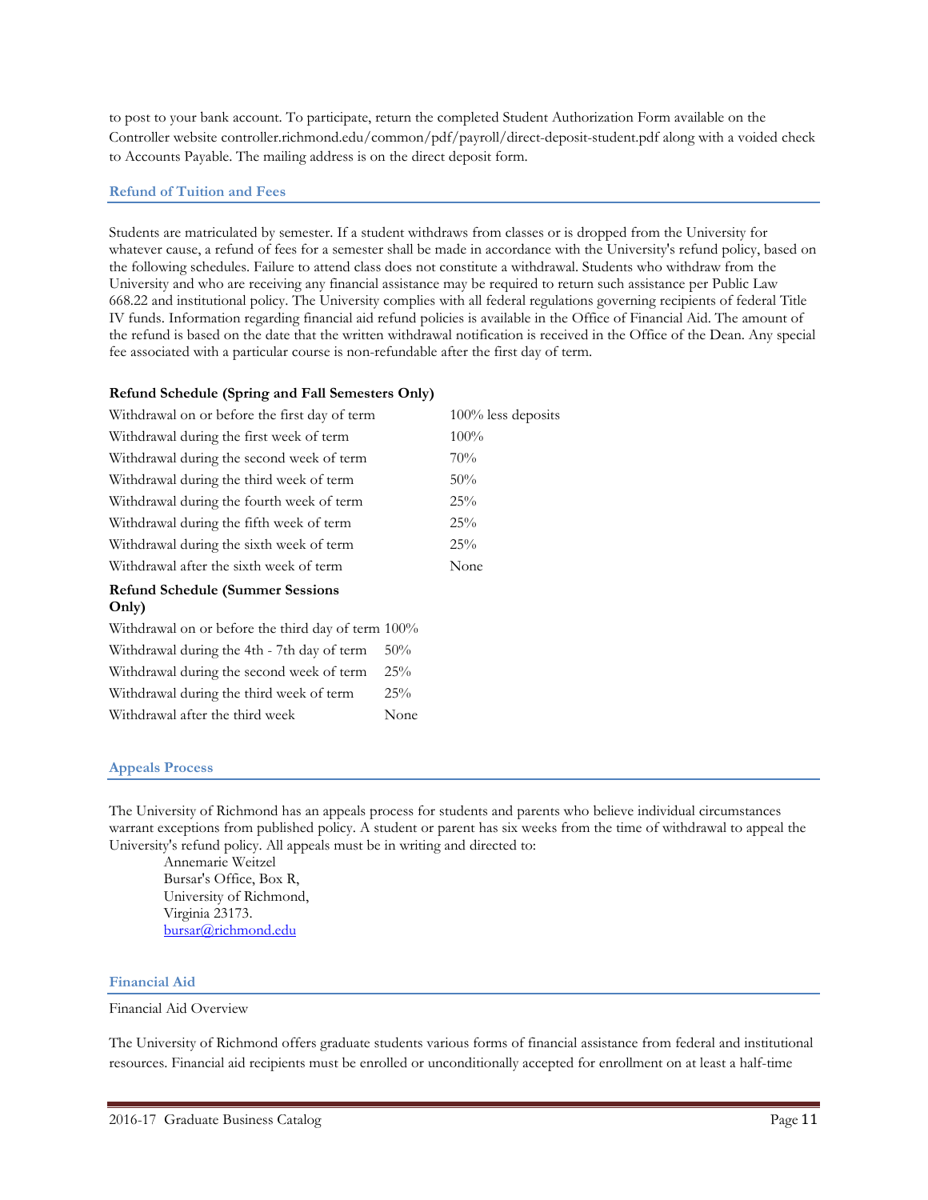to post to your bank account. To participate, return the completed Student Authorization Form available on the Controller website controller.richmond.edu/common/pdf/payroll/direct-deposit-student.pdf along with a voided check to Accounts Payable. The mailing address is on the direct deposit form.

## Refund of Tuition and Fees

Students are matriculated by semester. If a student withdraws from classes or is dropped from the University for whatever cause, a refund of fees for a semester shall be made in accordance with the University's refund policy, based on the following schedules. Failure to attend class does not constitute a withdrawal. Students who withdraw from the University and who are receiving any financial assistance may be required to return such assistance per Public Law 668.22 and institutional policy. The University complies with all federal regulations governing recipients of federal Title IV funds. Information regarding financial aid refund policies is available in the Office of Financial Aid. The amount of the refund is based on the date that the written withdrawal notification is received in the Office of the Dean. Any special fee associated with a particular course is non-refundable after the first day of term.

**Refund Schedule (Spring and Fall Semesters Only)**

| | |
|---|---|
| Withdrawal on or before the first day of term | 100% less deposits |
| Withdrawal during the first week of term | 100% |
| Withdrawal during the second week of term | 70% |
| Withdrawal during the third week of term | 50% |
| Withdrawal during the fourth week of term | 25% |
| Withdrawal during the fifth week of term | 25% |
| Withdrawal during the sixth week of term | 25% |
| Withdrawal after the sixth week of term | None |

**Refund Schedule (Summer Sessions Only)**

| | |
|---|---|
| Withdrawal on or before the third day of term | 100% |
| Withdrawal during the 4th - 7th day of term | 50% |
| Withdrawal during the second week of term | 25% |
| Withdrawal during the third week of term | 25% |
| Withdrawal after the third week | None |

## Appeals Process

The University of Richmond has an appeals process for students and parents who believe individual circumstances warrant exceptions from published policy. A student or parent has six weeks from the time of withdrawal to appeal the University's refund policy. All appeals must be in writing and directed to:

Annemarie Weitzel
Bursar's Office, Box R,
University of Richmond,
Virginia 23173.
bursar@richmond.edu

## Financial Aid

Financial Aid Overview

The University of Richmond offers graduate students various forms of financial assistance from federal and institutional resources. Financial aid recipients must be enrolled or unconditionally accepted for enrollment on at least a half-time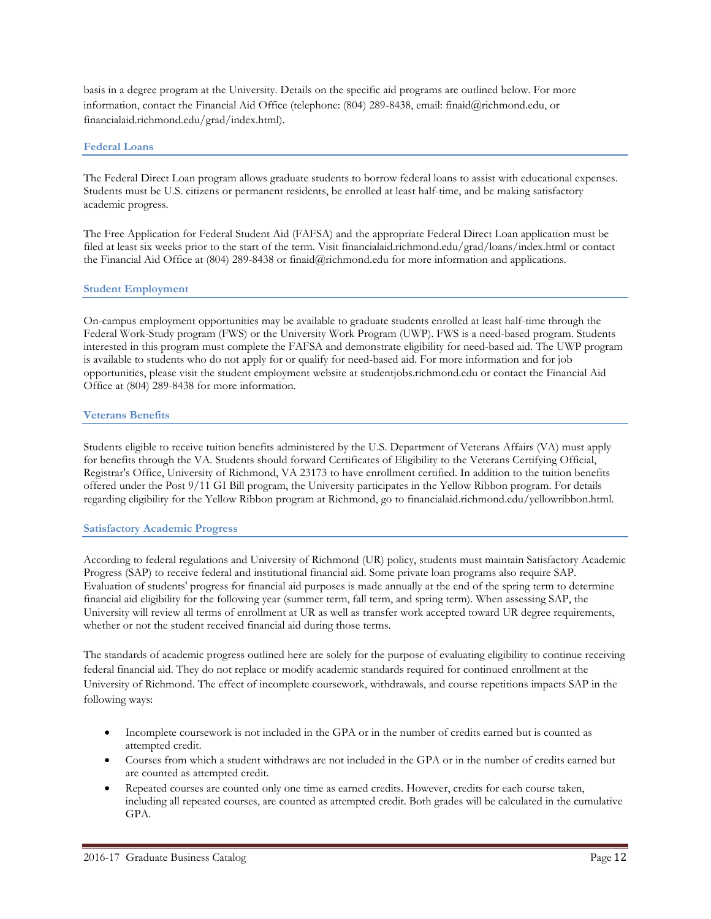basis in a degree program at the University. Details on the specific aid programs are outlined below. For more information, contact the Financial Aid Office (telephone: (804) 289-8438, email: finaid@richmond.edu, or financialaid.richmond.edu/grad/index.html).

### Federal Loans

The Federal Direct Loan program allows graduate students to borrow federal loans to assist with educational expenses. Students must be U.S. citizens or permanent residents, be enrolled at least half-time, and be making satisfactory academic progress.

The Free Application for Federal Student Aid (FAFSA) and the appropriate Federal Direct Loan application must be filed at least six weeks prior to the start of the term. Visit financialaid.richmond.edu/grad/loans/index.html or contact the Financial Aid Office at (804) 289-8438 or finaid@richmond.edu for more information and applications.

### Student Employment

On-campus employment opportunities may be available to graduate students enrolled at least half-time through the Federal Work-Study program (FWS) or the University Work Program (UWP). FWS is a need-based program. Students interested in this program must complete the FAFSA and demonstrate eligibility for need-based aid. The UWP program is available to students who do not apply for or qualify for need-based aid. For more information and for job opportunities, please visit the student employment website at studentjobs.richmond.edu or contact the Financial Aid Office at (804) 289-8438 for more information.

### Veterans Benefits

Students eligible to receive tuition benefits administered by the U.S. Department of Veterans Affairs (VA) must apply for benefits through the VA. Students should forward Certificates of Eligibility to the Veterans Certifying Official, Registrar's Office, University of Richmond, VA 23173 to have enrollment certified. In addition to the tuition benefits offered under the Post 9/11 GI Bill program, the University participates in the Yellow Ribbon program. For details regarding eligibility for the Yellow Ribbon program at Richmond, go to financialaid.richmond.edu/yellowribbon.html.

### Satisfactory Academic Progress

According to federal regulations and University of Richmond (UR) policy, students must maintain Satisfactory Academic Progress (SAP) to receive federal and institutional financial aid. Some private loan programs also require SAP. Evaluation of students' progress for financial aid purposes is made annually at the end of the spring term to determine financial aid eligibility for the following year (summer term, fall term, and spring term). When assessing SAP, the University will review all terms of enrollment at UR as well as transfer work accepted toward UR degree requirements, whether or not the student received financial aid during those terms.

The standards of academic progress outlined here are solely for the purpose of evaluating eligibility to continue receiving federal financial aid. They do not replace or modify academic standards required for continued enrollment at the University of Richmond. The effect of incomplete coursework, withdrawals, and course repetitions impacts SAP in the following ways:

- Incomplete coursework is not included in the GPA or in the number of credits earned but is counted as attempted credit.
- Courses from which a student withdraws are not included in the GPA or in the number of credits earned but are counted as attempted credit.
- Repeated courses are counted only one time as earned credits. However, credits for each course taken, including all repeated courses, are counted as attempted credit. Both grades will be calculated in the cumulative GPA.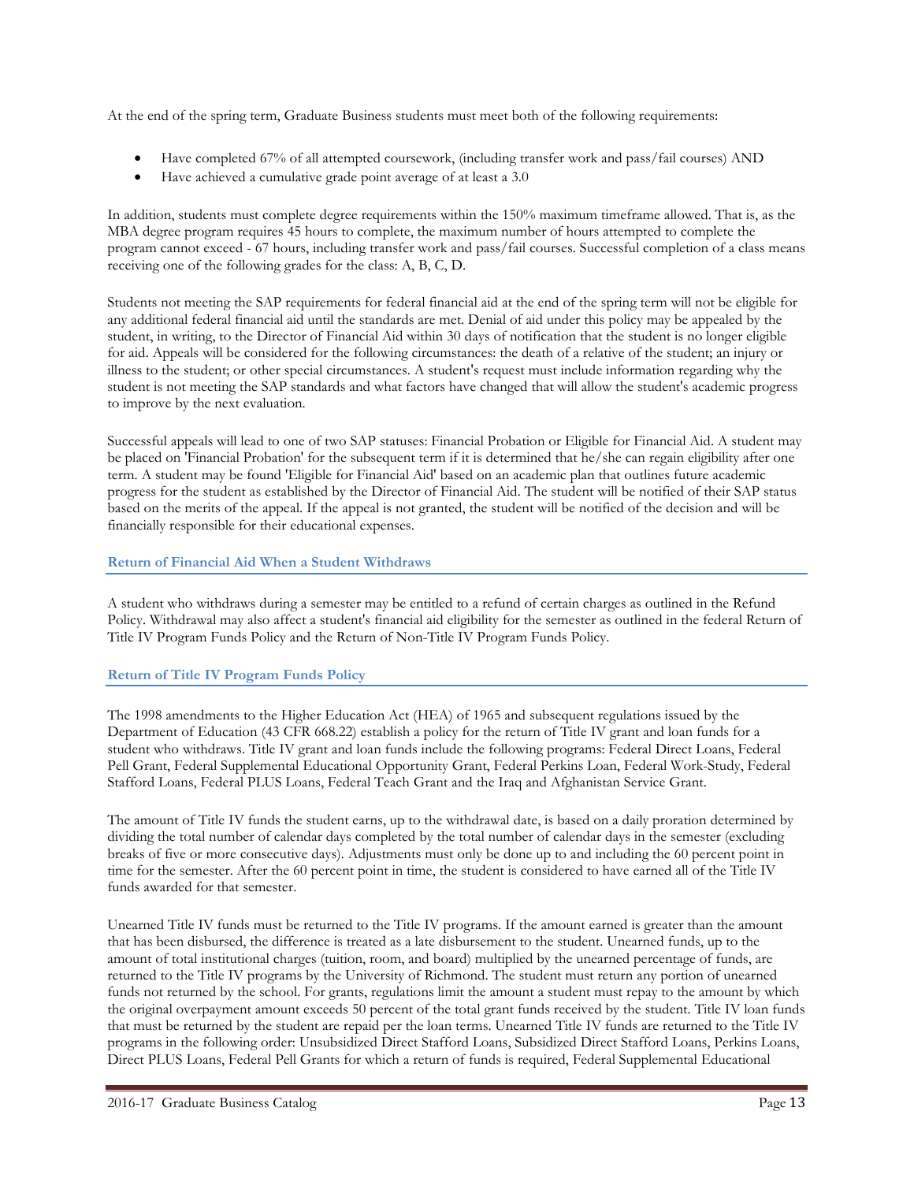At the end of the spring term, Graduate Business students must meet both of the following requirements:

- Have completed 67% of all attempted coursework, (including transfer work and pass/fail courses) AND
- Have achieved a cumulative grade point average of at least a 3.0

In addition, students must complete degree requirements within the 150% maximum timeframe allowed. That is, as the MBA degree program requires 45 hours to complete, the maximum number of hours attempted to complete the program cannot exceed - 67 hours, including transfer work and pass/fail courses. Successful completion of a class means receiving one of the following grades for the class: A, B, C, D.

Students not meeting the SAP requirements for federal financial aid at the end of the spring term will not be eligible for any additional federal financial aid until the standards are met. Denial of aid under this policy may be appealed by the student, in writing, to the Director of Financial Aid within 30 days of notification that the student is no longer eligible for aid. Appeals will be considered for the following circumstances: the death of a relative of the student; an injury or illness to the student; or other special circumstances. A student's request must include information regarding why the student is not meeting the SAP standards and what factors have changed that will allow the student's academic progress to improve by the next evaluation.

Successful appeals will lead to one of two SAP statuses: Financial Probation or Eligible for Financial Aid. A student may be placed on 'Financial Probation' for the subsequent term if it is determined that he/she can regain eligibility after one term. A student may be found 'Eligible for Financial Aid' based on an academic plan that outlines future academic progress for the student as established by the Director of Financial Aid. The student will be notified of their SAP status based on the merits of the appeal. If the appeal is not granted, the student will be notified of the decision and will be financially responsible for their educational expenses.

### Return of Financial Aid When a Student Withdraws

A student who withdraws during a semester may be entitled to a refund of certain charges as outlined in the Refund Policy. Withdrawal may also affect a student's financial aid eligibility for the semester as outlined in the federal Return of Title IV Program Funds Policy and the Return of Non-Title IV Program Funds Policy.

### Return of Title IV Program Funds Policy

The 1998 amendments to the Higher Education Act (HEA) of 1965 and subsequent regulations issued by the Department of Education (43 CFR 668.22) establish a policy for the return of Title IV grant and loan funds for a student who withdraws. Title IV grant and loan funds include the following programs: Federal Direct Loans, Federal Pell Grant, Federal Supplemental Educational Opportunity Grant, Federal Perkins Loan, Federal Work-Study, Federal Stafford Loans, Federal PLUS Loans, Federal Teach Grant and the Iraq and Afghanistan Service Grant.

The amount of Title IV funds the student earns, up to the withdrawal date, is based on a daily proration determined by dividing the total number of calendar days completed by the total number of calendar days in the semester (excluding breaks of five or more consecutive days). Adjustments must only be done up to and including the 60 percent point in time for the semester. After the 60 percent point in time, the student is considered to have earned all of the Title IV funds awarded for that semester.

Unearned Title IV funds must be returned to the Title IV programs. If the amount earned is greater than the amount that has been disbursed, the difference is treated as a late disbursement to the student. Unearned funds, up to the amount of total institutional charges (tuition, room, and board) multiplied by the unearned percentage of funds, are returned to the Title IV programs by the University of Richmond. The student must return any portion of unearned funds not returned by the school. For grants, regulations limit the amount a student must repay to the amount by which the original overpayment amount exceeds 50 percent of the total grant funds received by the student. Title IV loan funds that must be returned by the student are repaid per the loan terms. Unearned Title IV funds are returned to the Title IV programs in the following order: Unsubsidized Direct Stafford Loans, Subsidized Direct Stafford Loans, Perkins Loans, Direct PLUS Loans, Federal Pell Grants for which a return of funds is required, Federal Supplemental Educational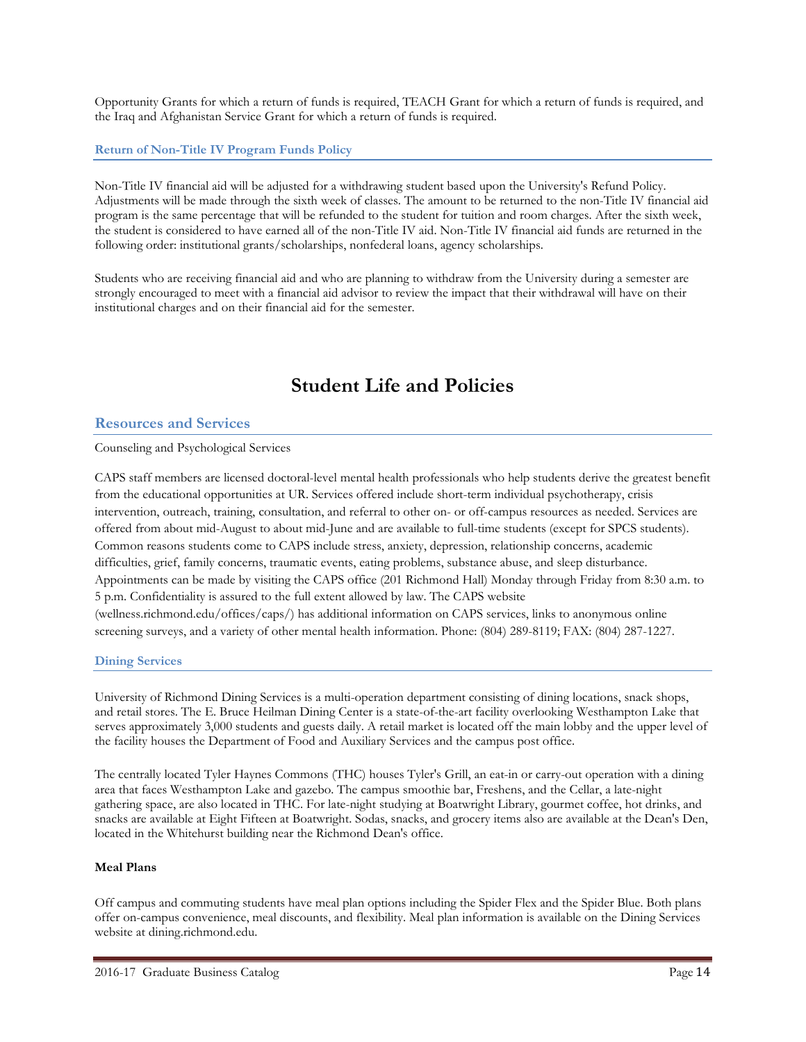Opportunity Grants for which a return of funds is required, TEACH Grant for which a return of funds is required, and the Iraq and Afghanistan Service Grant for which a return of funds is required.

### Return of Non-Title IV Program Funds Policy

Non-Title IV financial aid will be adjusted for a withdrawing student based upon the University's Refund Policy. Adjustments will be made through the sixth week of classes. The amount to be returned to the non-Title IV financial aid program is the same percentage that will be refunded to the student for tuition and room charges. After the sixth week, the student is considered to have earned all of the non-Title IV aid. Non-Title IV financial aid funds are returned in the following order: institutional grants/scholarships, nonfederal loans, agency scholarships.

Students who are receiving financial aid and who are planning to withdraw from the University during a semester are strongly encouraged to meet with a financial aid advisor to review the impact that their withdrawal will have on their institutional charges and on their financial aid for the semester.

# Student Life and Policies

## Resources and Services

Counseling and Psychological Services

CAPS staff members are licensed doctoral-level mental health professionals who help students derive the greatest benefit from the educational opportunities at UR. Services offered include short-term individual psychotherapy, crisis intervention, outreach, training, consultation, and referral to other on- or off-campus resources as needed. Services are offered from about mid-August to about mid-June and are available to full-time students (except for SPCS students). Common reasons students come to CAPS include stress, anxiety, depression, relationship concerns, academic difficulties, grief, family concerns, traumatic events, eating problems, substance abuse, and sleep disturbance. Appointments can be made by visiting the CAPS office (201 Richmond Hall) Monday through Friday from 8:30 a.m. to 5 p.m. Confidentiality is assured to the full extent allowed by law. The CAPS website (wellness.richmond.edu/offices/caps/) has additional information on CAPS services, links to anonymous online screening surveys, and a variety of other mental health information. Phone: (804) 289-8119; FAX: (804) 287-1227.

### Dining Services

University of Richmond Dining Services is a multi-operation department consisting of dining locations, snack shops, and retail stores. The E. Bruce Heilman Dining Center is a state-of-the-art facility overlooking Westhampton Lake that serves approximately 3,000 students and guests daily. A retail market is located off the main lobby and the upper level of the facility houses the Department of Food and Auxiliary Services and the campus post office.

The centrally located Tyler Haynes Commons (THC) houses Tyler's Grill, an eat-in or carry-out operation with a dining area that faces Westhampton Lake and gazebo. The campus smoothie bar, Freshens, and the Cellar, a late-night gathering space, are also located in THC. For late-night studying at Boatwright Library, gourmet coffee, hot drinks, and snacks are available at Eight Fifteen at Boatwright. Sodas, snacks, and grocery items also are available at the Dean's Den, located in the Whitehurst building near the Richmond Dean's office.

**Meal Plans**

Off campus and commuting students have meal plan options including the Spider Flex and the Spider Blue. Both plans offer on-campus convenience, meal discounts, and flexibility. Meal plan information is available on the Dining Services website at dining.richmond.edu.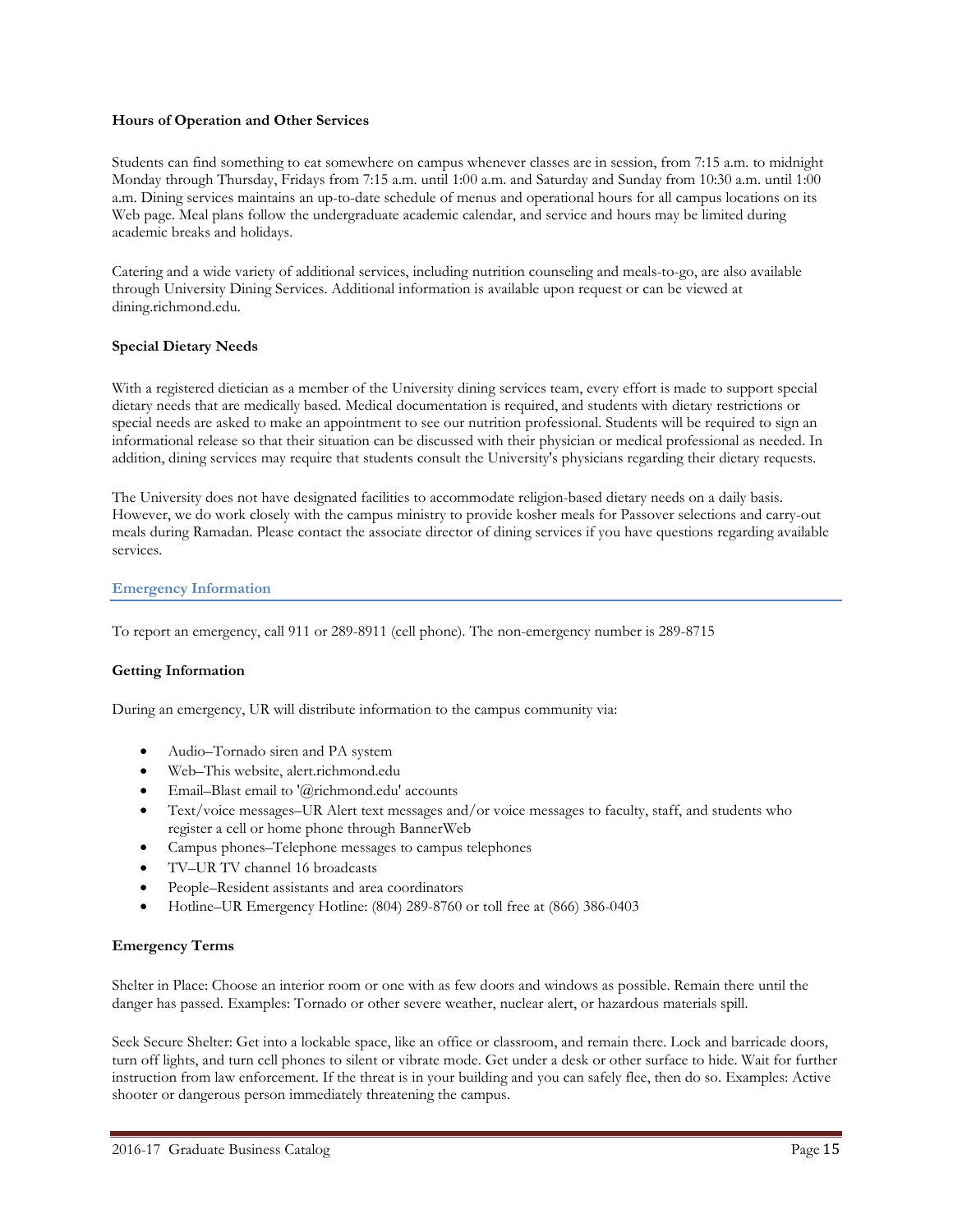### Hours of Operation and Other Services

Students can find something to eat somewhere on campus whenever classes are in session, from 7:15 a.m. to midnight Monday through Thursday, Fridays from 7:15 a.m. until 1:00 a.m. and Saturday and Sunday from 10:30 a.m. until 1:00 a.m. Dining services maintains an up-to-date schedule of menus and operational hours for all campus locations on its Web page. Meal plans follow the undergraduate academic calendar, and service and hours may be limited during academic breaks and holidays.

Catering and a wide variety of additional services, including nutrition counseling and meals-to-go, are also available through University Dining Services. Additional information is available upon request or can be viewed at dining.richmond.edu.

### Special Dietary Needs

With a registered dietician as a member of the University dining services team, every effort is made to support special dietary needs that are medically based. Medical documentation is required, and students with dietary restrictions or special needs are asked to make an appointment to see our nutrition professional. Students will be required to sign an informational release so that their situation can be discussed with their physician or medical professional as needed. In addition, dining services may require that students consult the University's physicians regarding their dietary requests.

The University does not have designated facilities to accommodate religion-based dietary needs on a daily basis. However, we do work closely with the campus ministry to provide kosher meals for Passover selections and carry-out meals during Ramadan. Please contact the associate director of dining services if you have questions regarding available services.

## Emergency Information

To report an emergency, call 911 or 289-8911 (cell phone). The non-emergency number is 289-8715

### Getting Information

During an emergency, UR will distribute information to the campus community via:

- Audio–Tornado siren and PA system
- Web–This website, alert.richmond.edu
- Email–Blast email to '@richmond.edu' accounts
- Text/voice messages–UR Alert text messages and/or voice messages to faculty, staff, and students who register a cell or home phone through BannerWeb
- Campus phones–Telephone messages to campus telephones
- TV–UR TV channel 16 broadcasts
- People–Resident assistants and area coordinators
- Hotline–UR Emergency Hotline: (804) 289-8760 or toll free at (866) 386-0403

### Emergency Terms

Shelter in Place: Choose an interior room or one with as few doors and windows as possible. Remain there until the danger has passed. Examples: Tornado or other severe weather, nuclear alert, or hazardous materials spill.

Seek Secure Shelter: Get into a lockable space, like an office or classroom, and remain there. Lock and barricade doors, turn off lights, and turn cell phones to silent or vibrate mode. Get under a desk or other surface to hide. Wait for further instruction from law enforcement. If the threat is in your building and you can safely flee, then do so. Examples: Active shooter or dangerous person immediately threatening the campus.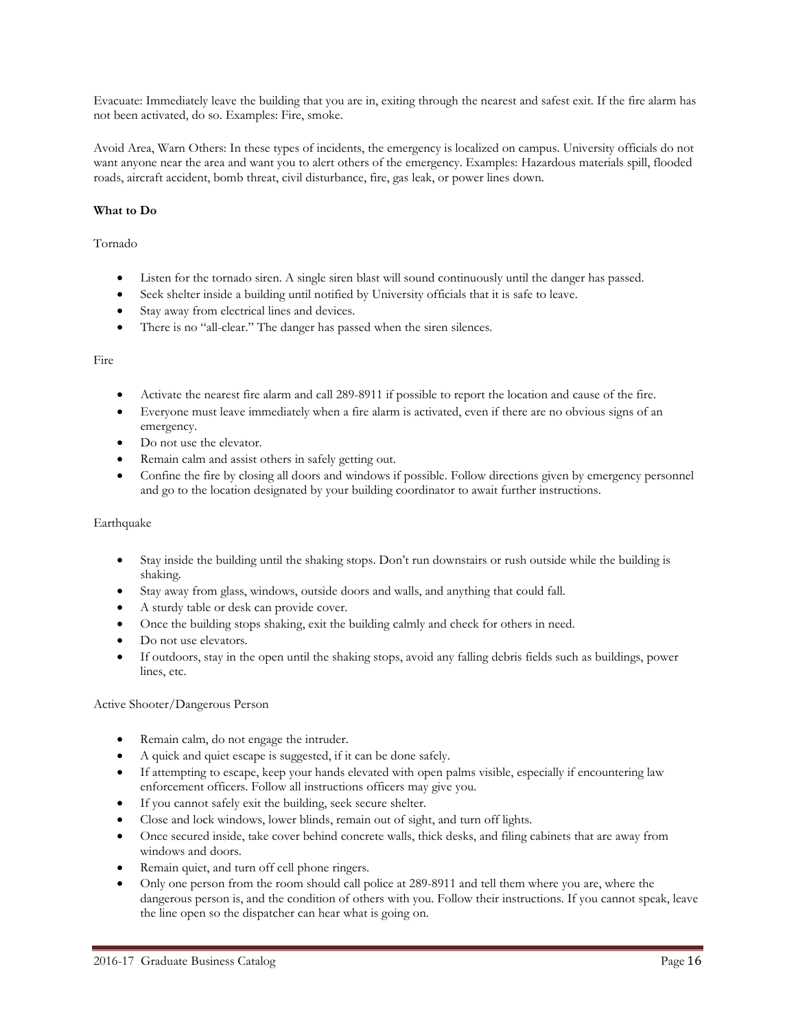Evacuate: Immediately leave the building that you are in, exiting through the nearest and safest exit. If the fire alarm has not been activated, do so. Examples: Fire, smoke.

Avoid Area, Warn Others: In these types of incidents, the emergency is localized on campus. University officials do not want anyone near the area and want you to alert others of the emergency. Examples: Hazardous materials spill, flooded roads, aircraft accident, bomb threat, civil disturbance, fire, gas leak, or power lines down.

**What to Do**

Tornado

- Listen for the tornado siren. A single siren blast will sound continuously until the danger has passed.
- Seek shelter inside a building until notified by University officials that it is safe to leave.
- Stay away from electrical lines and devices.
- There is no "all-clear." The danger has passed when the siren silences.

Fire

- Activate the nearest fire alarm and call 289-8911 if possible to report the location and cause of the fire.
- Everyone must leave immediately when a fire alarm is activated, even if there are no obvious signs of an emergency.
- Do not use the elevator.
- Remain calm and assist others in safely getting out.
- Confine the fire by closing all doors and windows if possible. Follow directions given by emergency personnel and go to the location designated by your building coordinator to await further instructions.

Earthquake

- Stay inside the building until the shaking stops. Don't run downstairs or rush outside while the building is shaking.
- Stay away from glass, windows, outside doors and walls, and anything that could fall.
- A sturdy table or desk can provide cover.
- Once the building stops shaking, exit the building calmly and check for others in need.
- Do not use elevators.
- If outdoors, stay in the open until the shaking stops, avoid any falling debris fields such as buildings, power lines, etc.

Active Shooter/Dangerous Person

- Remain calm, do not engage the intruder.
- A quick and quiet escape is suggested, if it can be done safely.
- If attempting to escape, keep your hands elevated with open palms visible, especially if encountering law enforcement officers. Follow all instructions officers may give you.
- If you cannot safely exit the building, seek secure shelter.
- Close and lock windows, lower blinds, remain out of sight, and turn off lights.
- Once secured inside, take cover behind concrete walls, thick desks, and filing cabinets that are away from windows and doors.
- Remain quiet, and turn off cell phone ringers.
- Only one person from the room should call police at 289-8911 and tell them where you are, where the dangerous person is, and the condition of others with you. Follow their instructions. If you cannot speak, leave the line open so the dispatcher can hear what is going on.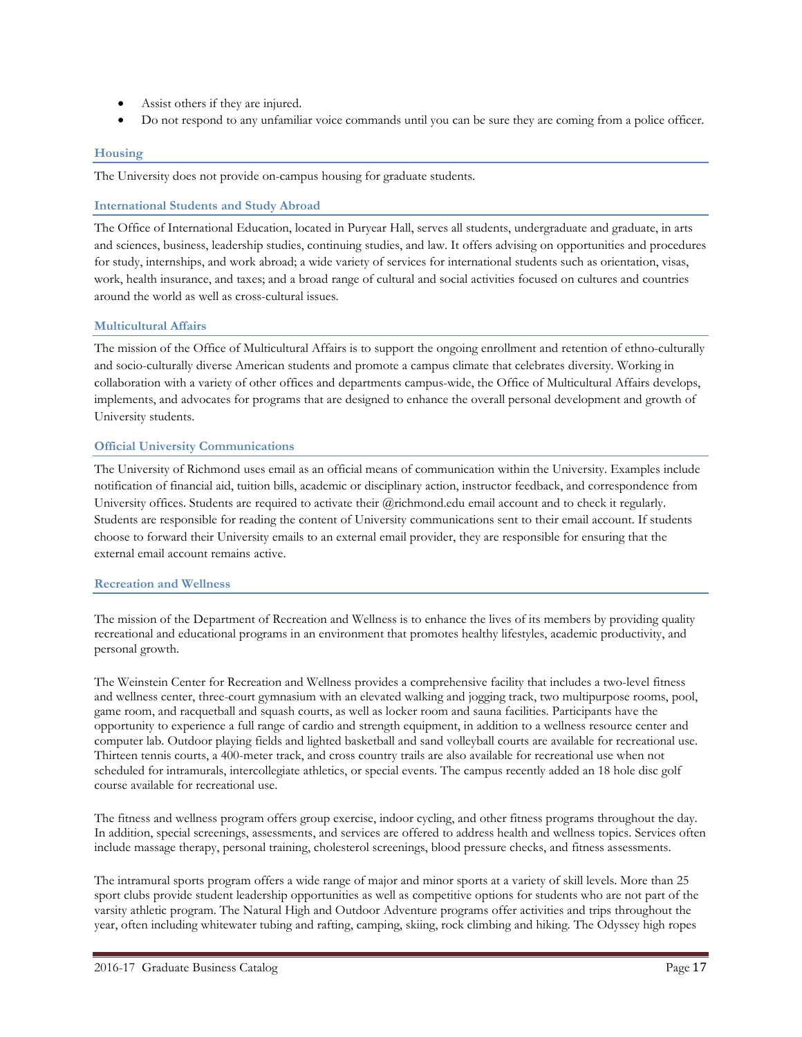- Assist others if they are injured.
- Do not respond to any unfamiliar voice commands until you can be sure they are coming from a police officer.

### Housing

The University does not provide on-campus housing for graduate students.

### International Students and Study Abroad

The Office of International Education, located in Puryear Hall, serves all students, undergraduate and graduate, in arts and sciences, business, leadership studies, continuing studies, and law. It offers advising on opportunities and procedures for study, internships, and work abroad; a wide variety of services for international students such as orientation, visas, work, health insurance, and taxes; and a broad range of cultural and social activities focused on cultures and countries around the world as well as cross-cultural issues.

### Multicultural Affairs

The mission of the Office of Multicultural Affairs is to support the ongoing enrollment and retention of ethno-culturally and socio-culturally diverse American students and promote a campus climate that celebrates diversity. Working in collaboration with a variety of other offices and departments campus-wide, the Office of Multicultural Affairs develops, implements, and advocates for programs that are designed to enhance the overall personal development and growth of University students.

### Official University Communications

The University of Richmond uses email as an official means of communication within the University. Examples include notification of financial aid, tuition bills, academic or disciplinary action, instructor feedback, and correspondence from University offices. Students are required to activate their @richmond.edu email account and to check it regularly. Students are responsible for reading the content of University communications sent to their email account. If students choose to forward their University emails to an external email provider, they are responsible for ensuring that the external email account remains active.

### Recreation and Wellness

The mission of the Department of Recreation and Wellness is to enhance the lives of its members by providing quality recreational and educational programs in an environment that promotes healthy lifestyles, academic productivity, and personal growth.

The Weinstein Center for Recreation and Wellness provides a comprehensive facility that includes a two-level fitness and wellness center, three-court gymnasium with an elevated walking and jogging track, two multipurpose rooms, pool, game room, and racquetball and squash courts, as well as locker room and sauna facilities. Participants have the opportunity to experience a full range of cardio and strength equipment, in addition to a wellness resource center and computer lab. Outdoor playing fields and lighted basketball and sand volleyball courts are available for recreational use. Thirteen tennis courts, a 400-meter track, and cross country trails are also available for recreational use when not scheduled for intramurals, intercollegiate athletics, or special events. The campus recently added an 18 hole disc golf course available for recreational use.

The fitness and wellness program offers group exercise, indoor cycling, and other fitness programs throughout the day. In addition, special screenings, assessments, and services are offered to address health and wellness topics. Services often include massage therapy, personal training, cholesterol screenings, blood pressure checks, and fitness assessments.

The intramural sports program offers a wide range of major and minor sports at a variety of skill levels. More than 25 sport clubs provide student leadership opportunities as well as competitive options for students who are not part of the varsity athletic program. The Natural High and Outdoor Adventure programs offer activities and trips throughout the year, often including whitewater tubing and rafting, camping, skiing, rock climbing and hiking. The Odyssey high ropes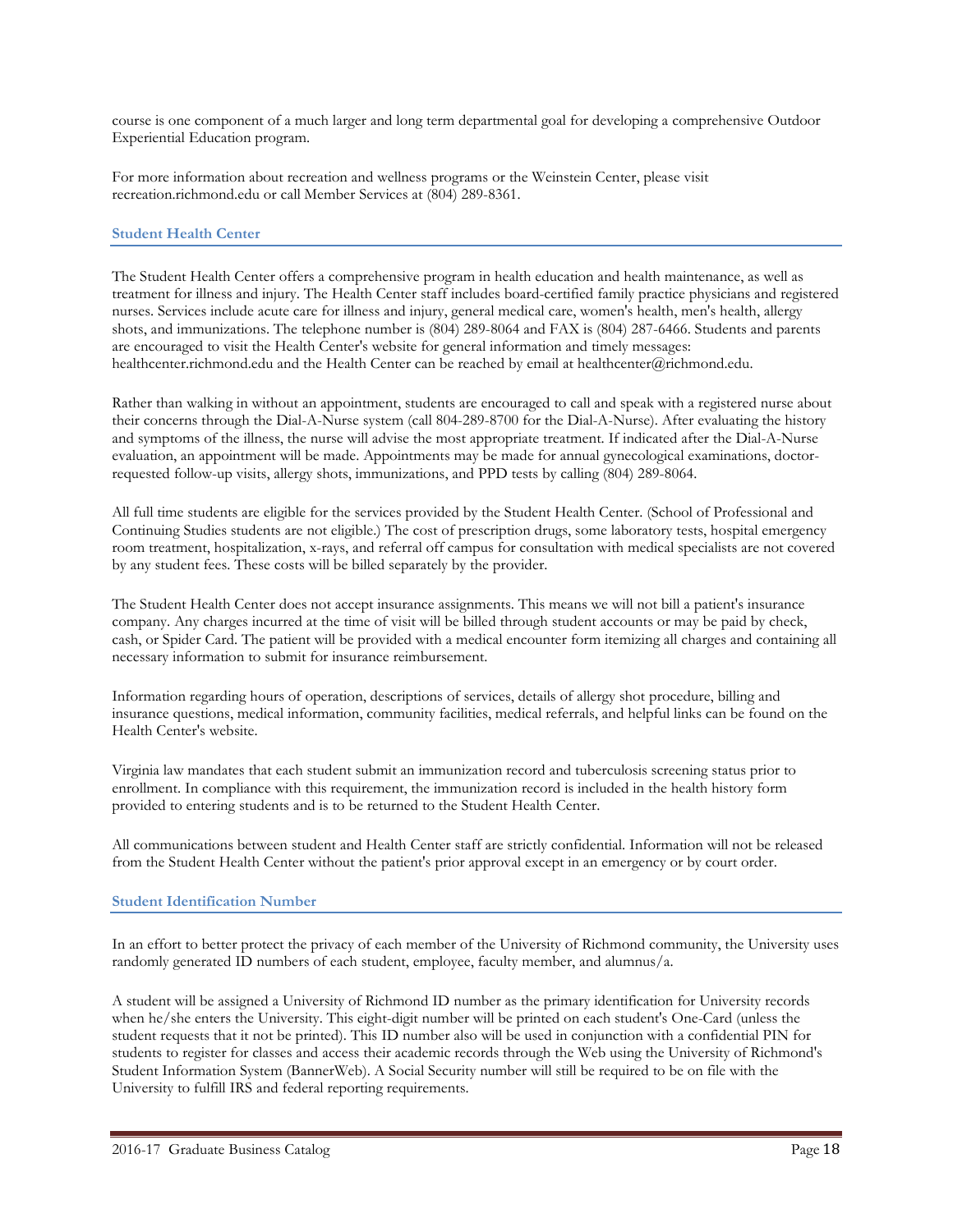course is one component of a much larger and long term departmental goal for developing a comprehensive Outdoor Experiential Education program.

For more information about recreation and wellness programs or the Weinstein Center, please visit recreation.richmond.edu or call Member Services at (804) 289-8361.

### Student Health Center

The Student Health Center offers a comprehensive program in health education and health maintenance, as well as treatment for illness and injury. The Health Center staff includes board-certified family practice physicians and registered nurses. Services include acute care for illness and injury, general medical care, women's health, men's health, allergy shots, and immunizations. The telephone number is (804) 289-8064 and FAX is (804) 287-6466. Students and parents are encouraged to visit the Health Center's website for general information and timely messages: healthcenter.richmond.edu and the Health Center can be reached by email at healthcenter@richmond.edu.

Rather than walking in without an appointment, students are encouraged to call and speak with a registered nurse about their concerns through the Dial-A-Nurse system (call 804-289-8700 for the Dial-A-Nurse). After evaluating the history and symptoms of the illness, the nurse will advise the most appropriate treatment. If indicated after the Dial-A-Nurse evaluation, an appointment will be made. Appointments may be made for annual gynecological examinations, doctor-requested follow-up visits, allergy shots, immunizations, and PPD tests by calling (804) 289-8064.

All full time students are eligible for the services provided by the Student Health Center. (School of Professional and Continuing Studies students are not eligible.) The cost of prescription drugs, some laboratory tests, hospital emergency room treatment, hospitalization, x-rays, and referral off campus for consultation with medical specialists are not covered by any student fees. These costs will be billed separately by the provider.

The Student Health Center does not accept insurance assignments. This means we will not bill a patient's insurance company. Any charges incurred at the time of visit will be billed through student accounts or may be paid by check, cash, or Spider Card. The patient will be provided with a medical encounter form itemizing all charges and containing all necessary information to submit for insurance reimbursement.

Information regarding hours of operation, descriptions of services, details of allergy shot procedure, billing and insurance questions, medical information, community facilities, medical referrals, and helpful links can be found on the Health Center's website.

Virginia law mandates that each student submit an immunization record and tuberculosis screening status prior to enrollment. In compliance with this requirement, the immunization record is included in the health history form provided to entering students and is to be returned to the Student Health Center.

All communications between student and Health Center staff are strictly confidential. Information will not be released from the Student Health Center without the patient's prior approval except in an emergency or by court order.

### Student Identification Number

In an effort to better protect the privacy of each member of the University of Richmond community, the University uses randomly generated ID numbers of each student, employee, faculty member, and alumnus/a.

A student will be assigned a University of Richmond ID number as the primary identification for University records when he/she enters the University. This eight-digit number will be printed on each student's One-Card (unless the student requests that it not be printed). This ID number also will be used in conjunction with a confidential PIN for students to register for classes and access their academic records through the Web using the University of Richmond's Student Information System (BannerWeb). A Social Security number will still be required to be on file with the University to fulfill IRS and federal reporting requirements.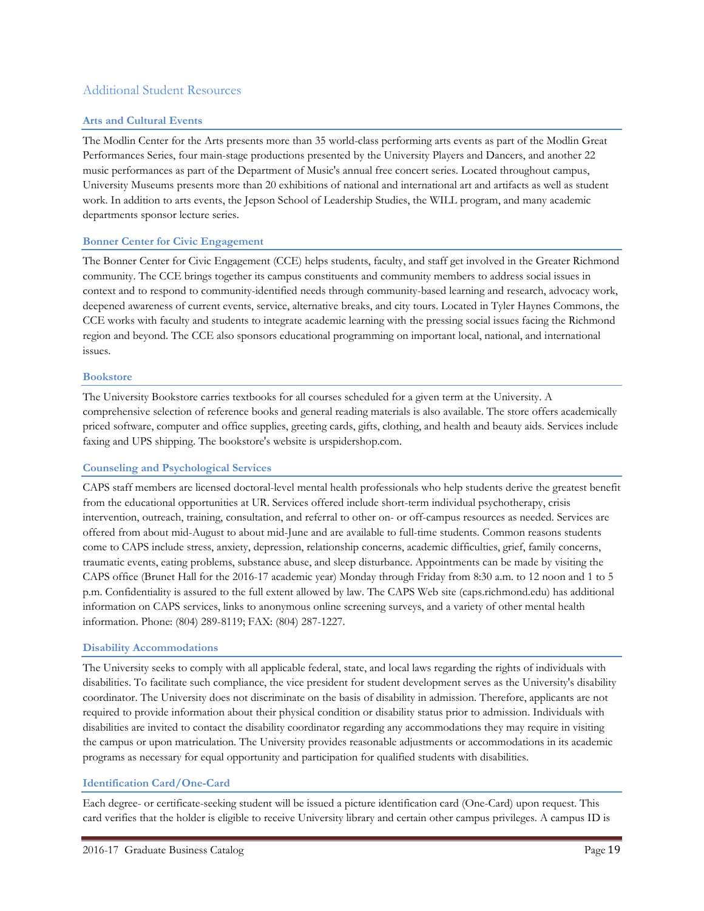## Additional Student Resources

### Arts and Cultural Events

The Modlin Center for the Arts presents more than 35 world-class performing arts events as part of the Modlin Great Performances Series, four main-stage productions presented by the University Players and Dancers, and another 22 music performances as part of the Department of Music's annual free concert series. Located throughout campus, University Museums presents more than 20 exhibitions of national and international art and artifacts as well as student work. In addition to arts events, the Jepson School of Leadership Studies, the WILL program, and many academic departments sponsor lecture series.

### Bonner Center for Civic Engagement

The Bonner Center for Civic Engagement (CCE) helps students, faculty, and staff get involved in the Greater Richmond community. The CCE brings together its campus constituents and community members to address social issues in context and to respond to community-identified needs through community-based learning and research, advocacy work, deepened awareness of current events, service, alternative breaks, and city tours. Located in Tyler Haynes Commons, the CCE works with faculty and students to integrate academic learning with the pressing social issues facing the Richmond region and beyond. The CCE also sponsors educational programming on important local, national, and international issues.

### Bookstore

The University Bookstore carries textbooks for all courses scheduled for a given term at the University. A comprehensive selection of reference books and general reading materials is also available. The store offers academically priced software, computer and office supplies, greeting cards, gifts, clothing, and health and beauty aids. Services include faxing and UPS shipping. The bookstore's website is urspidershop.com.

### Counseling and Psychological Services

CAPS staff members are licensed doctoral-level mental health professionals who help students derive the greatest benefit from the educational opportunities at UR. Services offered include short-term individual psychotherapy, crisis intervention, outreach, training, consultation, and referral to other on- or off-campus resources as needed. Services are offered from about mid-August to about mid-June and are available to full-time students. Common reasons students come to CAPS include stress, anxiety, depression, relationship concerns, academic difficulties, grief, family concerns, traumatic events, eating problems, substance abuse, and sleep disturbance. Appointments can be made by visiting the CAPS office (Brunet Hall for the 2016-17 academic year) Monday through Friday from 8:30 a.m. to 12 noon and 1 to 5 p.m. Confidentiality is assured to the full extent allowed by law. The CAPS Web site (caps.richmond.edu) has additional information on CAPS services, links to anonymous online screening surveys, and a variety of other mental health information. Phone: (804) 289-8119; FAX: (804) 287-1227.

### Disability Accommodations

The University seeks to comply with all applicable federal, state, and local laws regarding the rights of individuals with disabilities. To facilitate such compliance, the vice president for student development serves as the University's disability coordinator. The University does not discriminate on the basis of disability in admission. Therefore, applicants are not required to provide information about their physical condition or disability status prior to admission. Individuals with disabilities are invited to contact the disability coordinator regarding any accommodations they may require in visiting the campus or upon matriculation. The University provides reasonable adjustments or accommodations in its academic programs as necessary for equal opportunity and participation for qualified students with disabilities.

### Identification Card/One-Card

Each degree- or certificate-seeking student will be issued a picture identification card (One-Card) upon request. This card verifies that the holder is eligible to receive University library and certain other campus privileges. A campus ID is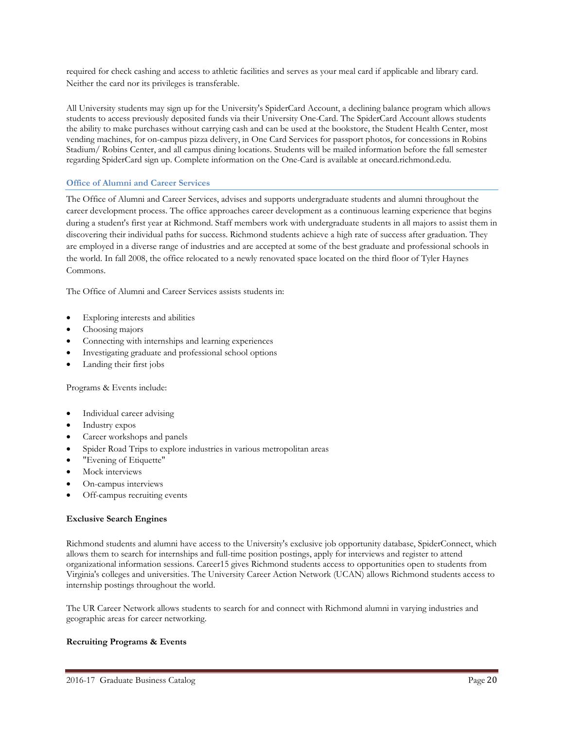required for check cashing and access to athletic facilities and serves as your meal card if applicable and library card. Neither the card nor its privileges is transferable.

All University students may sign up for the University's SpiderCard Account, a declining balance program which allows students to access previously deposited funds via their University One-Card. The SpiderCard Account allows students the ability to make purchases without carrying cash and can be used at the bookstore, the Student Health Center, most vending machines, for on-campus pizza delivery, in One Card Services for passport photos, for concessions in Robins Stadium/ Robins Center, and all campus dining locations. Students will be mailed information before the fall semester regarding SpiderCard sign up. Complete information on the One-Card is available at onecard.richmond.edu.

### Office of Alumni and Career Services

The Office of Alumni and Career Services, advises and supports undergraduate students and alumni throughout the career development process. The office approaches career development as a continuous learning experience that begins during a student's first year at Richmond. Staff members work with undergraduate students in all majors to assist them in discovering their individual paths for success. Richmond students achieve a high rate of success after graduation. They are employed in a diverse range of industries and are accepted at some of the best graduate and professional schools in the world. In fall 2008, the office relocated to a newly renovated space located on the third floor of Tyler Haynes Commons.

The Office of Alumni and Career Services assists students in:

- Exploring interests and abilities
- Choosing majors
- Connecting with internships and learning experiences
- Investigating graduate and professional school options
- Landing their first jobs

Programs & Events include:

- Individual career advising
- Industry expos
- Career workshops and panels
- Spider Road Trips to explore industries in various metropolitan areas
- "Evening of Etiquette"
- Mock interviews
- On-campus interviews
- Off-campus recruiting events

**Exclusive Search Engines**

Richmond students and alumni have access to the University's exclusive job opportunity database, SpiderConnect, which allows them to search for internships and full-time position postings, apply for interviews and register to attend organizational information sessions. Career15 gives Richmond students access to opportunities open to students from Virginia's colleges and universities. The University Career Action Network (UCAN) allows Richmond students access to internship postings throughout the world.

The UR Career Network allows students to search for and connect with Richmond alumni in varying industries and geographic areas for career networking.

**Recruiting Programs & Events**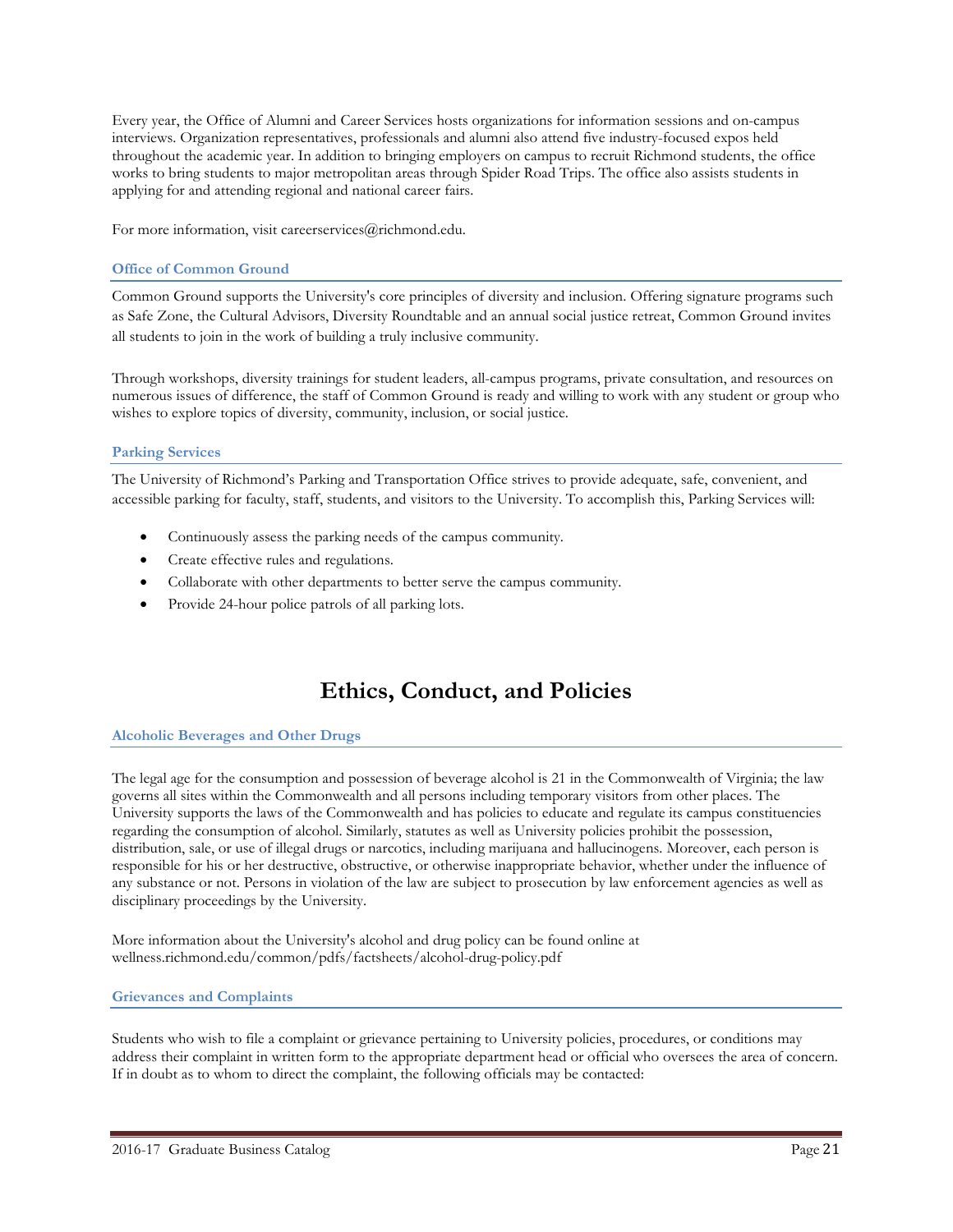Every year, the Office of Alumni and Career Services hosts organizations for information sessions and on-campus interviews. Organization representatives, professionals and alumni also attend five industry-focused expos held throughout the academic year. In addition to bringing employers on campus to recruit Richmond students, the office works to bring students to major metropolitan areas through Spider Road Trips. The office also assists students in applying for and attending regional and national career fairs.

For more information, visit careerservices@richmond.edu.

### Office of Common Ground

Common Ground supports the University's core principles of diversity and inclusion. Offering signature programs such as Safe Zone, the Cultural Advisors, Diversity Roundtable and an annual social justice retreat, Common Ground invites all students to join in the work of building a truly inclusive community.

Through workshops, diversity trainings for student leaders, all-campus programs, private consultation, and resources on numerous issues of difference, the staff of Common Ground is ready and willing to work with any student or group who wishes to explore topics of diversity, community, inclusion, or social justice.

### Parking Services

The University of Richmond's Parking and Transportation Office strives to provide adequate, safe, convenient, and accessible parking for faculty, staff, students, and visitors to the University. To accomplish this, Parking Services will:

- Continuously assess the parking needs of the campus community.
- Create effective rules and regulations.
- Collaborate with other departments to better serve the campus community.
- Provide 24-hour police patrols of all parking lots.

# Ethics, Conduct, and Policies

### Alcoholic Beverages and Other Drugs

The legal age for the consumption and possession of beverage alcohol is 21 in the Commonwealth of Virginia; the law governs all sites within the Commonwealth and all persons including temporary visitors from other places. The University supports the laws of the Commonwealth and has policies to educate and regulate its campus constituencies regarding the consumption of alcohol. Similarly, statutes as well as University policies prohibit the possession, distribution, sale, or use of illegal drugs or narcotics, including marijuana and hallucinogens. Moreover, each person is responsible for his or her destructive, obstructive, or otherwise inappropriate behavior, whether under the influence of any substance or not. Persons in violation of the law are subject to prosecution by law enforcement agencies as well as disciplinary proceedings by the University.

More information about the University's alcohol and drug policy can be found online at wellness.richmond.edu/common/pdfs/factsheets/alcohol-drug-policy.pdf

### Grievances and Complaints

Students who wish to file a complaint or grievance pertaining to University policies, procedures, or conditions may address their complaint in written form to the appropriate department head or official who oversees the area of concern. If in doubt as to whom to direct the complaint, the following officials may be contacted: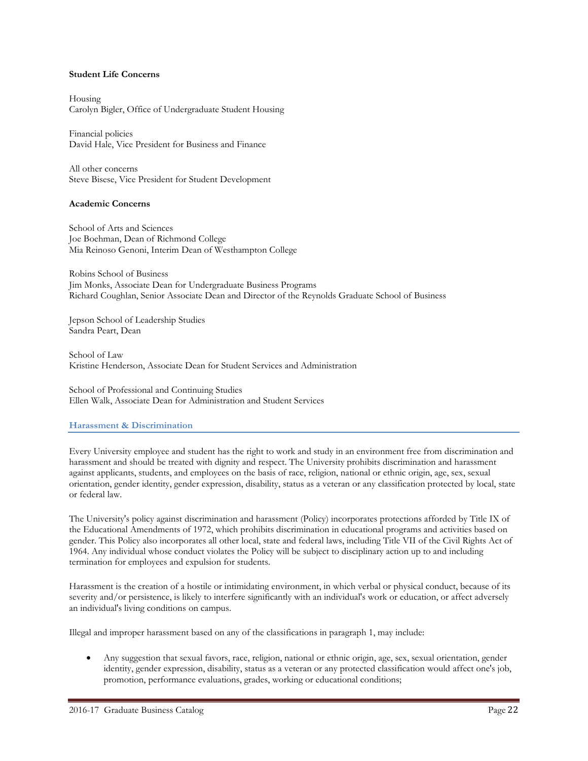**Student Life Concerns**

Housing
Carolyn Bigler, Office of Undergraduate Student Housing

Financial policies
David Hale, Vice President for Business and Finance

All other concerns
Steve Bisese, Vice President for Student Development

**Academic Concerns**

School of Arts and Sciences
Joe Boehman, Dean of Richmond College
Mia Reinoso Genoni, Interim Dean of Westhampton College

Robins School of Business
Jim Monks, Associate Dean for Undergraduate Business Programs
Richard Coughlan, Senior Associate Dean and Director of the Reynolds Graduate School of Business

Jepson School of Leadership Studies
Sandra Peart, Dean

School of Law
Kristine Henderson, Associate Dean for Student Services and Administration

School of Professional and Continuing Studies
Ellen Walk, Associate Dean for Administration and Student Services

## Harassment & Discrimination

Every University employee and student has the right to work and study in an environment free from discrimination and harassment and should be treated with dignity and respect. The University prohibits discrimination and harassment against applicants, students, and employees on the basis of race, religion, national or ethnic origin, age, sex, sexual orientation, gender identity, gender expression, disability, status as a veteran or any classification protected by local, state or federal law.

The University's policy against discrimination and harassment (Policy) incorporates protections afforded by Title IX of the Educational Amendments of 1972, which prohibits discrimination in educational programs and activities based on gender. This Policy also incorporates all other local, state and federal laws, including Title VII of the Civil Rights Act of 1964. Any individual whose conduct violates the Policy will be subject to disciplinary action up to and including termination for employees and expulsion for students.

Harassment is the creation of a hostile or intimidating environment, in which verbal or physical conduct, because of its severity and/or persistence, is likely to interfere significantly with an individual's work or education, or affect adversely an individual's living conditions on campus.

Illegal and improper harassment based on any of the classifications in paragraph 1, may include:

- Any suggestion that sexual favors, race, religion, national or ethnic origin, age, sex, sexual orientation, gender identity, gender expression, disability, status as a veteran or any protected classification would affect one's job, promotion, performance evaluations, grades, working or educational conditions;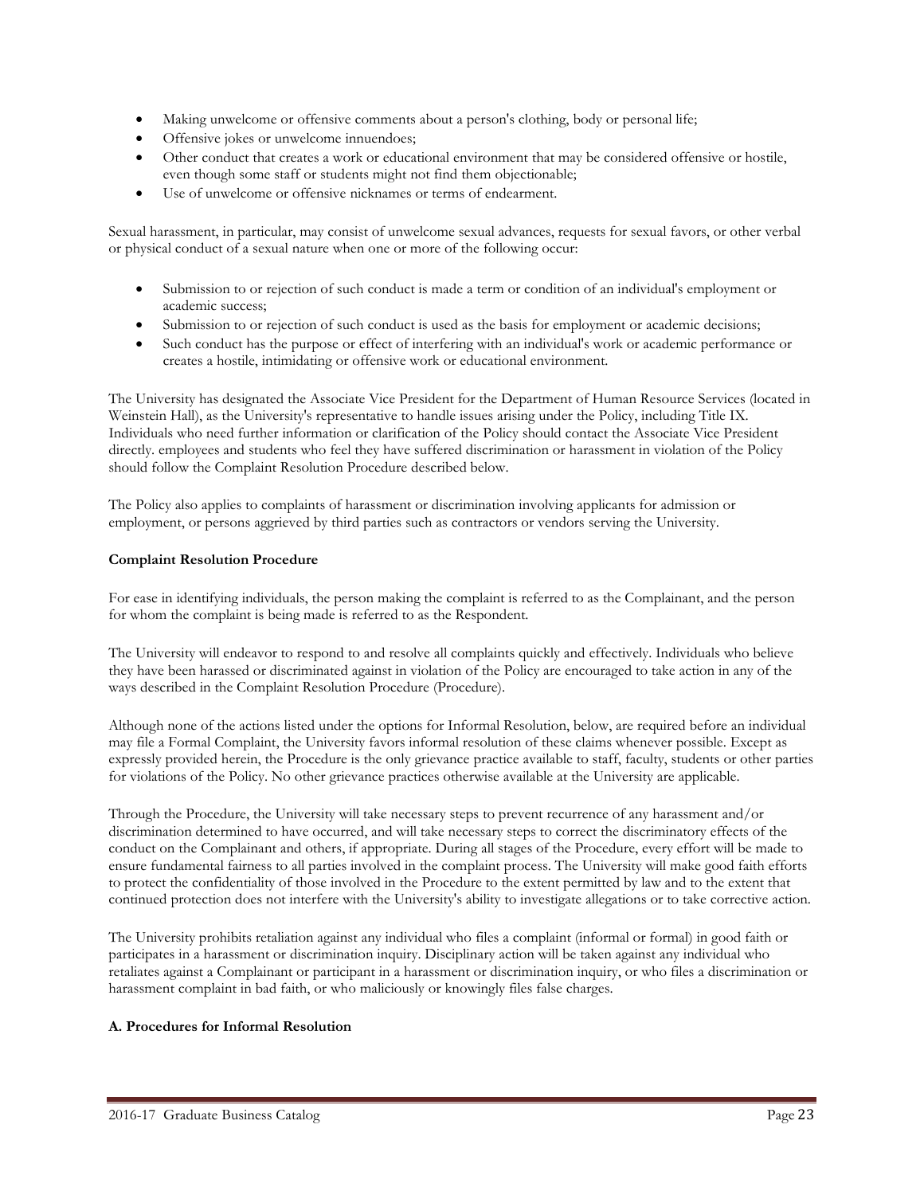- Making unwelcome or offensive comments about a person's clothing, body or personal life;
- Offensive jokes or unwelcome innuendoes;
- Other conduct that creates a work or educational environment that may be considered offensive or hostile, even though some staff or students might not find them objectionable;
- Use of unwelcome or offensive nicknames or terms of endearment.

Sexual harassment, in particular, may consist of unwelcome sexual advances, requests for sexual favors, or other verbal or physical conduct of a sexual nature when one or more of the following occur:

- Submission to or rejection of such conduct is made a term or condition of an individual's employment or academic success;
- Submission to or rejection of such conduct is used as the basis for employment or academic decisions;
- Such conduct has the purpose or effect of interfering with an individual's work or academic performance or creates a hostile, intimidating or offensive work or educational environment.

The University has designated the Associate Vice President for the Department of Human Resource Services (located in Weinstein Hall), as the University's representative to handle issues arising under the Policy, including Title IX. Individuals who need further information or clarification of the Policy should contact the Associate Vice President directly. employees and students who feel they have suffered discrimination or harassment in violation of the Policy should follow the Complaint Resolution Procedure described below.

The Policy also applies to complaints of harassment or discrimination involving applicants for admission or employment, or persons aggrieved by third parties such as contractors or vendors serving the University.

**Complaint Resolution Procedure**

For ease in identifying individuals, the person making the complaint is referred to as the Complainant, and the person for whom the complaint is being made is referred to as the Respondent.

The University will endeavor to respond to and resolve all complaints quickly and effectively. Individuals who believe they have been harassed or discriminated against in violation of the Policy are encouraged to take action in any of the ways described in the Complaint Resolution Procedure (Procedure).

Although none of the actions listed under the options for Informal Resolution, below, are required before an individual may file a Formal Complaint, the University favors informal resolution of these claims whenever possible. Except as expressly provided herein, the Procedure is the only grievance practice available to staff, faculty, students or other parties for violations of the Policy. No other grievance practices otherwise available at the University are applicable.

Through the Procedure, the University will take necessary steps to prevent recurrence of any harassment and/or discrimination determined to have occurred, and will take necessary steps to correct the discriminatory effects of the conduct on the Complainant and others, if appropriate. During all stages of the Procedure, every effort will be made to ensure fundamental fairness to all parties involved in the complaint process. The University will make good faith efforts to protect the confidentiality of those involved in the Procedure to the extent permitted by law and to the extent that continued protection does not interfere with the University's ability to investigate allegations or to take corrective action.

The University prohibits retaliation against any individual who files a complaint (informal or formal) in good faith or participates in a harassment or discrimination inquiry. Disciplinary action will be taken against any individual who retaliates against a Complainant or participant in a harassment or discrimination inquiry, or who files a discrimination or harassment complaint in bad faith, or who maliciously or knowingly files false charges.

**A. Procedures for Informal Resolution**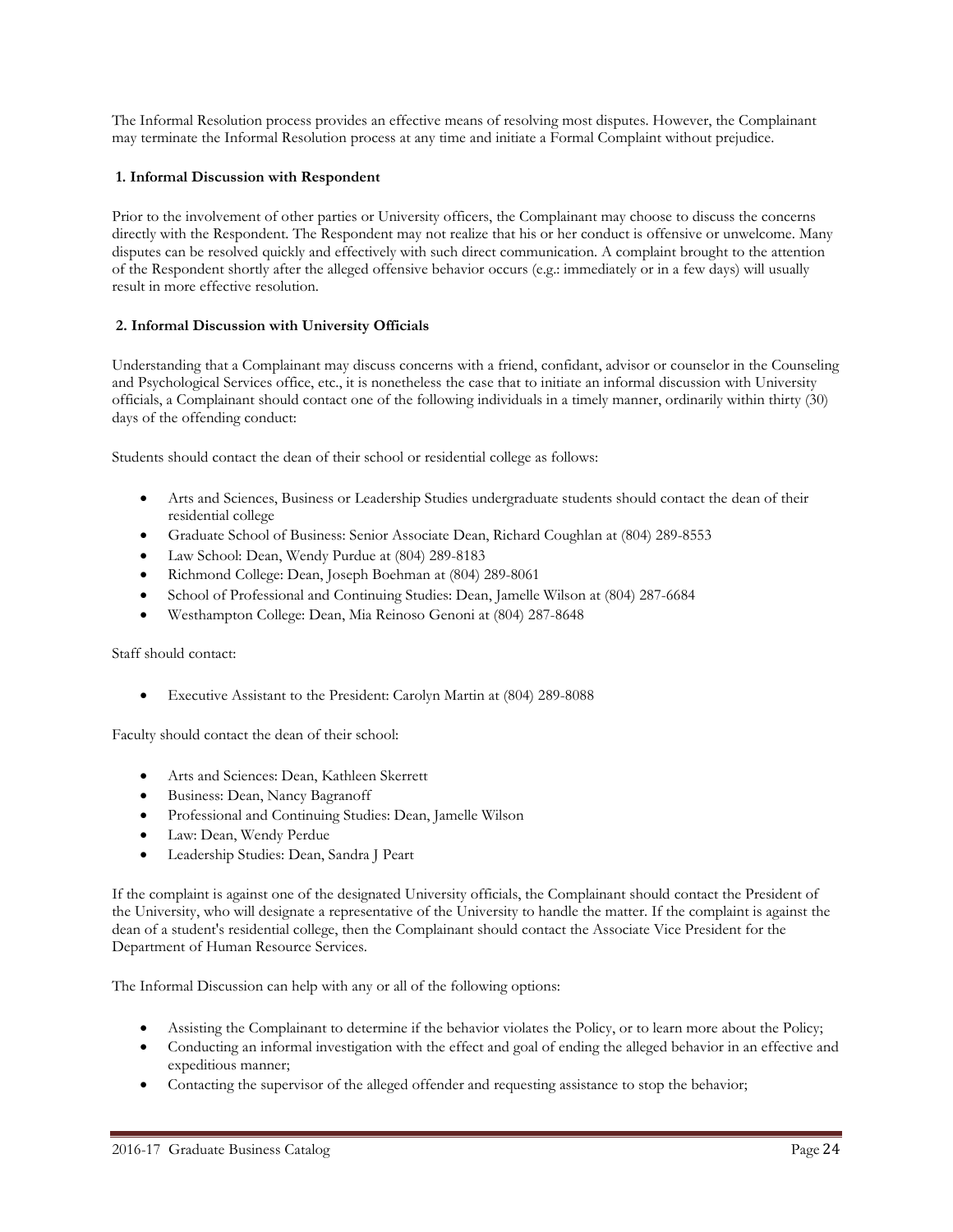The Informal Resolution process provides an effective means of resolving most disputes. However, the Complainant may terminate the Informal Resolution process at any time and initiate a Formal Complaint without prejudice.

**1. Informal Discussion with Respondent**

Prior to the involvement of other parties or University officers, the Complainant may choose to discuss the concerns directly with the Respondent. The Respondent may not realize that his or her conduct is offensive or unwelcome. Many disputes can be resolved quickly and effectively with such direct communication. A complaint brought to the attention of the Respondent shortly after the alleged offensive behavior occurs (e.g.: immediately or in a few days) will usually result in more effective resolution.

**2. Informal Discussion with University Officials**

Understanding that a Complainant may discuss concerns with a friend, confidant, advisor or counselor in the Counseling and Psychological Services office, etc., it is nonetheless the case that to initiate an informal discussion with University officials, a Complainant should contact one of the following individuals in a timely manner, ordinarily within thirty (30) days of the offending conduct:

Students should contact the dean of their school or residential college as follows:

- Arts and Sciences, Business or Leadership Studies undergraduate students should contact the dean of their residential college
- Graduate School of Business: Senior Associate Dean, Richard Coughlan at (804) 289-8553
- Law School: Dean, Wendy Purdue at (804) 289-8183
- Richmond College: Dean, Joseph Boehman at (804) 289-8061
- School of Professional and Continuing Studies: Dean, Jamelle Wilson at (804) 287-6684
- Westhampton College: Dean, Mia Reinoso Genoni at (804) 287-8648

Staff should contact:

- Executive Assistant to the President: Carolyn Martin at (804) 289-8088

Faculty should contact the dean of their school:

- Arts and Sciences: Dean, Kathleen Skerrett
- Business: Dean, Nancy Bagranoff
- Professional and Continuing Studies: Dean, Jamelle Wilson
- Law: Dean, Wendy Perdue
- Leadership Studies: Dean, Sandra J Peart

If the complaint is against one of the designated University officials, the Complainant should contact the President of the University, who will designate a representative of the University to handle the matter. If the complaint is against the dean of a student's residential college, then the Complainant should contact the Associate Vice President for the Department of Human Resource Services.

The Informal Discussion can help with any or all of the following options:

- Assisting the Complainant to determine if the behavior violates the Policy, or to learn more about the Policy;
- Conducting an informal investigation with the effect and goal of ending the alleged behavior in an effective and expeditious manner;
- Contacting the supervisor of the alleged offender and requesting assistance to stop the behavior;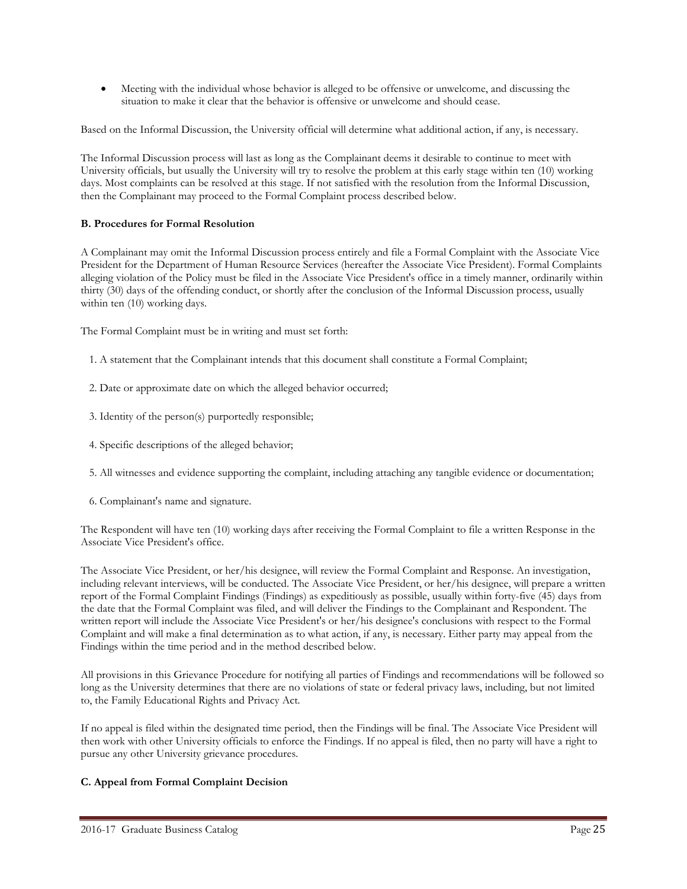- Meeting with the individual whose behavior is alleged to be offensive or unwelcome, and discussing the situation to make it clear that the behavior is offensive or unwelcome and should cease.

Based on the Informal Discussion, the University official will determine what additional action, if any, is necessary.

The Informal Discussion process will last as long as the Complainant deems it desirable to continue to meet with University officials, but usually the University will try to resolve the problem at this early stage within ten (10) working days. Most complaints can be resolved at this stage. If not satisfied with the resolution from the Informal Discussion, then the Complainant may proceed to the Formal Complaint process described below.

**B. Procedures for Formal Resolution**

A Complainant may omit the Informal Discussion process entirely and file a Formal Complaint with the Associate Vice President for the Department of Human Resource Services (hereafter the Associate Vice President). Formal Complaints alleging violation of the Policy must be filed in the Associate Vice President's office in a timely manner, ordinarily within thirty (30) days of the offending conduct, or shortly after the conclusion of the Informal Discussion process, usually within ten (10) working days.

The Formal Complaint must be in writing and must set forth:

1. A statement that the Complainant intends that this document shall constitute a Formal Complaint;
2. Date or approximate date on which the alleged behavior occurred;
3. Identity of the person(s) purportedly responsible;
4. Specific descriptions of the alleged behavior;
5. All witnesses and evidence supporting the complaint, including attaching any tangible evidence or documentation;
6. Complainant's name and signature.

The Respondent will have ten (10) working days after receiving the Formal Complaint to file a written Response in the Associate Vice President's office.

The Associate Vice President, or her/his designee, will review the Formal Complaint and Response. An investigation, including relevant interviews, will be conducted. The Associate Vice President, or her/his designee, will prepare a written report of the Formal Complaint Findings (Findings) as expeditiously as possible, usually within forty-five (45) days from the date that the Formal Complaint was filed, and will deliver the Findings to the Complainant and Respondent. The written report will include the Associate Vice President's or her/his designee's conclusions with respect to the Formal Complaint and will make a final determination as to what action, if any, is necessary. Either party may appeal from the Findings within the time period and in the method described below.

All provisions in this Grievance Procedure for notifying all parties of Findings and recommendations will be followed so long as the University determines that there are no violations of state or federal privacy laws, including, but not limited to, the Family Educational Rights and Privacy Act.

If no appeal is filed within the designated time period, then the Findings will be final. The Associate Vice President will then work with other University officials to enforce the Findings. If no appeal is filed, then no party will have a right to pursue any other University grievance procedures.

**C. Appeal from Formal Complaint Decision**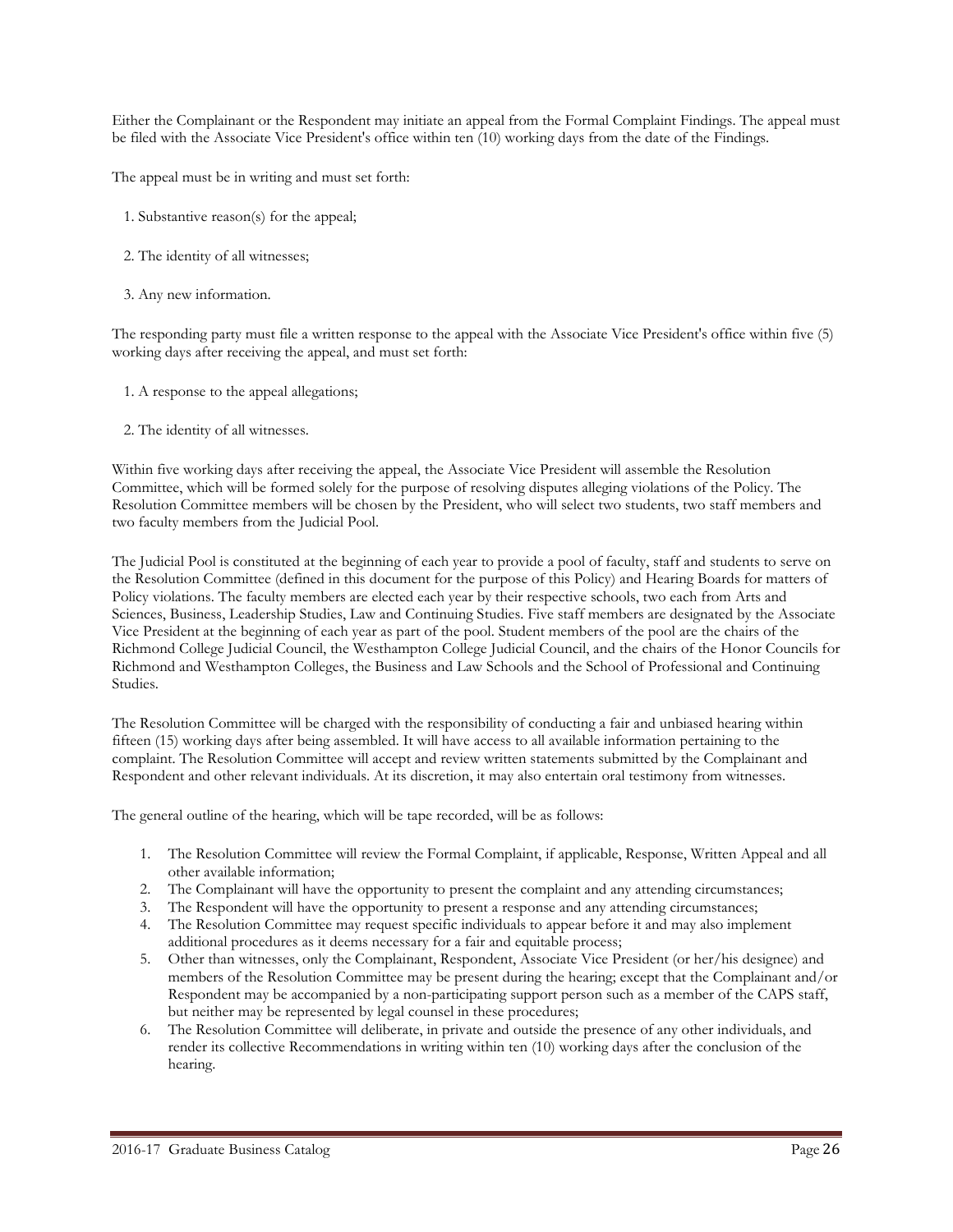Either the Complainant or the Respondent may initiate an appeal from the Formal Complaint Findings. The appeal must be filed with the Associate Vice President's office within ten (10) working days from the date of the Findings.

The appeal must be in writing and must set forth:

1. Substantive reason(s) for the appeal;
2. The identity of all witnesses;
3. Any new information.

The responding party must file a written response to the appeal with the Associate Vice President's office within five (5) working days after receiving the appeal, and must set forth:

1. A response to the appeal allegations;
2. The identity of all witnesses.

Within five working days after receiving the appeal, the Associate Vice President will assemble the Resolution Committee, which will be formed solely for the purpose of resolving disputes alleging violations of the Policy. The Resolution Committee members will be chosen by the President, who will select two students, two staff members and two faculty members from the Judicial Pool.

The Judicial Pool is constituted at the beginning of each year to provide a pool of faculty, staff and students to serve on the Resolution Committee (defined in this document for the purpose of this Policy) and Hearing Boards for matters of Policy violations. The faculty members are elected each year by their respective schools, two each from Arts and Sciences, Business, Leadership Studies, Law and Continuing Studies. Five staff members are designated by the Associate Vice President at the beginning of each year as part of the pool. Student members of the pool are the chairs of the Richmond College Judicial Council, the Westhampton College Judicial Council, and the chairs of the Honor Councils for Richmond and Westhampton Colleges, the Business and Law Schools and the School of Professional and Continuing Studies.

The Resolution Committee will be charged with the responsibility of conducting a fair and unbiased hearing within fifteen (15) working days after being assembled. It will have access to all available information pertaining to the complaint. The Resolution Committee will accept and review written statements submitted by the Complainant and Respondent and other relevant individuals. At its discretion, it may also entertain oral testimony from witnesses.

The general outline of the hearing, which will be tape recorded, will be as follows:

1. The Resolution Committee will review the Formal Complaint, if applicable, Response, Written Appeal and all other available information;
2. The Complainant will have the opportunity to present the complaint and any attending circumstances;
3. The Respondent will have the opportunity to present a response and any attending circumstances;
4. The Resolution Committee may request specific individuals to appear before it and may also implement additional procedures as it deems necessary for a fair and equitable process;
5. Other than witnesses, only the Complainant, Respondent, Associate Vice President (or her/his designee) and members of the Resolution Committee may be present during the hearing; except that the Complainant and/or Respondent may be accompanied by a non-participating support person such as a member of the CAPS staff, but neither may be represented by legal counsel in these procedures;
6. The Resolution Committee will deliberate, in private and outside the presence of any other individuals, and render its collective Recommendations in writing within ten (10) working days after the conclusion of the hearing.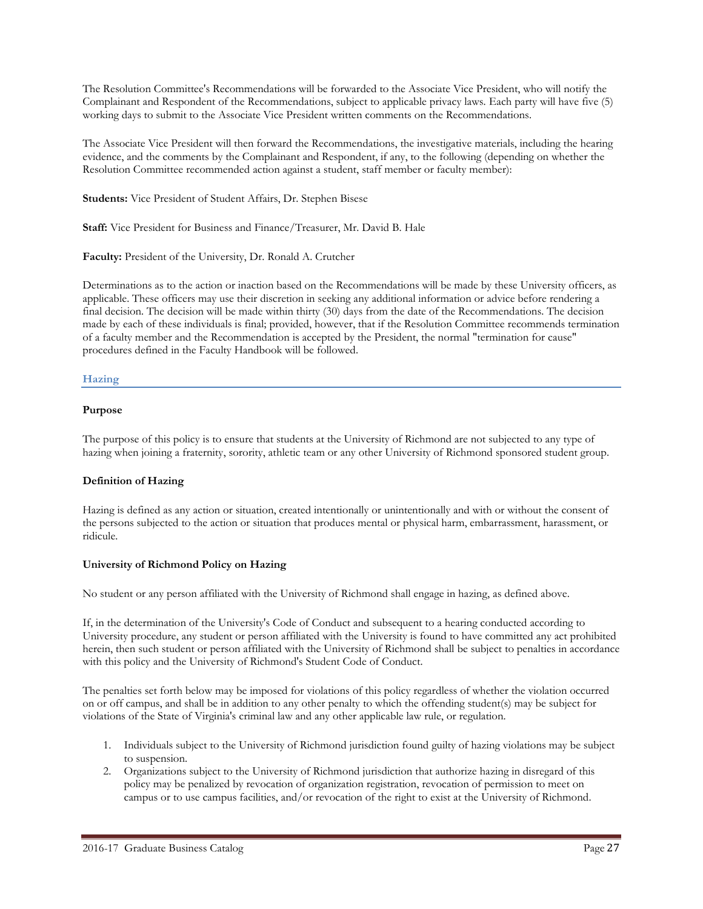The Resolution Committee's Recommendations will be forwarded to the Associate Vice President, who will notify the Complainant and Respondent of the Recommendations, subject to applicable privacy laws. Each party will have five (5) working days to submit to the Associate Vice President written comments on the Recommendations.

The Associate Vice President will then forward the Recommendations, the investigative materials, including the hearing evidence, and the comments by the Complainant and Respondent, if any, to the following (depending on whether the Resolution Committee recommended action against a student, staff member or faculty member):

**Students:** Vice President of Student Affairs, Dr. Stephen Bisese

**Staff:** Vice President for Business and Finance/Treasurer, Mr. David B. Hale

**Faculty:** President of the University, Dr. Ronald A. Crutcher

Determinations as to the action or inaction based on the Recommendations will be made by these University officers, as applicable. These officers may use their discretion in seeking any additional information or advice before rendering a final decision. The decision will be made within thirty (30) days from the date of the Recommendations. The decision made by each of these individuals is final; provided, however, that if the Resolution Committee recommends termination of a faculty member and the Recommendation is accepted by the President, the normal "termination for cause" procedures defined in the Faculty Handbook will be followed.

## Hazing

### Purpose

The purpose of this policy is to ensure that students at the University of Richmond are not subjected to any type of hazing when joining a fraternity, sorority, athletic team or any other University of Richmond sponsored student group.

### Definition of Hazing

Hazing is defined as any action or situation, created intentionally or unintentionally and with or without the consent of the persons subjected to the action or situation that produces mental or physical harm, embarrassment, harassment, or ridicule.

### University of Richmond Policy on Hazing

No student or any person affiliated with the University of Richmond shall engage in hazing, as defined above.

If, in the determination of the University's Code of Conduct and subsequent to a hearing conducted according to University procedure, any student or person affiliated with the University is found to have committed any act prohibited herein, then such student or person affiliated with the University of Richmond shall be subject to penalties in accordance with this policy and the University of Richmond's Student Code of Conduct.

The penalties set forth below may be imposed for violations of this policy regardless of whether the violation occurred on or off campus, and shall be in addition to any other penalty to which the offending student(s) may be subject for violations of the State of Virginia's criminal law and any other applicable law rule, or regulation.

1. Individuals subject to the University of Richmond jurisdiction found guilty of hazing violations may be subject to suspension.
2. Organizations subject to the University of Richmond jurisdiction that authorize hazing in disregard of this policy may be penalized by revocation of organization registration, revocation of permission to meet on campus or to use campus facilities, and/or revocation of the right to exist at the University of Richmond.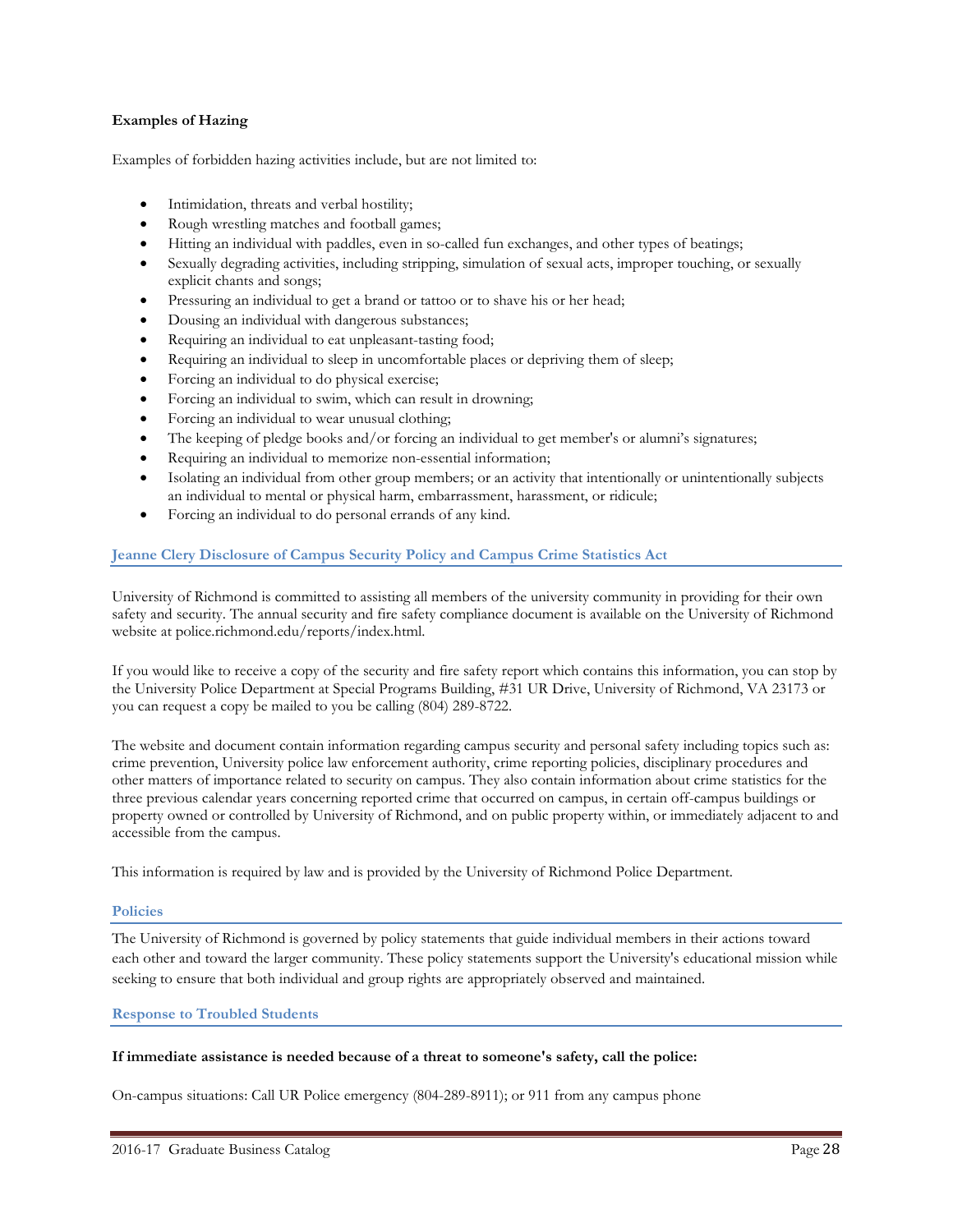**Examples of Hazing**

Examples of forbidden hazing activities include, but are not limited to:

- Intimidation, threats and verbal hostility;
- Rough wrestling matches and football games;
- Hitting an individual with paddles, even in so-called fun exchanges, and other types of beatings;
- Sexually degrading activities, including stripping, simulation of sexual acts, improper touching, or sexually explicit chants and songs;
- Pressuring an individual to get a brand or tattoo or to shave his or her head;
- Dousing an individual with dangerous substances;
- Requiring an individual to eat unpleasant-tasting food;
- Requiring an individual to sleep in uncomfortable places or depriving them of sleep;
- Forcing an individual to do physical exercise;
- Forcing an individual to swim, which can result in drowning;
- Forcing an individual to wear unusual clothing;
- The keeping of pledge books and/or forcing an individual to get member's or alumni's signatures;
- Requiring an individual to memorize non-essential information;
- Isolating an individual from other group members; or an activity that intentionally or unintentionally subjects an individual to mental or physical harm, embarrassment, harassment, or ridicule;
- Forcing an individual to do personal errands of any kind.

## Jeanne Clery Disclosure of Campus Security Policy and Campus Crime Statistics Act

University of Richmond is committed to assisting all members of the university community in providing for their own safety and security. The annual security and fire safety compliance document is available on the University of Richmond website at police.richmond.edu/reports/index.html.

If you would like to receive a copy of the security and fire safety report which contains this information, you can stop by the University Police Department at Special Programs Building, #31 UR Drive, University of Richmond, VA 23173 or you can request a copy be mailed to you be calling (804) 289-8722.

The website and document contain information regarding campus security and personal safety including topics such as: crime prevention, University police law enforcement authority, crime reporting policies, disciplinary procedures and other matters of importance related to security on campus. They also contain information about crime statistics for the three previous calendar years concerning reported crime that occurred on campus, in certain off-campus buildings or property owned or controlled by University of Richmond, and on public property within, or immediately adjacent to and accessible from the campus.

This information is required by law and is provided by the University of Richmond Police Department.

## Policies

The University of Richmond is governed by policy statements that guide individual members in their actions toward each other and toward the larger community. These policy statements support the University's educational mission while seeking to ensure that both individual and group rights are appropriately observed and maintained.

## Response to Troubled Students

**If immediate assistance is needed because of a threat to someone's safety, call the police:**

On-campus situations: Call UR Police emergency (804-289-8911); or 911 from any campus phone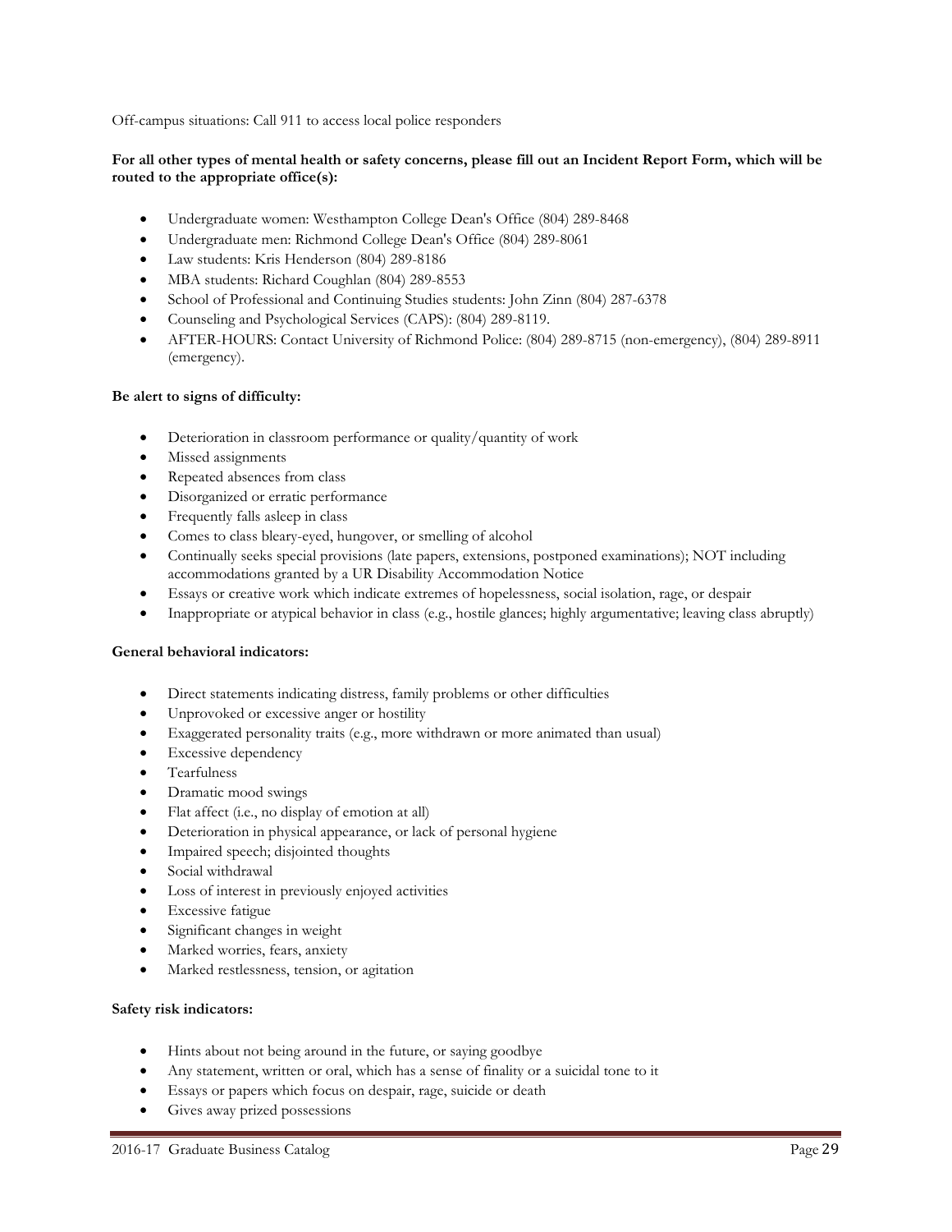Off-campus situations: Call 911 to access local police responders

**For all other types of mental health or safety concerns, please fill out an Incident Report Form, which will be routed to the appropriate office(s):**

- Undergraduate women: Westhampton College Dean's Office (804) 289-8468
- Undergraduate men: Richmond College Dean's Office (804) 289-8061
- Law students: Kris Henderson (804) 289-8186
- MBA students: Richard Coughlan (804) 289-8553
- School of Professional and Continuing Studies students: John Zinn (804) 287-6378
- Counseling and Psychological Services (CAPS): (804) 289-8119.
- AFTER-HOURS: Contact University of Richmond Police: (804) 289-8715 (non-emergency), (804) 289-8911 (emergency).

**Be alert to signs of difficulty:**

- Deterioration in classroom performance or quality/quantity of work
- Missed assignments
- Repeated absences from class
- Disorganized or erratic performance
- Frequently falls asleep in class
- Comes to class bleary-eyed, hungover, or smelling of alcohol
- Continually seeks special provisions (late papers, extensions, postponed examinations); NOT including accommodations granted by a UR Disability Accommodation Notice
- Essays or creative work which indicate extremes of hopelessness, social isolation, rage, or despair
- Inappropriate or atypical behavior in class (e.g., hostile glances; highly argumentative; leaving class abruptly)

**General behavioral indicators:**

- Direct statements indicating distress, family problems or other difficulties
- Unprovoked or excessive anger or hostility
- Exaggerated personality traits (e.g., more withdrawn or more animated than usual)
- Excessive dependency
- Tearfulness
- Dramatic mood swings
- Flat affect (i.e., no display of emotion at all)
- Deterioration in physical appearance, or lack of personal hygiene
- Impaired speech; disjointed thoughts
- Social withdrawal
- Loss of interest in previously enjoyed activities
- Excessive fatigue
- Significant changes in weight
- Marked worries, fears, anxiety
- Marked restlessness, tension, or agitation

**Safety risk indicators:**

- Hints about not being around in the future, or saying goodbye
- Any statement, written or oral, which has a sense of finality or a suicidal tone to it
- Essays or papers which focus on despair, rage, suicide or death
- Gives away prized possessions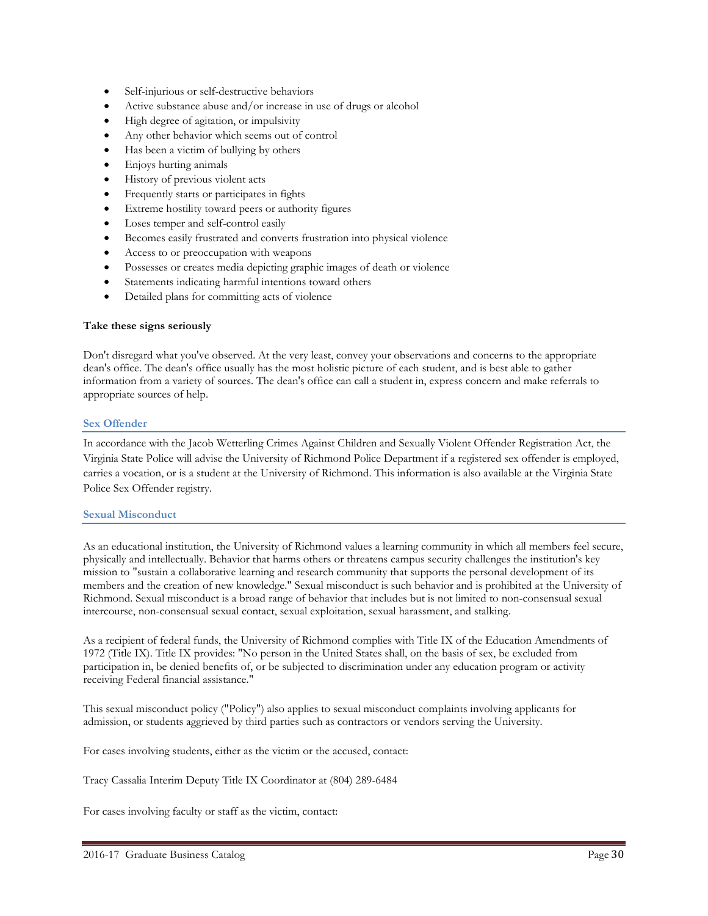- Self-injurious or self-destructive behaviors
- Active substance abuse and/or increase in use of drugs or alcohol
- High degree of agitation, or impulsivity
- Any other behavior which seems out of control
- Has been a victim of bullying by others
- Enjoys hurting animals
- History of previous violent acts
- Frequently starts or participates in fights
- Extreme hostility toward peers or authority figures
- Loses temper and self-control easily
- Becomes easily frustrated and converts frustration into physical violence
- Access to or preoccupation with weapons
- Possesses or creates media depicting graphic images of death or violence
- Statements indicating harmful intentions toward others
- Detailed plans for committing acts of violence

**Take these signs seriously**

Don't disregard what you've observed. At the very least, convey your observations and concerns to the appropriate dean's office. The dean's office usually has the most holistic picture of each student, and is best able to gather information from a variety of sources. The dean's office can call a student in, express concern and make referrals to appropriate sources of help.

## Sex Offender

In accordance with the Jacob Wetterling Crimes Against Children and Sexually Violent Offender Registration Act, the Virginia State Police will advise the University of Richmond Police Department if a registered sex offender is employed, carries a vocation, or is a student at the University of Richmond. This information is also available at the Virginia State Police Sex Offender registry.

## Sexual Misconduct

As an educational institution, the University of Richmond values a learning community in which all members feel secure, physically and intellectually. Behavior that harms others or threatens campus security challenges the institution's key mission to "sustain a collaborative learning and research community that supports the personal development of its members and the creation of new knowledge." Sexual misconduct is such behavior and is prohibited at the University of Richmond. Sexual misconduct is a broad range of behavior that includes but is not limited to non-consensual sexual intercourse, non-consensual sexual contact, sexual exploitation, sexual harassment, and stalking.

As a recipient of federal funds, the University of Richmond complies with Title IX of the Education Amendments of 1972 (Title IX). Title IX provides: "No person in the United States shall, on the basis of sex, be excluded from participation in, be denied benefits of, or be subjected to discrimination under any education program or activity receiving Federal financial assistance."

This sexual misconduct policy ("Policy") also applies to sexual misconduct complaints involving applicants for admission, or students aggrieved by third parties such as contractors or vendors serving the University.

For cases involving students, either as the victim or the accused, contact:

Tracy Cassalia Interim Deputy Title IX Coordinator at (804) 289-6484

For cases involving faculty or staff as the victim, contact: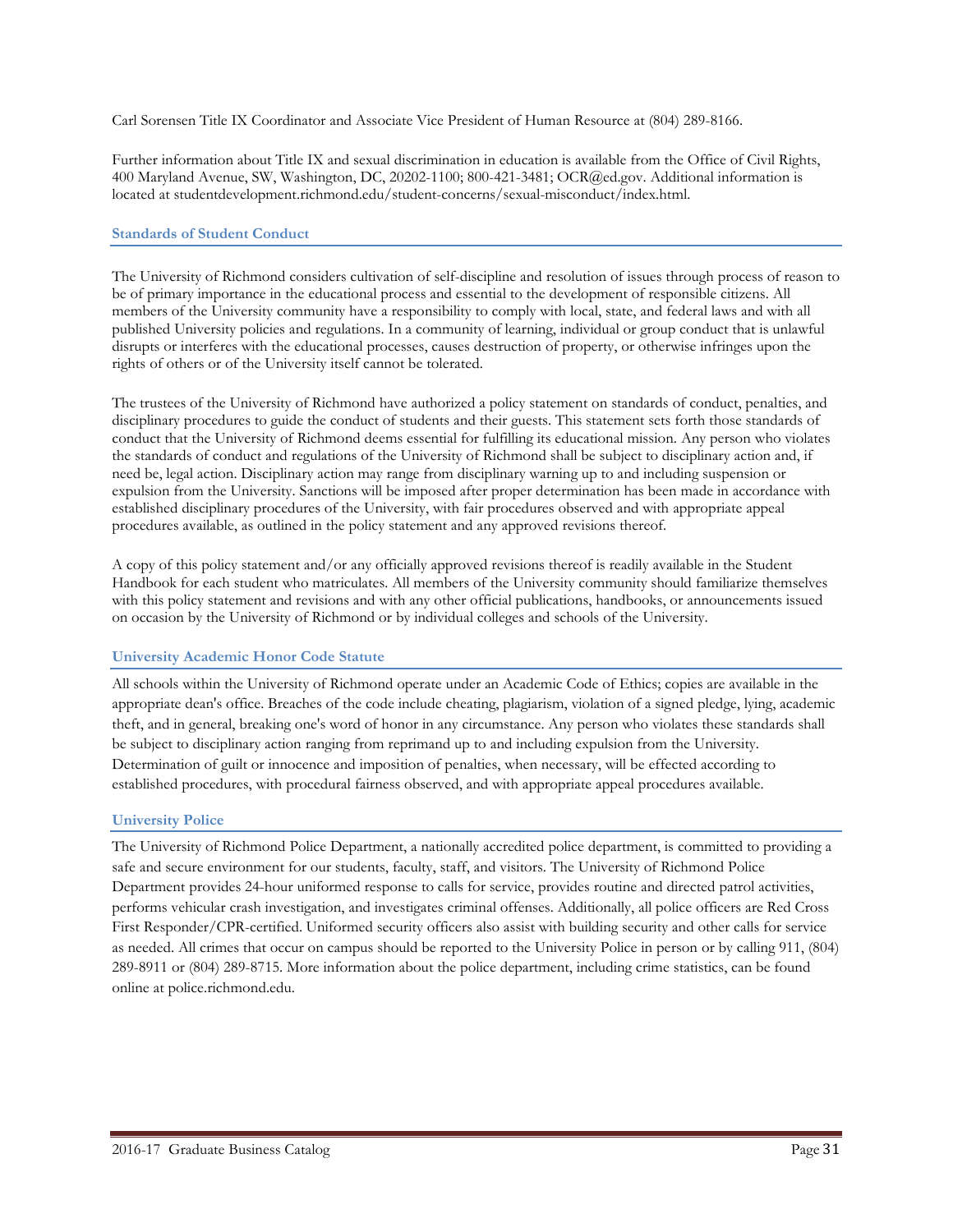Carl Sorensen Title IX Coordinator and Associate Vice President of Human Resource at (804) 289-8166.

Further information about Title IX and sexual discrimination in education is available from the Office of Civil Rights, 400 Maryland Avenue, SW, Washington, DC, 20202-1100; 800-421-3481; OCR@ed.gov. Additional information is located at studentdevelopment.richmond.edu/student-concerns/sexual-misconduct/index.html.

### Standards of Student Conduct

The University of Richmond considers cultivation of self-discipline and resolution of issues through process of reason to be of primary importance in the educational process and essential to the development of responsible citizens. All members of the University community have a responsibility to comply with local, state, and federal laws and with all published University policies and regulations. In a community of learning, individual or group conduct that is unlawful disrupts or interferes with the educational processes, causes destruction of property, or otherwise infringes upon the rights of others or of the University itself cannot be tolerated.

The trustees of the University of Richmond have authorized a policy statement on standards of conduct, penalties, and disciplinary procedures to guide the conduct of students and their guests. This statement sets forth those standards of conduct that the University of Richmond deems essential for fulfilling its educational mission. Any person who violates the standards of conduct and regulations of the University of Richmond shall be subject to disciplinary action and, if need be, legal action. Disciplinary action may range from disciplinary warning up to and including suspension or expulsion from the University. Sanctions will be imposed after proper determination has been made in accordance with established disciplinary procedures of the University, with fair procedures observed and with appropriate appeal procedures available, as outlined in the policy statement and any approved revisions thereof.

A copy of this policy statement and/or any officially approved revisions thereof is readily available in the Student Handbook for each student who matriculates. All members of the University community should familiarize themselves with this policy statement and revisions and with any other official publications, handbooks, or announcements issued on occasion by the University of Richmond or by individual colleges and schools of the University.

### University Academic Honor Code Statute

All schools within the University of Richmond operate under an Academic Code of Ethics; copies are available in the appropriate dean's office. Breaches of the code include cheating, plagiarism, violation of a signed pledge, lying, academic theft, and in general, breaking one's word of honor in any circumstance. Any person who violates these standards shall be subject to disciplinary action ranging from reprimand up to and including expulsion from the University. Determination of guilt or innocence and imposition of penalties, when necessary, will be effected according to established procedures, with procedural fairness observed, and with appropriate appeal procedures available.

### University Police

The University of Richmond Police Department, a nationally accredited police department, is committed to providing a safe and secure environment for our students, faculty, staff, and visitors. The University of Richmond Police Department provides 24-hour uniformed response to calls for service, provides routine and directed patrol activities, performs vehicular crash investigation, and investigates criminal offenses. Additionally, all police officers are Red Cross First Responder/CPR-certified. Uniformed security officers also assist with building security and other calls for service as needed. All crimes that occur on campus should be reported to the University Police in person or by calling 911, (804) 289-8911 or (804) 289-8715. More information about the police department, including crime statistics, can be found online at police.richmond.edu.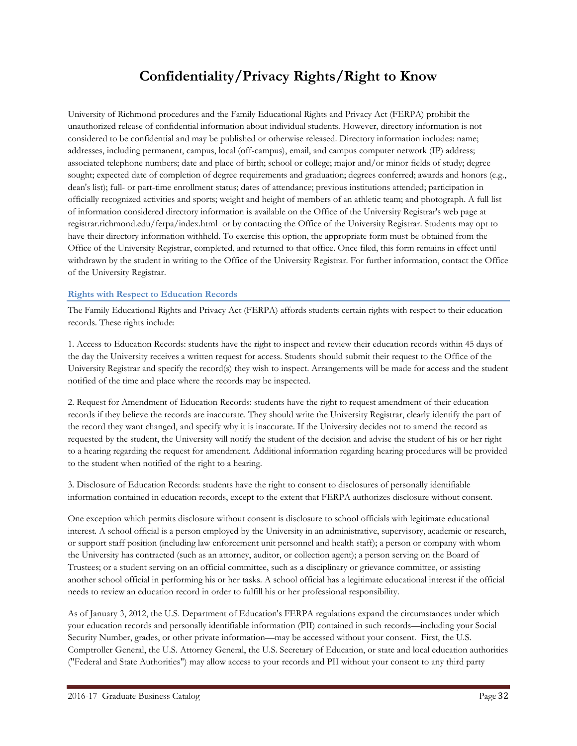# Confidentiality/Privacy Rights/Right to Know

University of Richmond procedures and the Family Educational Rights and Privacy Act (FERPA) prohibit the unauthorized release of confidential information about individual students. However, directory information is not considered to be confidential and may be published or otherwise released. Directory information includes: name; addresses, including permanent, campus, local (off-campus), email, and campus computer network (IP) address; associated telephone numbers; date and place of birth; school or college; major and/or minor fields of study; degree sought; expected date of completion of degree requirements and graduation; degrees conferred; awards and honors (e.g., dean's list); full- or part-time enrollment status; dates of attendance; previous institutions attended; participation in officially recognized activities and sports; weight and height of members of an athletic team; and photograph. A full list of information considered directory information is available on the Office of the University Registrar's web page at registrar.richmond.edu/ferpa/index.html or by contacting the Office of the University Registrar. Students may opt to have their directory information withheld. To exercise this option, the appropriate form must be obtained from the Office of the University Registrar, completed, and returned to that office. Once filed, this form remains in effect until withdrawn by the student in writing to the Office of the University Registrar. For further information, contact the Office of the University Registrar.

## Rights with Respect to Education Records

The Family Educational Rights and Privacy Act (FERPA) affords students certain rights with respect to their education records. These rights include:

1. Access to Education Records: students have the right to inspect and review their education records within 45 days of the day the University receives a written request for access. Students should submit their request to the Office of the University Registrar and specify the record(s) they wish to inspect. Arrangements will be made for access and the student notified of the time and place where the records may be inspected.

2. Request for Amendment of Education Records: students have the right to request amendment of their education records if they believe the records are inaccurate. They should write the University Registrar, clearly identify the part of the record they want changed, and specify why it is inaccurate. If the University decides not to amend the record as requested by the student, the University will notify the student of the decision and advise the student of his or her right to a hearing regarding the request for amendment. Additional information regarding hearing procedures will be provided to the student when notified of the right to a hearing.

3. Disclosure of Education Records: students have the right to consent to disclosures of personally identifiable information contained in education records, except to the extent that FERPA authorizes disclosure without consent.

One exception which permits disclosure without consent is disclosure to school officials with legitimate educational interest. A school official is a person employed by the University in an administrative, supervisory, academic or research, or support staff position (including law enforcement unit personnel and health staff); a person or company with whom the University has contracted (such as an attorney, auditor, or collection agent); a person serving on the Board of Trustees; or a student serving on an official committee, such as a disciplinary or grievance committee, or assisting another school official in performing his or her tasks. A school official has a legitimate educational interest if the official needs to review an education record in order to fulfill his or her professional responsibility.

As of January 3, 2012, the U.S. Department of Education's FERPA regulations expand the circumstances under which your education records and personally identifiable information (PII) contained in such records—including your Social Security Number, grades, or other private information—may be accessed without your consent. First, the U.S. Comptroller General, the U.S. Attorney General, the U.S. Secretary of Education, or state and local education authorities ("Federal and State Authorities") may allow access to your records and PII without your consent to any third party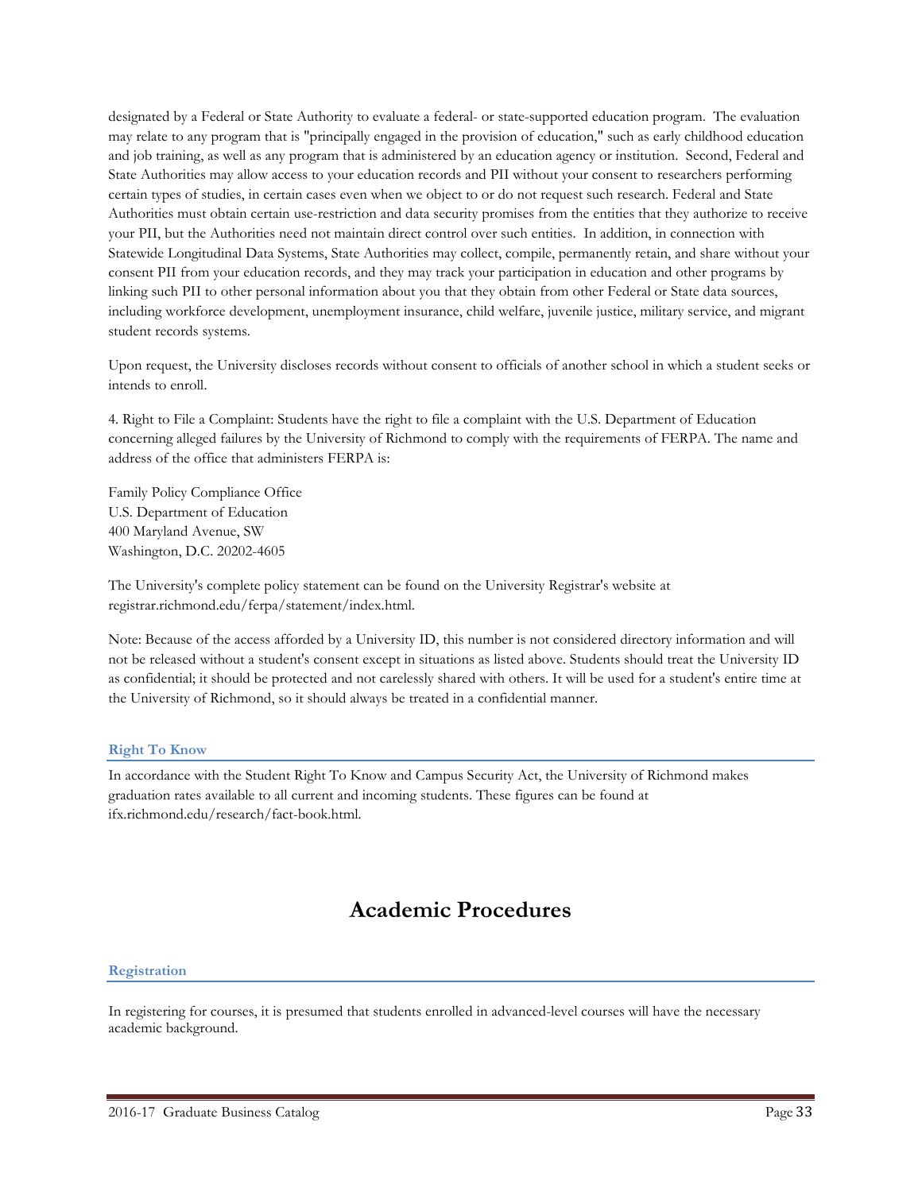designated by a Federal or State Authority to evaluate a federal- or state-supported education program. The evaluation may relate to any program that is "principally engaged in the provision of education," such as early childhood education and job training, as well as any program that is administered by an education agency or institution. Second, Federal and State Authorities may allow access to your education records and PII without your consent to researchers performing certain types of studies, in certain cases even when we object to or do not request such research. Federal and State Authorities must obtain certain use-restriction and data security promises from the entities that they authorize to receive your PII, but the Authorities need not maintain direct control over such entities. In addition, in connection with Statewide Longitudinal Data Systems, State Authorities may collect, compile, permanently retain, and share without your consent PII from your education records, and they may track your participation in education and other programs by linking such PII to other personal information about you that they obtain from other Federal or State data sources, including workforce development, unemployment insurance, child welfare, juvenile justice, military service, and migrant student records systems.

Upon request, the University discloses records without consent to officials of another school in which a student seeks or intends to enroll.

4. Right to File a Complaint: Students have the right to file a complaint with the U.S. Department of Education concerning alleged failures by the University of Richmond to comply with the requirements of FERPA. The name and address of the office that administers FERPA is:

Family Policy Compliance Office
U.S. Department of Education
400 Maryland Avenue, SW
Washington, D.C. 20202-4605

The University's complete policy statement can be found on the University Registrar's website at registrar.richmond.edu/ferpa/statement/index.html.

Note: Because of the access afforded by a University ID, this number is not considered directory information and will not be released without a student's consent except in situations as listed above. Students should treat the University ID as confidential; it should be protected and not carelessly shared with others. It will be used for a student's entire time at the University of Richmond, so it should always be treated in a confidential manner.

### Right To Know

In accordance with the Student Right To Know and Campus Security Act, the University of Richmond makes graduation rates available to all current and incoming students. These figures can be found at ifx.richmond.edu/research/fact-book.html.

# Academic Procedures

### Registration

In registering for courses, it is presumed that students enrolled in advanced-level courses will have the necessary academic background.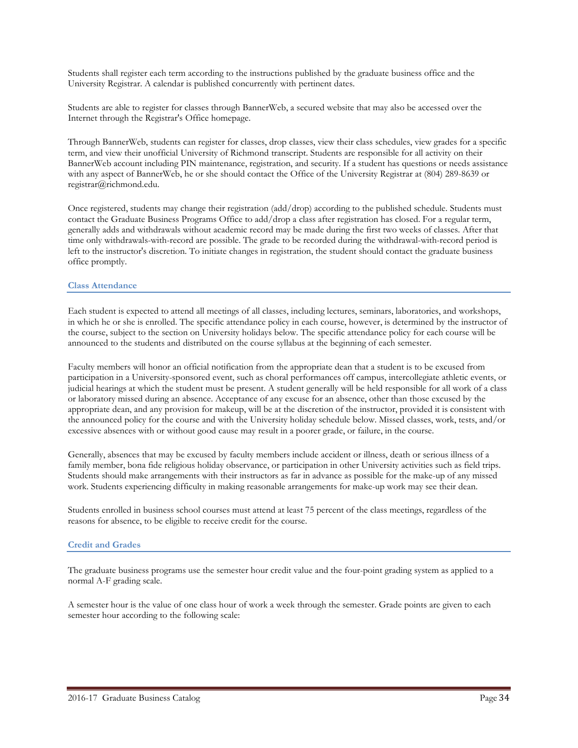Students shall register each term according to the instructions published by the graduate business office and the University Registrar. A calendar is published concurrently with pertinent dates.

Students are able to register for classes through BannerWeb, a secured website that may also be accessed over the Internet through the Registrar's Office homepage.

Through BannerWeb, students can register for classes, drop classes, view their class schedules, view grades for a specific term, and view their unofficial University of Richmond transcript. Students are responsible for all activity on their BannerWeb account including PIN maintenance, registration, and security. If a student has questions or needs assistance with any aspect of BannerWeb, he or she should contact the Office of the University Registrar at (804) 289-8639 or registrar@richmond.edu.

Once registered, students may change their registration (add/drop) according to the published schedule. Students must contact the Graduate Business Programs Office to add/drop a class after registration has closed. For a regular term, generally adds and withdrawals without academic record may be made during the first two weeks of classes. After that time only withdrawals-with-record are possible. The grade to be recorded during the withdrawal-with-record period is left to the instructor's discretion. To initiate changes in registration, the student should contact the graduate business office promptly.

### Class Attendance

Each student is expected to attend all meetings of all classes, including lectures, seminars, laboratories, and workshops, in which he or she is enrolled. The specific attendance policy in each course, however, is determined by the instructor of the course, subject to the section on University holidays below. The specific attendance policy for each course will be announced to the students and distributed on the course syllabus at the beginning of each semester.

Faculty members will honor an official notification from the appropriate dean that a student is to be excused from participation in a University-sponsored event, such as choral performances off campus, intercollegiate athletic events, or judicial hearings at which the student must be present. A student generally will be held responsible for all work of a class or laboratory missed during an absence. Acceptance of any excuse for an absence, other than those excused by the appropriate dean, and any provision for makeup, will be at the discretion of the instructor, provided it is consistent with the announced policy for the course and with the University holiday schedule below. Missed classes, work, tests, and/or excessive absences with or without good cause may result in a poorer grade, or failure, in the course.

Generally, absences that may be excused by faculty members include accident or illness, death or serious illness of a family member, bona fide religious holiday observance, or participation in other University activities such as field trips. Students should make arrangements with their instructors as far in advance as possible for the make-up of any missed work. Students experiencing difficulty in making reasonable arrangements for make-up work may see their dean.

Students enrolled in business school courses must attend at least 75 percent of the class meetings, regardless of the reasons for absence, to be eligible to receive credit for the course.

### Credit and Grades

The graduate business programs use the semester hour credit value and the four-point grading system as applied to a normal A-F grading scale.

A semester hour is the value of one class hour of work a week through the semester. Grade points are given to each semester hour according to the following scale: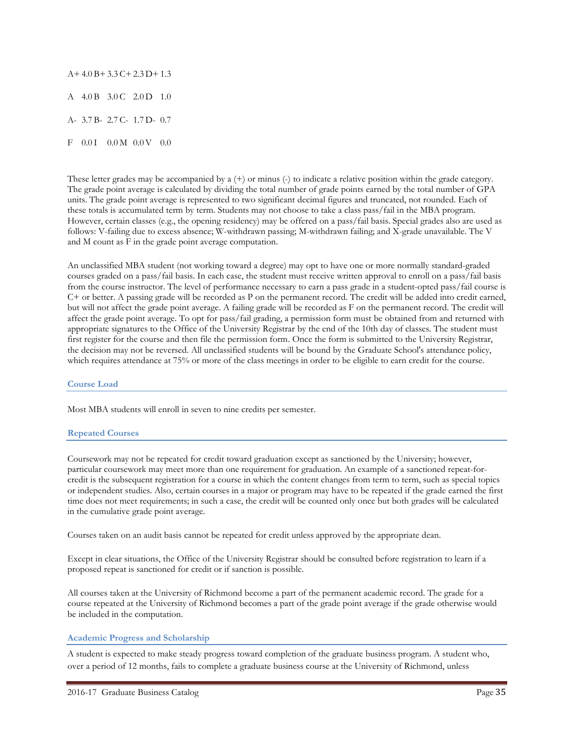| | | | | | | | |
|---|---|---|---|---|---|---|---|
| A+ | 4.0 | B+ | 3.3 | C+ | 2.3 | D+ | 1.3 |
| A | 4.0 | B | 3.0 | C | 2.0 | D | 1.0 |
| A- | 3.7 | B- | 2.7 | C- | 1.7 | D- | 0.7 |
| F | 0.0 | I | 0.0 | M | 0.0 | V | 0.0 |

These letter grades may be accompanied by a (+) or minus (-) to indicate a relative position within the grade category. The grade point average is calculated by dividing the total number of grade points earned by the total number of GPA units. The grade point average is represented to two significant decimal figures and truncated, not rounded. Each of these totals is accumulated term by term. Students may not choose to take a class pass/fail in the MBA program. However, certain classes (e.g., the opening residency) may be offered on a pass/fail basis. Special grades also are used as follows: V-failing due to excess absence; W-withdrawn passing; M-withdrawn failing; and X-grade unavailable. The V and M count as F in the grade point average computation.

An unclassified MBA student (not working toward a degree) may opt to have one or more normally standard-graded courses graded on a pass/fail basis. In each case, the student must receive written approval to enroll on a pass/fail basis from the course instructor. The level of performance necessary to earn a pass grade in a student-opted pass/fail course is C+ or better. A passing grade will be recorded as P on the permanent record. The credit will be added into credit earned, but will not affect the grade point average. A failing grade will be recorded as F on the permanent record. The credit will affect the grade point average. To opt for pass/fail grading, a permission form must be obtained from and returned with appropriate signatures to the Office of the University Registrar by the end of the 10th day of classes. The student must first register for the course and then file the permission form. Once the form is submitted to the University Registrar, the decision may not be reversed. All unclassified students will be bound by the Graduate School's attendance policy, which requires attendance at 75% or more of the class meetings in order to be eligible to earn credit for the course.

### Course Load

Most MBA students will enroll in seven to nine credits per semester.

### Repeated Courses

Coursework may not be repeated for credit toward graduation except as sanctioned by the University; however, particular coursework may meet more than one requirement for graduation. An example of a sanctioned repeat-for-credit is the subsequent registration for a course in which the content changes from term to term, such as special topics or independent studies. Also, certain courses in a major or program may have to be repeated if the grade earned the first time does not meet requirements; in such a case, the credit will be counted only once but both grades will be calculated in the cumulative grade point average.

Courses taken on an audit basis cannot be repeated for credit unless approved by the appropriate dean.

Except in clear situations, the Office of the University Registrar should be consulted before registration to learn if a proposed repeat is sanctioned for credit or if sanction is possible.

All courses taken at the University of Richmond become a part of the permanent academic record. The grade for a course repeated at the University of Richmond becomes a part of the grade point average if the grade otherwise would be included in the computation.

### Academic Progress and Scholarship

A student is expected to make steady progress toward completion of the graduate business program. A student who, over a period of 12 months, fails to complete a graduate business course at the University of Richmond, unless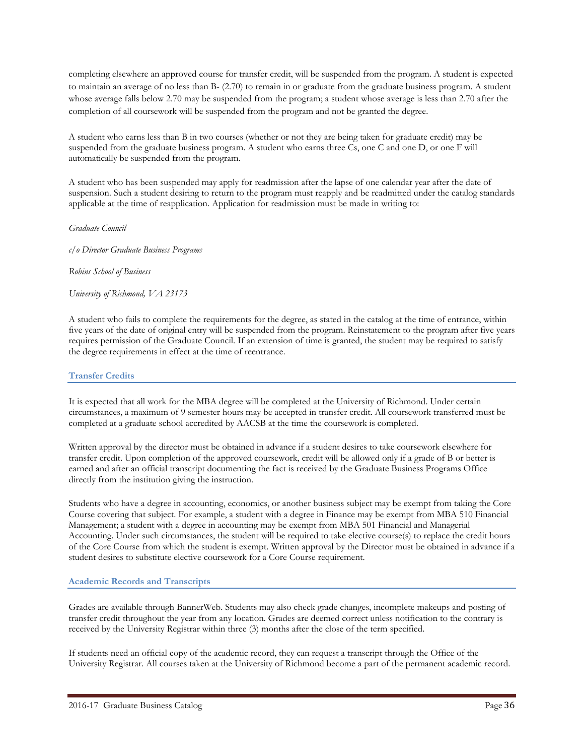completing elsewhere an approved course for transfer credit, will be suspended from the program. A student is expected to maintain an average of no less than B- (2.70) to remain in or graduate from the graduate business program. A student whose average falls below 2.70 may be suspended from the program; a student whose average is less than 2.70 after the completion of all coursework will be suspended from the program and not be granted the degree.

A student who earns less than B in two courses (whether or not they are being taken for graduate credit) may be suspended from the graduate business program. A student who earns three Cs, one C and one D, or one F will automatically be suspended from the program.

A student who has been suspended may apply for readmission after the lapse of one calendar year after the date of suspension. Such a student desiring to return to the program must reapply and be readmitted under the catalog standards applicable at the time of reapplication. Application for readmission must be made in writing to:

*Graduate Council*

*c/o Director Graduate Business Programs*

*Robins School of Business*

*University of Richmond, VA 23173*

A student who fails to complete the requirements for the degree, as stated in the catalog at the time of entrance, within five years of the date of original entry will be suspended from the program. Reinstatement to the program after five years requires permission of the Graduate Council. If an extension of time is granted, the student may be required to satisfy the degree requirements in effect at the time of reentrance.

## Transfer Credits

It is expected that all work for the MBA degree will be completed at the University of Richmond. Under certain circumstances, a maximum of 9 semester hours may be accepted in transfer credit. All coursework transferred must be completed at a graduate school accredited by AACSB at the time the coursework is completed.

Written approval by the director must be obtained in advance if a student desires to take coursework elsewhere for transfer credit. Upon completion of the approved coursework, credit will be allowed only if a grade of B or better is earned and after an official transcript documenting the fact is received by the Graduate Business Programs Office directly from the institution giving the instruction.

Students who have a degree in accounting, economics, or another business subject may be exempt from taking the Core Course covering that subject. For example, a student with a degree in Finance may be exempt from MBA 510 Financial Management; a student with a degree in accounting may be exempt from MBA 501 Financial and Managerial Accounting. Under such circumstances, the student will be required to take elective course(s) to replace the credit hours of the Core Course from which the student is exempt. Written approval by the Director must be obtained in advance if a student desires to substitute elective coursework for a Core Course requirement.

## Academic Records and Transcripts

Grades are available through BannerWeb. Students may also check grade changes, incomplete makeups and posting of transfer credit throughout the year from any location. Grades are deemed correct unless notification to the contrary is received by the University Registrar within three (3) months after the close of the term specified.

If students need an official copy of the academic record, they can request a transcript through the Office of the University Registrar. All courses taken at the University of Richmond become a part of the permanent academic record.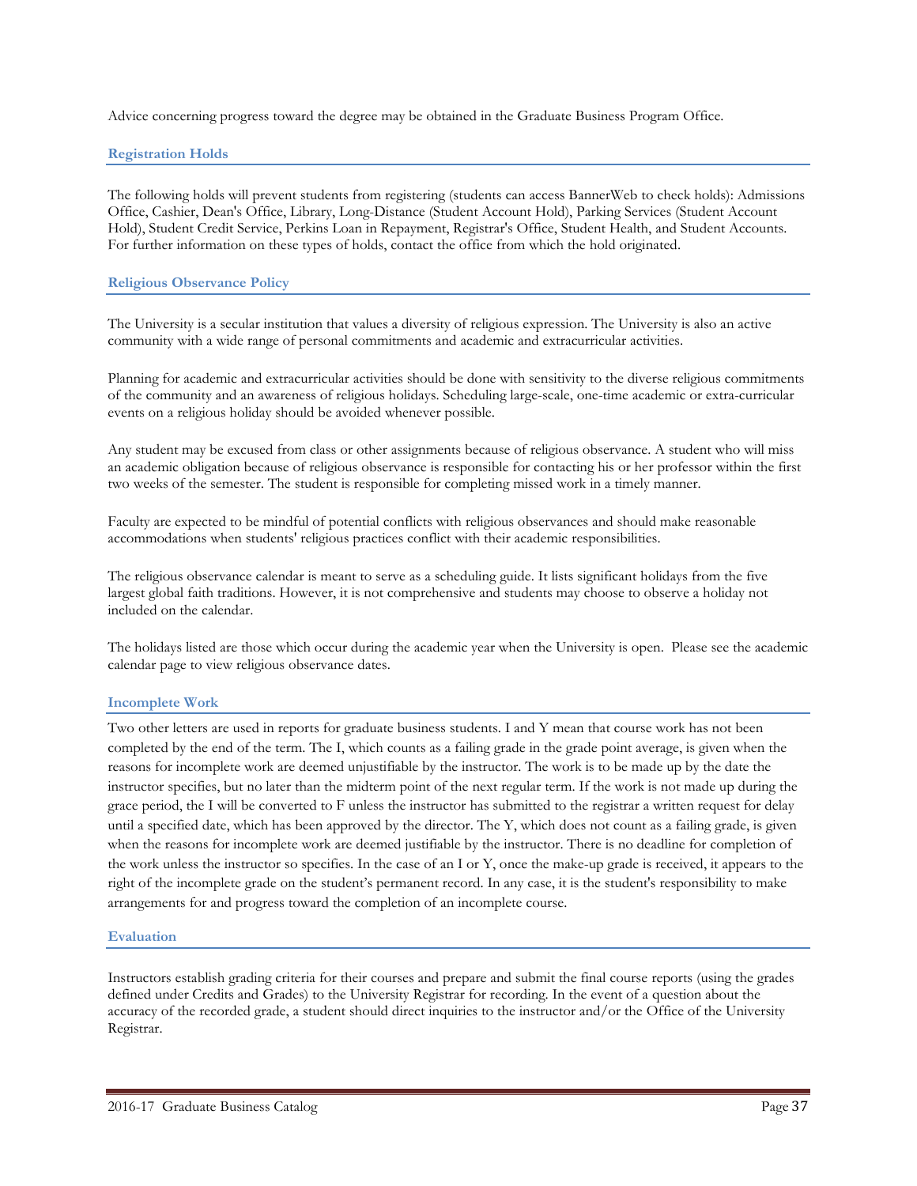Advice concerning progress toward the degree may be obtained in the Graduate Business Program Office.

### Registration Holds

The following holds will prevent students from registering (students can access BannerWeb to check holds): Admissions Office, Cashier, Dean's Office, Library, Long-Distance (Student Account Hold), Parking Services (Student Account Hold), Student Credit Service, Perkins Loan in Repayment, Registrar's Office, Student Health, and Student Accounts. For further information on these types of holds, contact the office from which the hold originated.

### Religious Observance Policy

The University is a secular institution that values a diversity of religious expression. The University is also an active community with a wide range of personal commitments and academic and extracurricular activities.

Planning for academic and extracurricular activities should be done with sensitivity to the diverse religious commitments of the community and an awareness of religious holidays. Scheduling large-scale, one-time academic or extra-curricular events on a religious holiday should be avoided whenever possible.

Any student may be excused from class or other assignments because of religious observance. A student who will miss an academic obligation because of religious observance is responsible for contacting his or her professor within the first two weeks of the semester. The student is responsible for completing missed work in a timely manner.

Faculty are expected to be mindful of potential conflicts with religious observances and should make reasonable accommodations when students' religious practices conflict with their academic responsibilities.

The religious observance calendar is meant to serve as a scheduling guide. It lists significant holidays from the five largest global faith traditions. However, it is not comprehensive and students may choose to observe a holiday not included on the calendar.

The holidays listed are those which occur during the academic year when the University is open. Please see the academic calendar page to view religious observance dates.

### Incomplete Work

Two other letters are used in reports for graduate business students. I and Y mean that course work has not been completed by the end of the term. The I, which counts as a failing grade in the grade point average, is given when the reasons for incomplete work are deemed unjustifiable by the instructor. The work is to be made up by the date the instructor specifies, but no later than the midterm point of the next regular term. If the work is not made up during the grace period, the I will be converted to F unless the instructor has submitted to the registrar a written request for delay until a specified date, which has been approved by the director. The Y, which does not count as a failing grade, is given when the reasons for incomplete work are deemed justifiable by the instructor. There is no deadline for completion of the work unless the instructor so specifies. In the case of an I or Y, once the make-up grade is received, it appears to the right of the incomplete grade on the student's permanent record. In any case, it is the student's responsibility to make arrangements for and progress toward the completion of an incomplete course.

### Evaluation

Instructors establish grading criteria for their courses and prepare and submit the final course reports (using the grades defined under Credits and Grades) to the University Registrar for recording. In the event of a question about the accuracy of the recorded grade, a student should direct inquiries to the instructor and/or the Office of the University Registrar.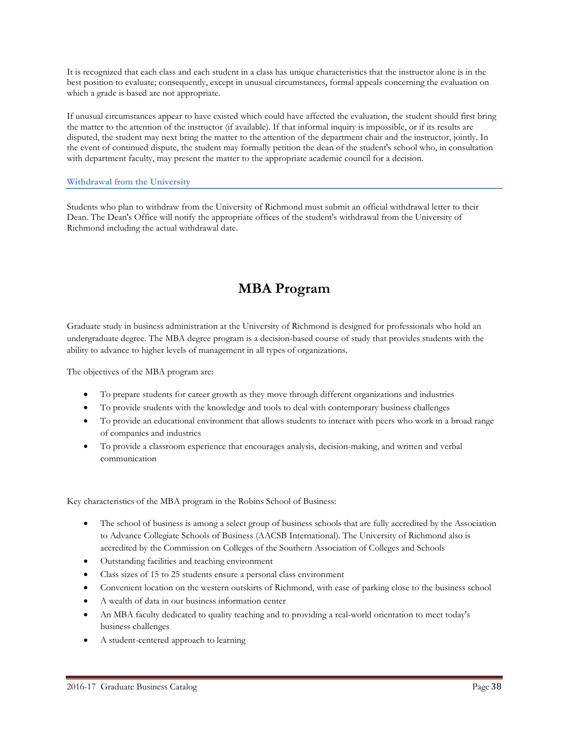It is recognized that each class and each student in a class has unique characteristics that the instructor alone is in the best position to evaluate; consequently, except in unusual circumstances, formal appeals concerning the evaluation on which a grade is based are not appropriate.

If unusual circumstances appear to have existed which could have affected the evaluation, the student should first bring the matter to the attention of the instructor (if available). If that informal inquiry is impossible, or if its results are disputed, the student may next bring the matter to the attention of the department chair and the instructor, jointly. In the event of continued dispute, the student may formally petition the dean of the student's school who, in consultation with department faculty, may present the matter to the appropriate academic council for a decision.

### Withdrawal from the University

Students who plan to withdraw from the University of Richmond must submit an official withdrawal letter to their Dean. The Dean's Office will notify the appropriate offices of the student's withdrawal from the University of Richmond including the actual withdrawal date.

# MBA Program

Graduate study in business administration at the University of Richmond is designed for professionals who hold an undergraduate degree. The MBA degree program is a decision-based course of study that provides students with the ability to advance to higher levels of management in all types of organizations.

The objectives of the MBA program are:

- To prepare students for career growth as they move through different organizations and industries
- To provide students with the knowledge and tools to deal with contemporary business challenges
- To provide an educational environment that allows students to interact with peers who work in a broad range of companies and industries
- To provide a classroom experience that encourages analysis, decision-making, and written and verbal communication

Key characteristics of the MBA program in the Robins School of Business:

- The school of business is among a select group of business schools that are fully accredited by the Association to Advance Collegiate Schools of Business (AACSB International). The University of Richmond also is accredited by the Commission on Colleges of the Southern Association of Colleges and Schools
- Outstanding facilities and teaching environment
- Class sizes of 15 to 25 students ensure a personal class environment
- Convenient location on the western outskirts of Richmond, with ease of parking close to the business school
- A wealth of data in our business information center
- An MBA faculty dedicated to quality teaching and to providing a real-world orientation to meet today's business challenges
- A student-centered approach to learning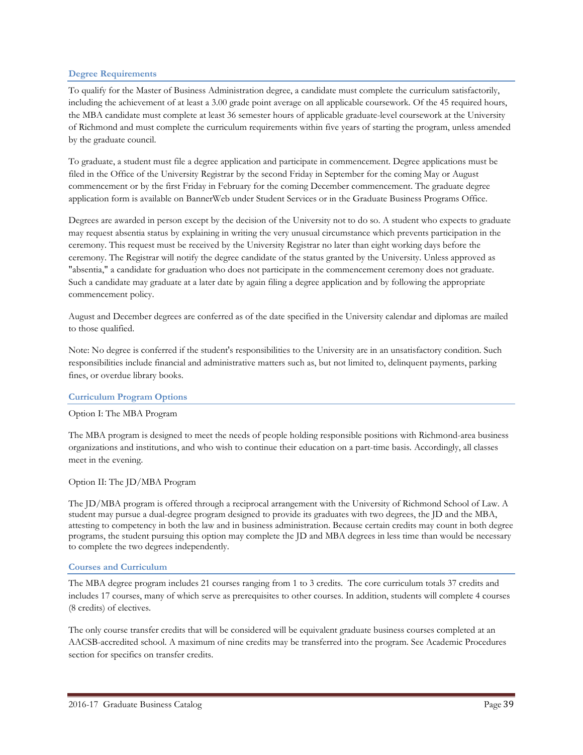## Degree Requirements

To qualify for the Master of Business Administration degree, a candidate must complete the curriculum satisfactorily, including the achievement of at least a 3.00 grade point average on all applicable coursework. Of the 45 required hours, the MBA candidate must complete at least 36 semester hours of applicable graduate-level coursework at the University of Richmond and must complete the curriculum requirements within five years of starting the program, unless amended by the graduate council.

To graduate, a student must file a degree application and participate in commencement. Degree applications must be filed in the Office of the University Registrar by the second Friday in September for the coming May or August commencement or by the first Friday in February for the coming December commencement. The graduate degree application form is available on BannerWeb under Student Services or in the Graduate Business Programs Office.

Degrees are awarded in person except by the decision of the University not to do so. A student who expects to graduate may request absentia status by explaining in writing the very unusual circumstance which prevents participation in the ceremony. This request must be received by the University Registrar no later than eight working days before the ceremony. The Registrar will notify the degree candidate of the status granted by the University. Unless approved as "absentia," a candidate for graduation who does not participate in the commencement ceremony does not graduate. Such a candidate may graduate at a later date by again filing a degree application and by following the appropriate commencement policy.

August and December degrees are conferred as of the date specified in the University calendar and diplomas are mailed to those qualified.

Note: No degree is conferred if the student's responsibilities to the University are in an unsatisfactory condition. Such responsibilities include financial and administrative matters such as, but not limited to, delinquent payments, parking fines, or overdue library books.

## Curriculum Program Options

Option I: The MBA Program

The MBA program is designed to meet the needs of people holding responsible positions with Richmond-area business organizations and institutions, and who wish to continue their education on a part-time basis. Accordingly, all classes meet in the evening.

Option II: The JD/MBA Program

The JD/MBA program is offered through a reciprocal arrangement with the University of Richmond School of Law. A student may pursue a dual-degree program designed to provide its graduates with two degrees, the JD and the MBA, attesting to competency in both the law and in business administration. Because certain credits may count in both degree programs, the student pursuing this option may complete the JD and MBA degrees in less time than would be necessary to complete the two degrees independently.

## Courses and Curriculum

The MBA degree program includes 21 courses ranging from 1 to 3 credits. The core curriculum totals 37 credits and includes 17 courses, many of which serve as prerequisites to other courses. In addition, students will complete 4 courses (8 credits) of electives.

The only course transfer credits that will be considered will be equivalent graduate business courses completed at an AACSB-accredited school. A maximum of nine credits may be transferred into the program. See Academic Procedures section for specifics on transfer credits.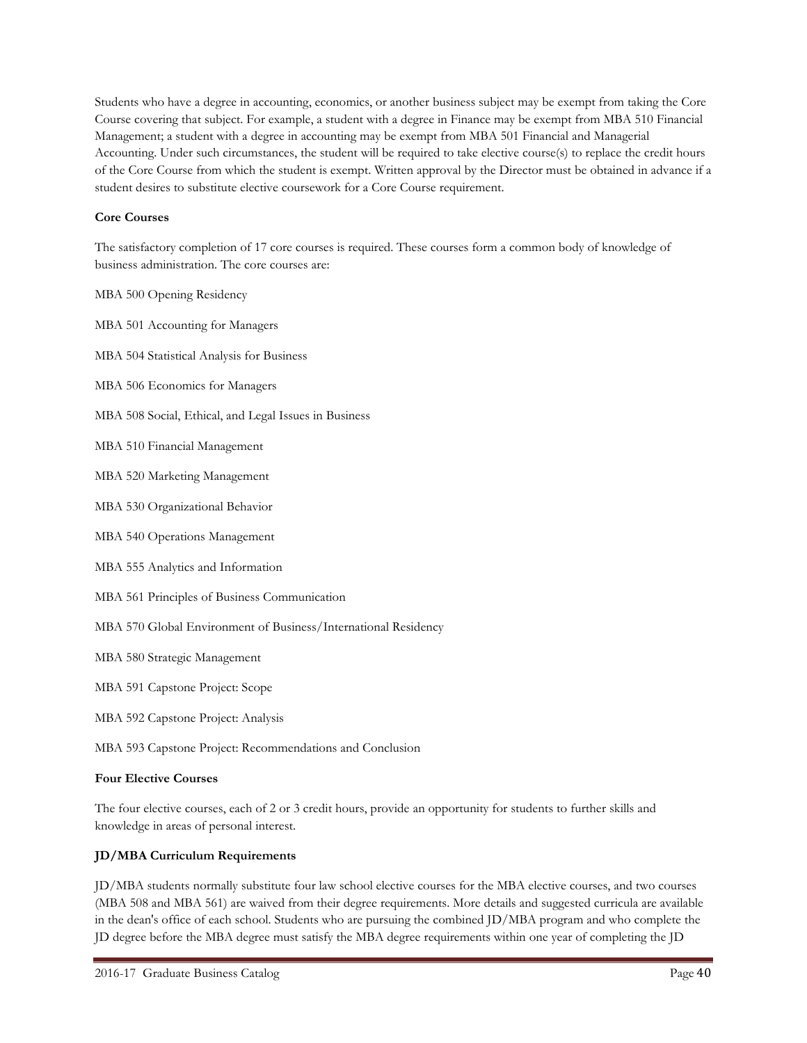Students who have a degree in accounting, economics, or another business subject may be exempt from taking the Core Course covering that subject. For example, a student with a degree in Finance may be exempt from MBA 510 Financial Management; a student with a degree in accounting may be exempt from MBA 501 Financial and Managerial Accounting. Under such circumstances, the student will be required to take elective course(s) to replace the credit hours of the Core Course from which the student is exempt. Written approval by the Director must be obtained in advance if a student desires to substitute elective coursework for a Core Course requirement.

**Core Courses**

The satisfactory completion of 17 core courses is required. These courses form a common body of knowledge of business administration. The core courses are:

MBA 500 Opening Residency

MBA 501 Accounting for Managers

MBA 504 Statistical Analysis for Business

MBA 506 Economics for Managers

MBA 508 Social, Ethical, and Legal Issues in Business

MBA 510 Financial Management

MBA 520 Marketing Management

MBA 530 Organizational Behavior

MBA 540 Operations Management

MBA 555 Analytics and Information

MBA 561 Principles of Business Communication

MBA 570 Global Environment of Business/International Residency

MBA 580 Strategic Management

MBA 591 Capstone Project: Scope

MBA 592 Capstone Project: Analysis

MBA 593 Capstone Project: Recommendations and Conclusion

**Four Elective Courses**

The four elective courses, each of 2 or 3 credit hours, provide an opportunity for students to further skills and knowledge in areas of personal interest.

**JD/MBA Curriculum Requirements**

JD/MBA students normally substitute four law school elective courses for the MBA elective courses, and two courses (MBA 508 and MBA 561) are waived from their degree requirements. More details and suggested curricula are available in the dean's office of each school. Students who are pursuing the combined JD/MBA program and who complete the JD degree before the MBA degree must satisfy the MBA degree requirements within one year of completing the JD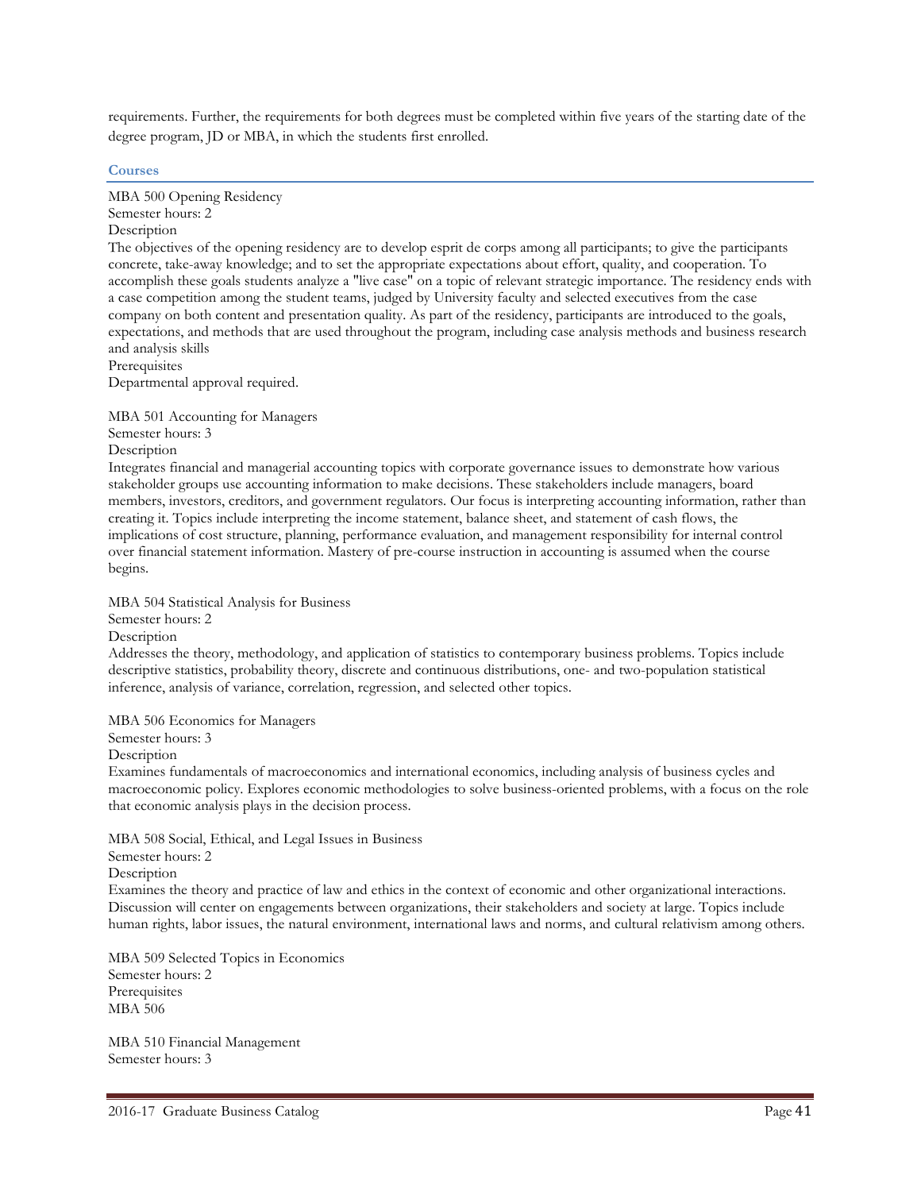requirements. Further, the requirements for both degrees must be completed within five years of the starting date of the degree program, JD or MBA, in which the students first enrolled.

## Courses

MBA 500 Opening Residency
Semester hours: 2
Description
The objectives of the opening residency are to develop esprit de corps among all participants; to give the participants concrete, take-away knowledge; and to set the appropriate expectations about effort, quality, and cooperation. To accomplish these goals students analyze a "live case" on a topic of relevant strategic importance. The residency ends with a case competition among the student teams, judged by University faculty and selected executives from the case company on both content and presentation quality. As part of the residency, participants are introduced to the goals, expectations, and methods that are used throughout the program, including case analysis methods and business research and analysis skills
Prerequisites
Departmental approval required.

MBA 501 Accounting for Managers
Semester hours: 3
Description
Integrates financial and managerial accounting topics with corporate governance issues to demonstrate how various stakeholder groups use accounting information to make decisions. These stakeholders include managers, board members, investors, creditors, and government regulators. Our focus is interpreting accounting information, rather than creating it. Topics include interpreting the income statement, balance sheet, and statement of cash flows, the implications of cost structure, planning, performance evaluation, and management responsibility for internal control over financial statement information. Mastery of pre-course instruction in accounting is assumed when the course begins.

MBA 504 Statistical Analysis for Business
Semester hours: 2
Description
Addresses the theory, methodology, and application of statistics to contemporary business problems. Topics include descriptive statistics, probability theory, discrete and continuous distributions, one- and two-population statistical inference, analysis of variance, correlation, regression, and selected other topics.

MBA 506 Economics for Managers
Semester hours: 3
Description
Examines fundamentals of macroeconomics and international economics, including analysis of business cycles and macroeconomic policy. Explores economic methodologies to solve business-oriented problems, with a focus on the role that economic analysis plays in the decision process.

MBA 508 Social, Ethical, and Legal Issues in Business
Semester hours: 2
Description
Examines the theory and practice of law and ethics in the context of economic and other organizational interactions. Discussion will center on engagements between organizations, their stakeholders and society at large. Topics include human rights, labor issues, the natural environment, international laws and norms, and cultural relativism among others.

MBA 509 Selected Topics in Economics
Semester hours: 2
Prerequisites
MBA 506

MBA 510 Financial Management
Semester hours: 3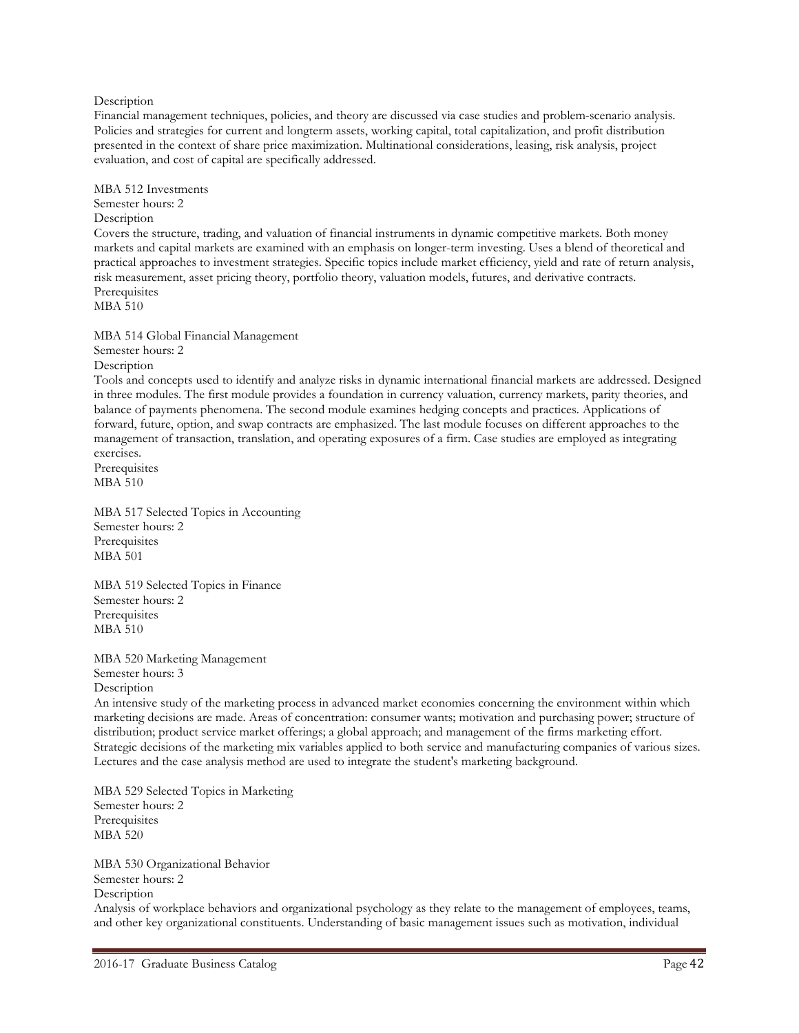Description

Financial management techniques, policies, and theory are discussed via case studies and problem-scenario analysis. Policies and strategies for current and longterm assets, working capital, total capitalization, and profit distribution presented in the context of share price maximization. Multinational considerations, leasing, risk analysis, project evaluation, and cost of capital are specifically addressed.

MBA 512 Investments

Semester hours: 2

Description

Covers the structure, trading, and valuation of financial instruments in dynamic competitive markets. Both money markets and capital markets are examined with an emphasis on longer-term investing. Uses a blend of theoretical and practical approaches to investment strategies. Specific topics include market efficiency, yield and rate of return analysis, risk measurement, asset pricing theory, portfolio theory, valuation models, futures, and derivative contracts.

Prerequisites

MBA 510

MBA 514 Global Financial Management

Semester hours: 2

Description

Tools and concepts used to identify and analyze risks in dynamic international financial markets are addressed. Designed in three modules. The first module provides a foundation in currency valuation, currency markets, parity theories, and balance of payments phenomena. The second module examines hedging concepts and practices. Applications of forward, future, option, and swap contracts are emphasized. The last module focuses on different approaches to the management of transaction, translation, and operating exposures of a firm. Case studies are employed as integrating exercises.

Prerequisites

MBA 510

MBA 517 Selected Topics in Accounting

Semester hours: 2

Prerequisites

MBA 501

MBA 519 Selected Topics in Finance

Semester hours: 2

Prerequisites

MBA 510

MBA 520 Marketing Management

Semester hours: 3

Description

An intensive study of the marketing process in advanced market economies concerning the environment within which marketing decisions are made. Areas of concentration: consumer wants; motivation and purchasing power; structure of distribution; product service market offerings; a global approach; and management of the firms marketing effort. Strategic decisions of the marketing mix variables applied to both service and manufacturing companies of various sizes. Lectures and the case analysis method are used to integrate the student's marketing background.

MBA 529 Selected Topics in Marketing

Semester hours: 2

Prerequisites

MBA 520

MBA 530 Organizational Behavior

Semester hours: 2

Description

Analysis of workplace behaviors and organizational psychology as they relate to the management of employees, teams, and other key organizational constituents. Understanding of basic management issues such as motivation, individual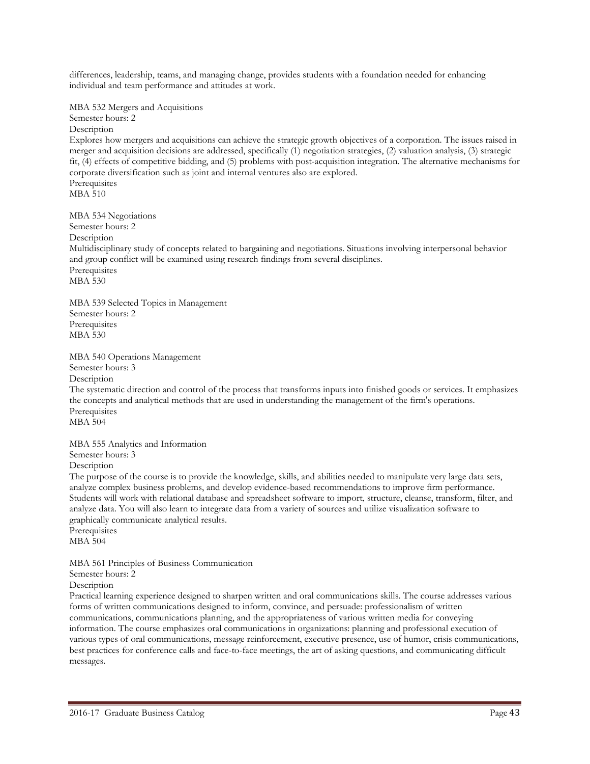differences, leadership, teams, and managing change, provides students with a foundation needed for enhancing individual and team performance and attitudes at work.

MBA 532 Mergers and Acquisitions
Semester hours: 2
Description
Explores how mergers and acquisitions can achieve the strategic growth objectives of a corporation. The issues raised in merger and acquisition decisions are addressed, specifically (1) negotiation strategies, (2) valuation analysis, (3) strategic fit, (4) effects of competitive bidding, and (5) problems with post-acquisition integration. The alternative mechanisms for corporate diversification such as joint and internal ventures also are explored.
Prerequisites
MBA 510

MBA 534 Negotiations
Semester hours: 2
Description
Multidisciplinary study of concepts related to bargaining and negotiations. Situations involving interpersonal behavior and group conflict will be examined using research findings from several disciplines.
Prerequisites
MBA 530

MBA 539 Selected Topics in Management
Semester hours: 2
Prerequisites
MBA 530

MBA 540 Operations Management
Semester hours: 3
Description
The systematic direction and control of the process that transforms inputs into finished goods or services. It emphasizes the concepts and analytical methods that are used in understanding the management of the firm's operations.
Prerequisites
MBA 504

MBA 555 Analytics and Information
Semester hours: 3
Description
The purpose of the course is to provide the knowledge, skills, and abilities needed to manipulate very large data sets, analyze complex business problems, and develop evidence-based recommendations to improve firm performance. Students will work with relational database and spreadsheet software to import, structure, cleanse, transform, filter, and analyze data. You will also learn to integrate data from a variety of sources and utilize visualization software to graphically communicate analytical results.
Prerequisites
MBA 504

MBA 561 Principles of Business Communication
Semester hours: 2
Description
Practical learning experience designed to sharpen written and oral communications skills. The course addresses various forms of written communications designed to inform, convince, and persuade: professionalism of written communications, communications planning, and the appropriateness of various written media for conveying information. The course emphasizes oral communications in organizations: planning and professional execution of various types of oral communications, message reinforcement, executive presence, use of humor, crisis communications, best practices for conference calls and face-to-face meetings, the art of asking questions, and communicating difficult messages.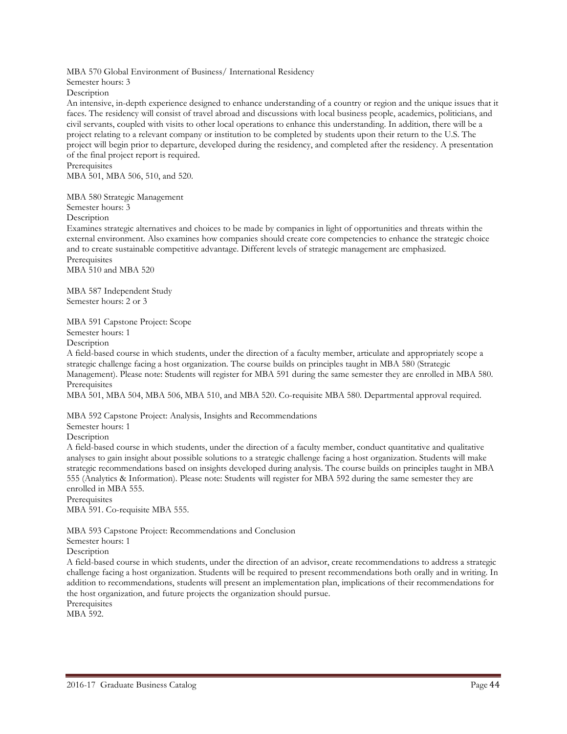MBA 570 Global Environment of Business/ International Residency

Semester hours: 3

Description

An intensive, in-depth experience designed to enhance understanding of a country or region and the unique issues that it faces. The residency will consist of travel abroad and discussions with local business people, academics, politicians, and civil servants, coupled with visits to other local operations to enhance this understanding. In addition, there will be a project relating to a relevant company or institution to be completed by students upon their return to the U.S. The project will begin prior to departure, developed during the residency, and completed after the residency. A presentation of the final project report is required.

Prerequisites

MBA 501, MBA 506, 510, and 520.

MBA 580 Strategic Management

Semester hours: 3

Description

Examines strategic alternatives and choices to be made by companies in light of opportunities and threats within the external environment. Also examines how companies should create core competencies to enhance the strategic choice and to create sustainable competitive advantage. Different levels of strategic management are emphasized.

Prerequisites

MBA 510 and MBA 520

MBA 587 Independent Study

Semester hours: 2 or 3

MBA 591 Capstone Project: Scope

Semester hours: 1

Description

A field-based course in which students, under the direction of a faculty member, articulate and appropriately scope a strategic challenge facing a host organization. The course builds on principles taught in MBA 580 (Strategic Management). Please note: Students will register for MBA 591 during the same semester they are enrolled in MBA 580.

Prerequisites

MBA 501, MBA 504, MBA 506, MBA 510, and MBA 520. Co-requisite MBA 580. Departmental approval required.

MBA 592 Capstone Project: Analysis, Insights and Recommendations

Semester hours: 1

Description

A field-based course in which students, under the direction of a faculty member, conduct quantitative and qualitative analyses to gain insight about possible solutions to a strategic challenge facing a host organization. Students will make strategic recommendations based on insights developed during analysis. The course builds on principles taught in MBA 555 (Analytics & Information). Please note: Students will register for MBA 592 during the same semester they are enrolled in MBA 555.

Prerequisites

MBA 591. Co-requisite MBA 555.

MBA 593 Capstone Project: Recommendations and Conclusion

Semester hours: 1

Description

A field-based course in which students, under the direction of an advisor, create recommendations to address a strategic challenge facing a host organization. Students will be required to present recommendations both orally and in writing. In addition to recommendations, students will present an implementation plan, implications of their recommendations for the host organization, and future projects the organization should pursue.

Prerequisites

MBA 592.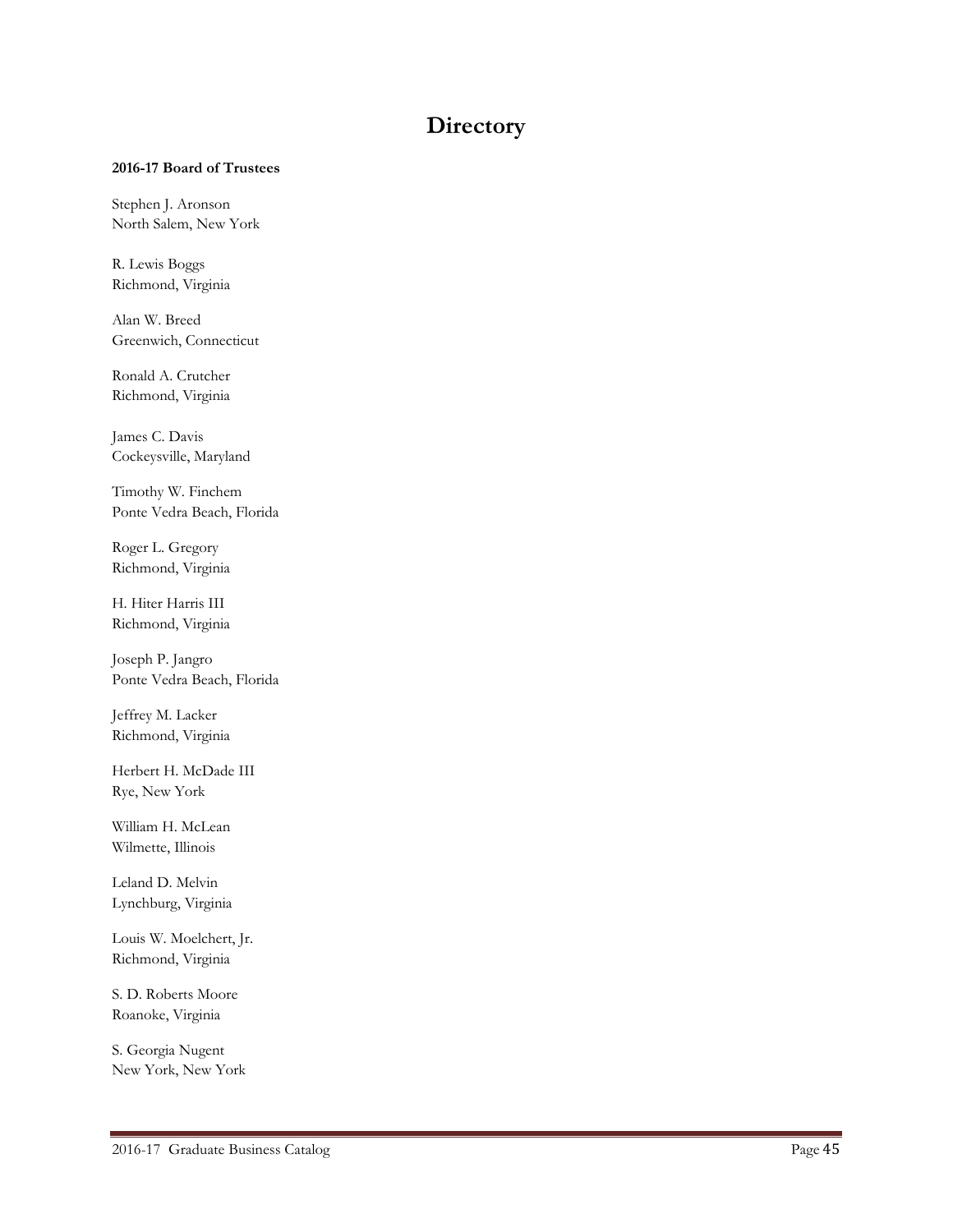# Directory

**2016-17 Board of Trustees**

Stephen J. Aronson
North Salem, New York

R. Lewis Boggs
Richmond, Virginia

Alan W. Breed
Greenwich, Connecticut

Ronald A. Crutcher
Richmond, Virginia

James C. Davis
Cockeysville, Maryland

Timothy W. Finchem
Ponte Vedra Beach, Florida

Roger L. Gregory
Richmond, Virginia

H. Hiter Harris III
Richmond, Virginia

Joseph P. Jangro
Ponte Vedra Beach, Florida

Jeffrey M. Lacker
Richmond, Virginia

Herbert H. McDade III
Rye, New York

William H. McLean
Wilmette, Illinois

Leland D. Melvin
Lynchburg, Virginia

Louis W. Moelchert, Jr.
Richmond, Virginia

S. D. Roberts Moore
Roanoke, Virginia

S. Georgia Nugent
New York, New York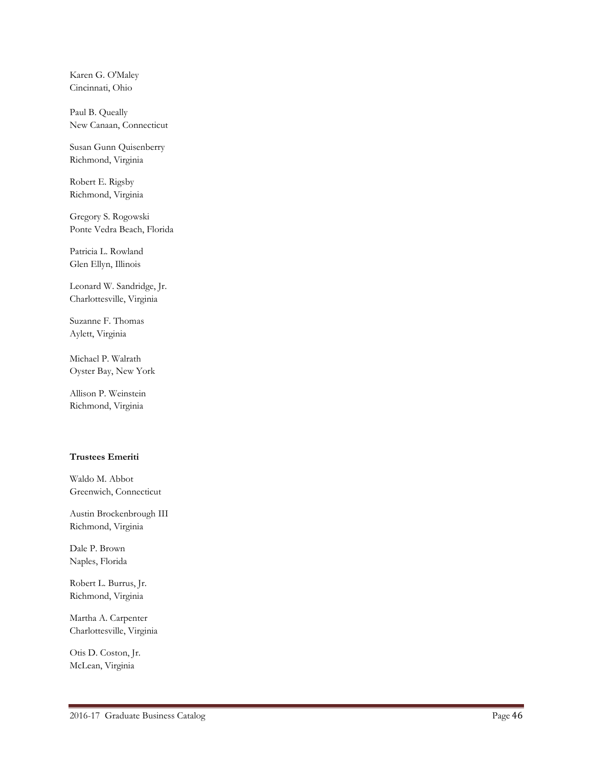Karen G. O'Maley
Cincinnati, Ohio

Paul B. Queally
New Canaan, Connecticut

Susan Gunn Quisenberry
Richmond, Virginia

Robert E. Rigsby
Richmond, Virginia

Gregory S. Rogowski
Ponte Vedra Beach, Florida

Patricia L. Rowland
Glen Ellyn, Illinois

Leonard W. Sandridge, Jr.
Charlottesville, Virginia

Suzanne F. Thomas
Aylett, Virginia

Michael P. Walrath
Oyster Bay, New York

Allison P. Weinstein
Richmond, Virginia

**Trustees Emeriti**

Waldo M. Abbot
Greenwich, Connecticut

Austin Brockenbrough III
Richmond, Virginia

Dale P. Brown
Naples, Florida

Robert L. Burrus, Jr.
Richmond, Virginia

Martha A. Carpenter
Charlottesville, Virginia

Otis D. Coston, Jr.
McLean, Virginia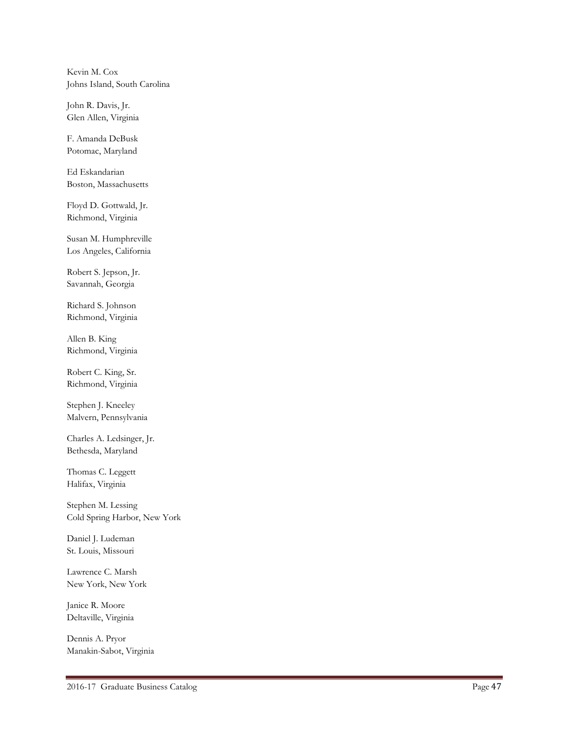Kevin M. Cox  
Johns Island, South Carolina

John R. Davis, Jr.  
Glen Allen, Virginia

F. Amanda DeBusk  
Potomac, Maryland

Ed Eskandarian  
Boston, Massachusetts

Floyd D. Gottwald, Jr.  
Richmond, Virginia

Susan M. Humphreville  
Los Angeles, California

Robert S. Jepson, Jr.  
Savannah, Georgia

Richard S. Johnson  
Richmond, Virginia

Allen B. King  
Richmond, Virginia

Robert C. King, Sr.  
Richmond, Virginia

Stephen J. Kneeley  
Malvern, Pennsylvania

Charles A. Ledsinger, Jr.  
Bethesda, Maryland

Thomas C. Leggett  
Halifax, Virginia

Stephen M. Lessing  
Cold Spring Harbor, New York

Daniel J. Ludeman  
St. Louis, Missouri

Lawrence C. Marsh  
New York, New York

Janice R. Moore  
Deltaville, Virginia

Dennis A. Pryor  
Manakin-Sabot, Virginia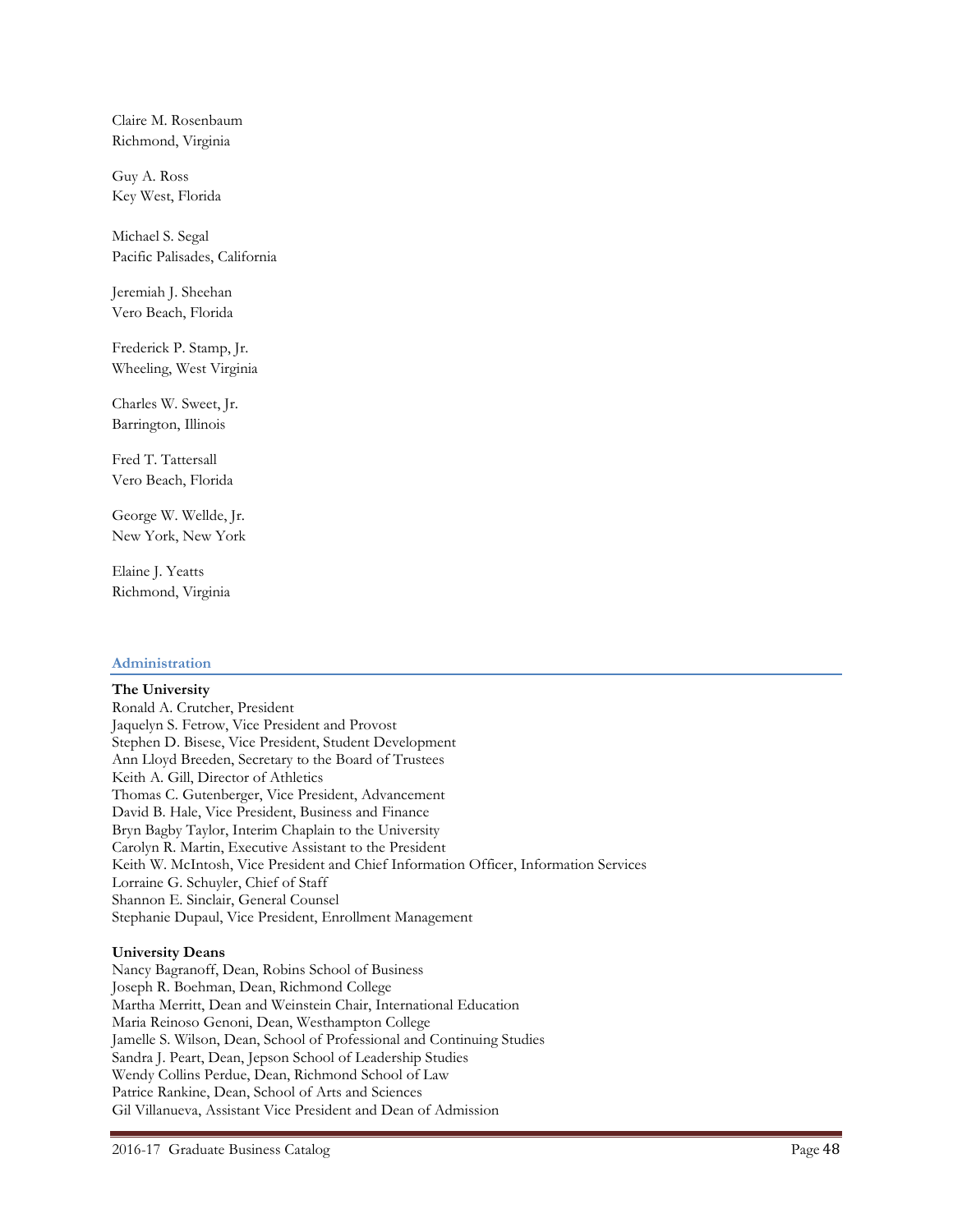Claire M. Rosenbaum
Richmond, Virginia

Guy A. Ross
Key West, Florida

Michael S. Segal
Pacific Palisades, California

Jeremiah J. Sheehan
Vero Beach, Florida

Frederick P. Stamp, Jr.
Wheeling, West Virginia

Charles W. Sweet, Jr.
Barrington, Illinois

Fred T. Tattersall
Vero Beach, Florida

George W. Wellde, Jr.
New York, New York

Elaine J. Yeatts
Richmond, Virginia

## Administration

**The University**
Ronald A. Crutcher, President
Jaquelyn S. Fetrow, Vice President and Provost
Stephen D. Bisese, Vice President, Student Development
Ann Lloyd Breeden, Secretary to the Board of Trustees
Keith A. Gill, Director of Athletics
Thomas C. Gutenberger, Vice President, Advancement
David B. Hale, Vice President, Business and Finance
Bryn Bagby Taylor, Interim Chaplain to the University
Carolyn R. Martin, Executive Assistant to the President
Keith W. McIntosh, Vice President and Chief Information Officer, Information Services
Lorraine G. Schuyler, Chief of Staff
Shannon E. Sinclair, General Counsel
Stephanie Dupaul, Vice President, Enrollment Management

**University Deans**
Nancy Bagranoff, Dean, Robins School of Business
Joseph R. Boehman, Dean, Richmond College
Martha Merritt, Dean and Weinstein Chair, International Education
Maria Reinoso Genoni, Dean, Westhampton College
Jamelle S. Wilson, Dean, School of Professional and Continuing Studies
Sandra J. Peart, Dean, Jepson School of Leadership Studies
Wendy Collins Perdue, Dean, Richmond School of Law
Patrice Rankine, Dean, School of Arts and Sciences
Gil Villanueva, Assistant Vice President and Dean of Admission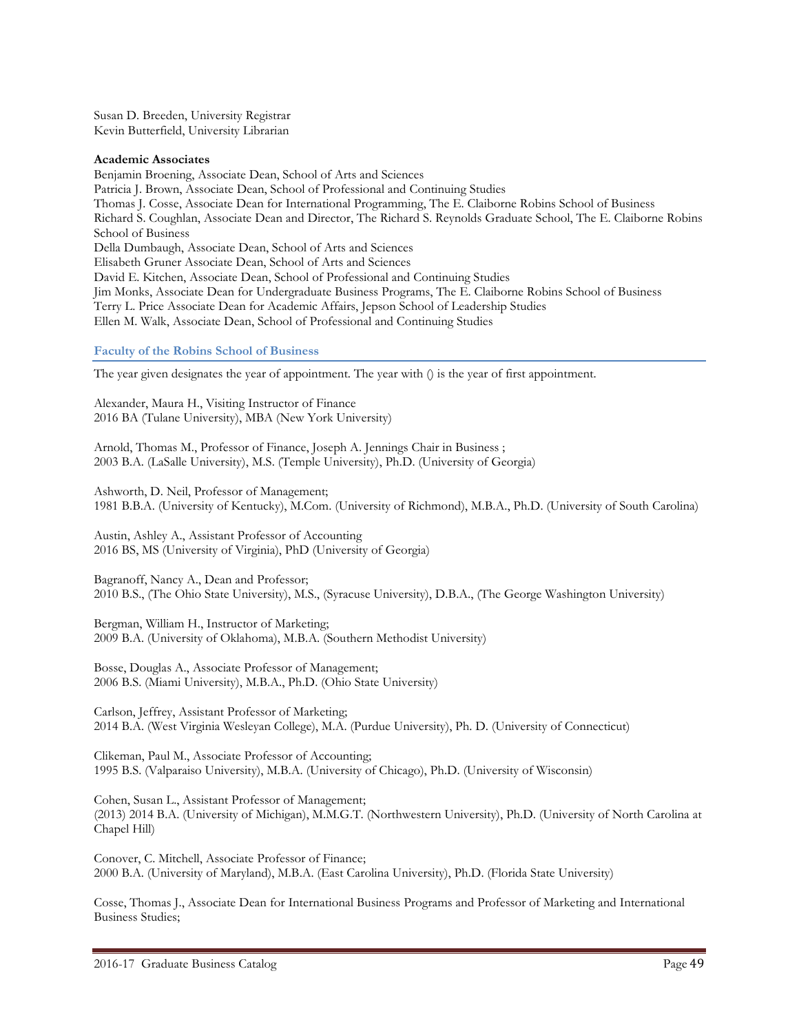Susan D. Breeden, University Registrar
Kevin Butterfield, University Librarian

**Academic Associates**
Benjamin Broening, Associate Dean, School of Arts and Sciences
Patricia J. Brown, Associate Dean, School of Professional and Continuing Studies
Thomas J. Cosse, Associate Dean for International Programming, The E. Claiborne Robins School of Business
Richard S. Coughlan, Associate Dean and Director, The Richard S. Reynolds Graduate School, The E. Claiborne Robins School of Business
Della Dumbaugh, Associate Dean, School of Arts and Sciences
Elisabeth Gruner Associate Dean, School of Arts and Sciences
David E. Kitchen, Associate Dean, School of Professional and Continuing Studies
Jim Monks, Associate Dean for Undergraduate Business Programs, The E. Claiborne Robins School of Business
Terry L. Price Associate Dean for Academic Affairs, Jepson School of Leadership Studies
Ellen M. Walk, Associate Dean, School of Professional and Continuing Studies

## Faculty of the Robins School of Business

The year given designates the year of appointment. The year with () is the year of first appointment.

Alexander, Maura H., Visiting Instructor of Finance
2016 BA (Tulane University), MBA (New York University)

Arnold, Thomas M., Professor of Finance, Joseph A. Jennings Chair in Business ;
2003 B.A. (LaSalle University), M.S. (Temple University), Ph.D. (University of Georgia)

Ashworth, D. Neil, Professor of Management;
1981 B.B.A. (University of Kentucky), M.Com. (University of Richmond), M.B.A., Ph.D. (University of South Carolina)

Austin, Ashley A., Assistant Professor of Accounting
2016 BS, MS (University of Virginia), PhD (University of Georgia)

Bagranoff, Nancy A., Dean and Professor;
2010 B.S., (The Ohio State University), M.S., (Syracuse University), D.B.A., (The George Washington University)

Bergman, William H., Instructor of Marketing;
2009 B.A. (University of Oklahoma), M.B.A. (Southern Methodist University)

Bosse, Douglas A., Associate Professor of Management;
2006 B.S. (Miami University), M.B.A., Ph.D. (Ohio State University)

Carlson, Jeffrey, Assistant Professor of Marketing;
2014 B.A. (West Virginia Wesleyan College), M.A. (Purdue University), Ph. D. (University of Connecticut)

Clikeman, Paul M., Associate Professor of Accounting;
1995 B.S. (Valparaiso University), M.B.A. (University of Chicago), Ph.D. (University of Wisconsin)

Cohen, Susan L., Assistant Professor of Management;
(2013) 2014 B.A. (University of Michigan), M.M.G.T. (Northwestern University), Ph.D. (University of North Carolina at Chapel Hill)

Conover, C. Mitchell, Associate Professor of Finance;
2000 B.A. (University of Maryland), M.B.A. (East Carolina University), Ph.D. (Florida State University)

Cosse, Thomas J., Associate Dean for International Business Programs and Professor of Marketing and International Business Studies;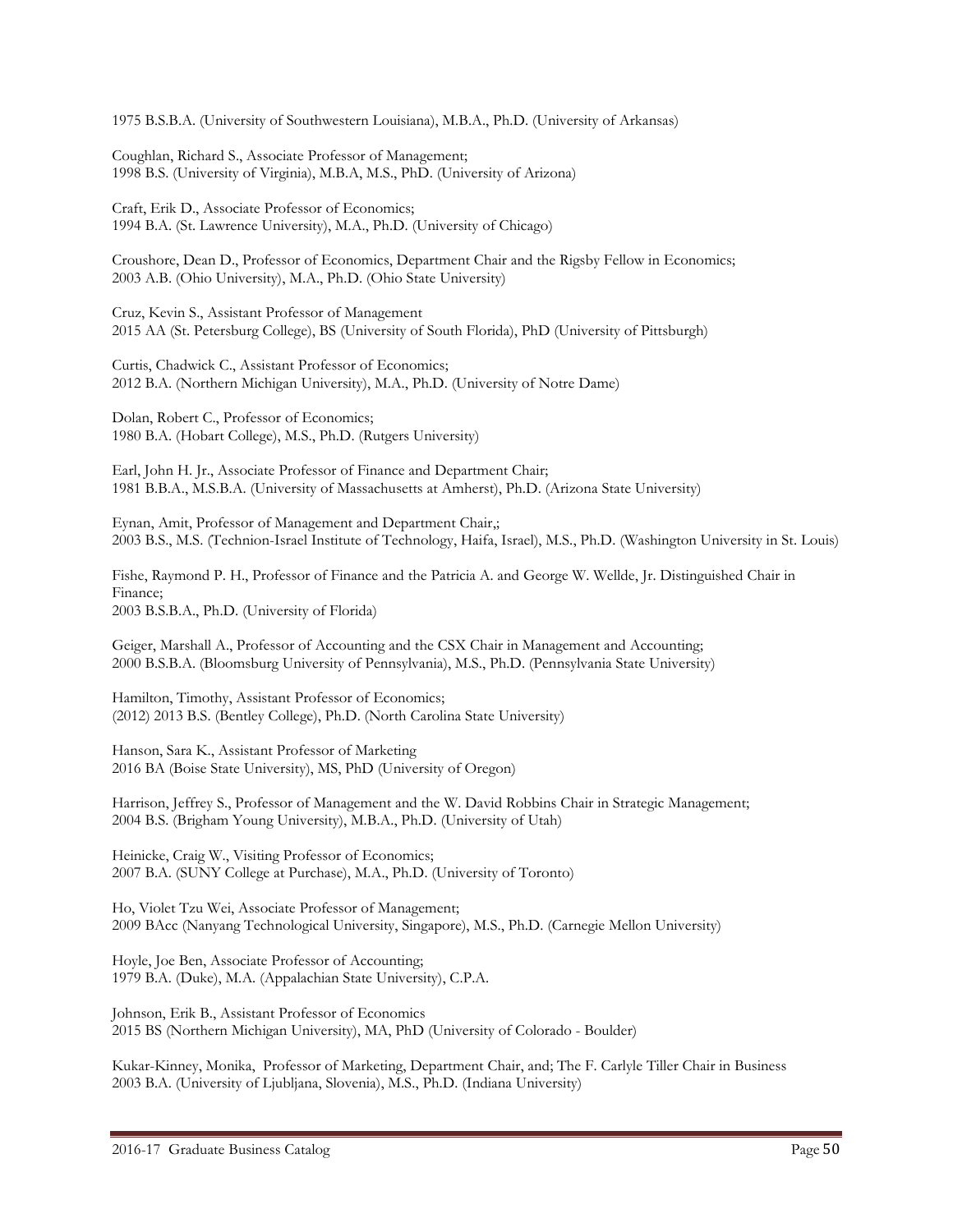1975 B.S.B.A. (University of Southwestern Louisiana), M.B.A., Ph.D. (University of Arkansas)

Coughlan, Richard S., Associate Professor of Management;
1998 B.S. (University of Virginia), M.B.A, M.S., PhD. (University of Arizona)

Craft, Erik D., Associate Professor of Economics;
1994 B.A. (St. Lawrence University), M.A., Ph.D. (University of Chicago)

Croushore, Dean D., Professor of Economics, Department Chair and the Rigsby Fellow in Economics;
2003 A.B. (Ohio University), M.A., Ph.D. (Ohio State University)

Cruz, Kevin S., Assistant Professor of Management
2015 AA (St. Petersburg College), BS (University of South Florida), PhD (University of Pittsburgh)

Curtis, Chadwick C., Assistant Professor of Economics;
2012 B.A. (Northern Michigan University), M.A., Ph.D. (University of Notre Dame)

Dolan, Robert C., Professor of Economics;
1980 B.A. (Hobart College), M.S., Ph.D. (Rutgers University)

Earl, John H. Jr., Associate Professor of Finance and Department Chair;
1981 B.B.A., M.S.B.A. (University of Massachusetts at Amherst), Ph.D. (Arizona State University)

Eynan, Amit, Professor of Management and Department Chair,;
2003 B.S., M.S. (Technion-Israel Institute of Technology, Haifa, Israel), M.S., Ph.D. (Washington University in St. Louis)

Fishe, Raymond P. H., Professor of Finance and the Patricia A. and George W. Wellde, Jr. Distinguished Chair in Finance;
2003 B.S.B.A., Ph.D. (University of Florida)

Geiger, Marshall A., Professor of Accounting and the CSX Chair in Management and Accounting;
2000 B.S.B.A. (Bloomsburg University of Pennsylvania), M.S., Ph.D. (Pennsylvania State University)

Hamilton, Timothy, Assistant Professor of Economics;
(2012) 2013 B.S. (Bentley College), Ph.D. (North Carolina State University)

Hanson, Sara K., Assistant Professor of Marketing
2016 BA (Boise State University), MS, PhD (University of Oregon)

Harrison, Jeffrey S., Professor of Management and the W. David Robbins Chair in Strategic Management;
2004 B.S. (Brigham Young University), M.B.A., Ph.D. (University of Utah)

Heinicke, Craig W., Visiting Professor of Economics;
2007 B.A. (SUNY College at Purchase), M.A., Ph.D. (University of Toronto)

Ho, Violet Tzu Wei, Associate Professor of Management;
2009 BAcc (Nanyang Technological University, Singapore), M.S., Ph.D. (Carnegie Mellon University)

Hoyle, Joe Ben, Associate Professor of Accounting;
1979 B.A. (Duke), M.A. (Appalachian State University), C.P.A.

Johnson, Erik B., Assistant Professor of Economics
2015 BS (Northern Michigan University), MA, PhD (University of Colorado - Boulder)

Kukar-Kinney, Monika, Professor of Marketing, Department Chair, and; The F. Carlyle Tiller Chair in Business
2003 B.A. (University of Ljubljana, Slovenia), M.S., Ph.D. (Indiana University)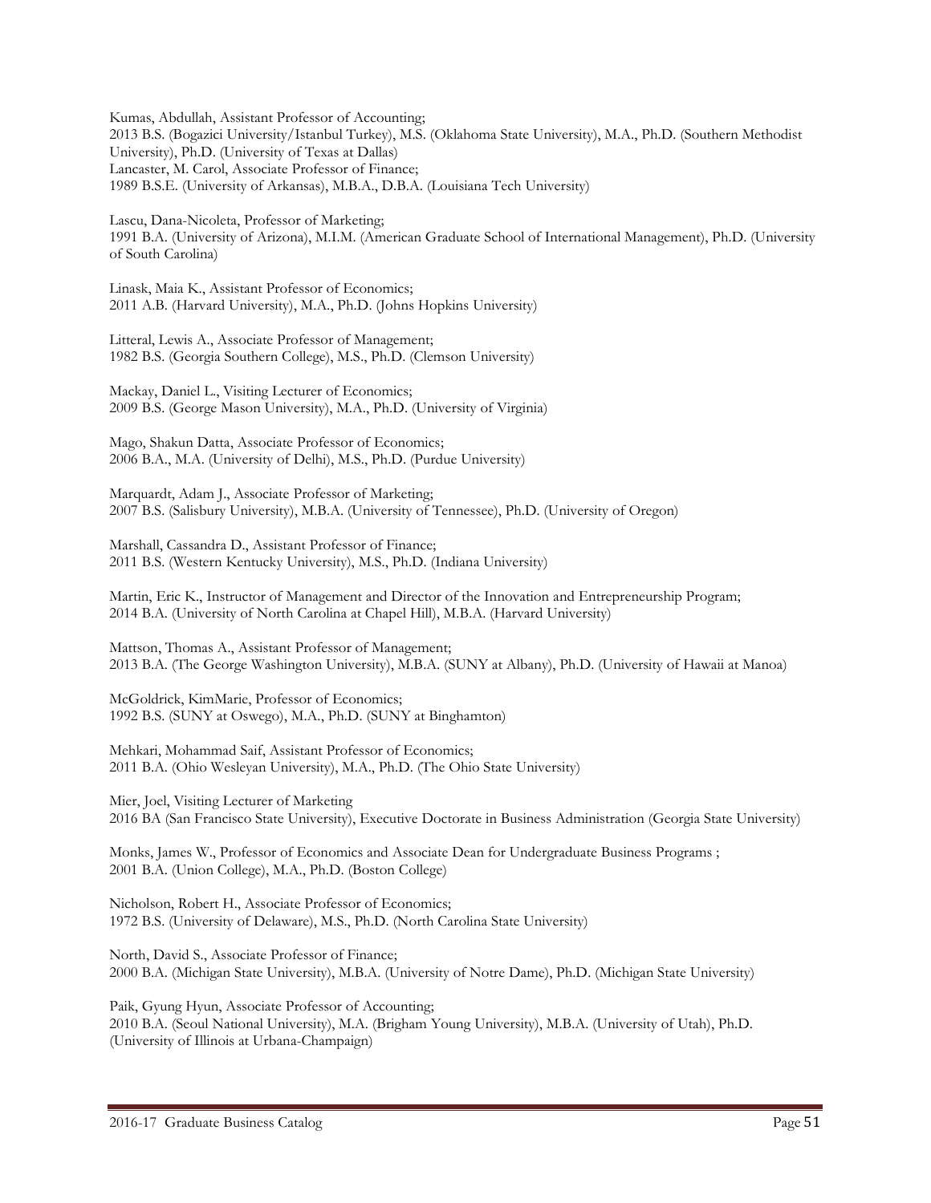Kumas, Abdullah, Assistant Professor of Accounting;
2013 B.S. (Bogazici University/Istanbul Turkey), M.S. (Oklahoma State University), M.A., Ph.D. (Southern Methodist University), Ph.D. (University of Texas at Dallas)
Lancaster, M. Carol, Associate Professor of Finance;
1989 B.S.E. (University of Arkansas), M.B.A., D.B.A. (Louisiana Tech University)

Lascu, Dana-Nicoleta, Professor of Marketing;
1991 B.A. (University of Arizona), M.I.M. (American Graduate School of International Management), Ph.D. (University of South Carolina)

Linask, Maia K., Assistant Professor of Economics;
2011 A.B. (Harvard University), M.A., Ph.D. (Johns Hopkins University)

Litteral, Lewis A., Associate Professor of Management;
1982 B.S. (Georgia Southern College), M.S., Ph.D. (Clemson University)

Mackay, Daniel L., Visiting Lecturer of Economics;
2009 B.S. (George Mason University), M.A., Ph.D. (University of Virginia)

Mago, Shakun Datta, Associate Professor of Economics;
2006 B.A., M.A. (University of Delhi), M.S., Ph.D. (Purdue University)

Marquardt, Adam J., Associate Professor of Marketing;
2007 B.S. (Salisbury University), M.B.A. (University of Tennessee), Ph.D. (University of Oregon)

Marshall, Cassandra D., Assistant Professor of Finance;
2011 B.S. (Western Kentucky University), M.S., Ph.D. (Indiana University)

Martin, Eric K., Instructor of Management and Director of the Innovation and Entrepreneurship Program;
2014 B.A. (University of North Carolina at Chapel Hill), M.B.A. (Harvard University)

Mattson, Thomas A., Assistant Professor of Management;
2013 B.A. (The George Washington University), M.B.A. (SUNY at Albany), Ph.D. (University of Hawaii at Manoa)

McGoldrick, KimMarie, Professor of Economics;
1992 B.S. (SUNY at Oswego), M.A., Ph.D. (SUNY at Binghamton)

Mehkari, Mohammad Saif, Assistant Professor of Economics;
2011 B.A. (Ohio Wesleyan University), M.A., Ph.D. (The Ohio State University)

Mier, Joel, Visiting Lecturer of Marketing
2016 BA (San Francisco State University), Executive Doctorate in Business Administration (Georgia State University)

Monks, James W., Professor of Economics and Associate Dean for Undergraduate Business Programs ;
2001 B.A. (Union College), M.A., Ph.D. (Boston College)

Nicholson, Robert H., Associate Professor of Economics;
1972 B.S. (University of Delaware), M.S., Ph.D. (North Carolina State University)

North, David S., Associate Professor of Finance;
2000 B.A. (Michigan State University), M.B.A. (University of Notre Dame), Ph.D. (Michigan State University)

Paik, Gyung Hyun, Associate Professor of Accounting;
2010 B.A. (Seoul National University), M.A. (Brigham Young University), M.B.A. (University of Utah), Ph.D. (University of Illinois at Urbana-Champaign)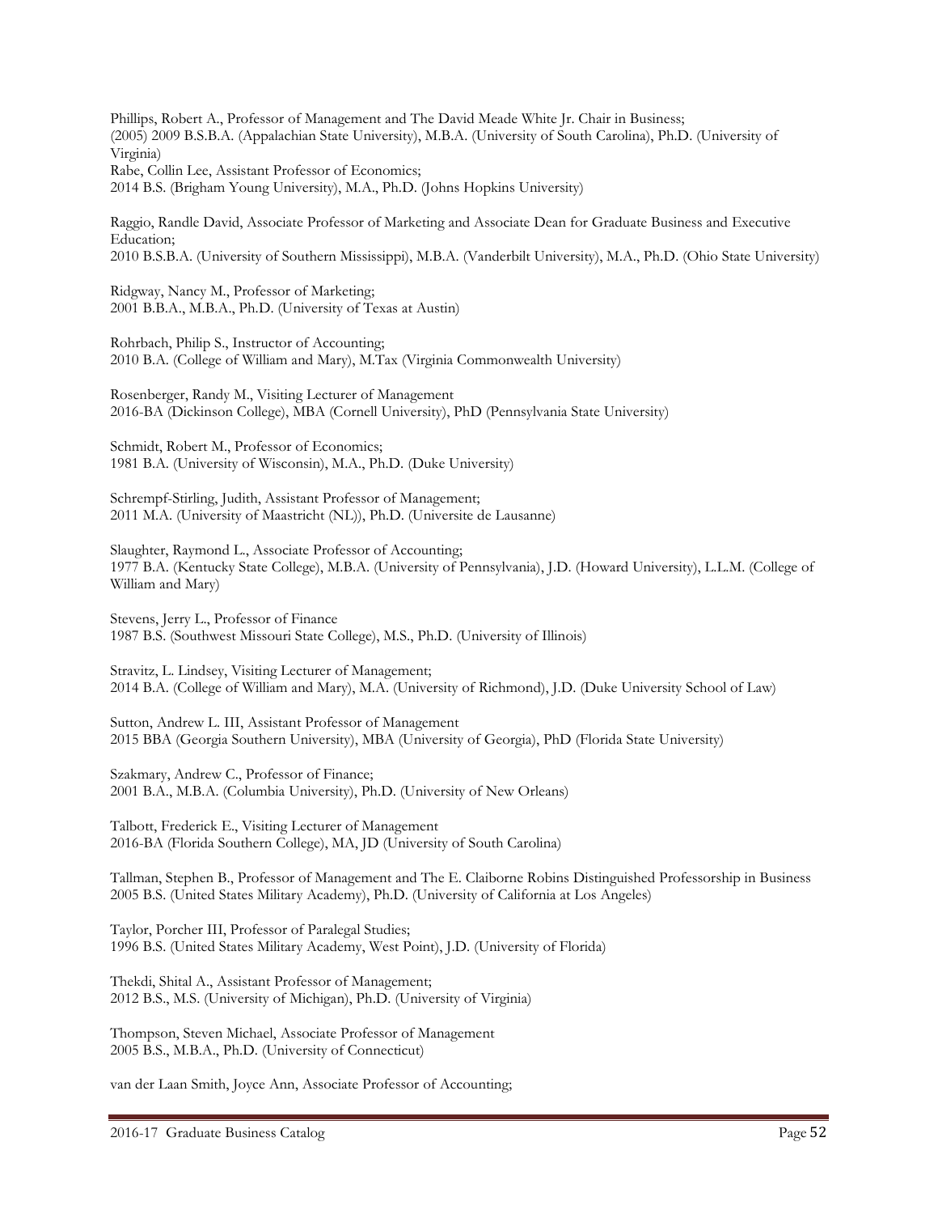Phillips, Robert A., Professor of Management and The David Meade White Jr. Chair in Business;
(2005) 2009 B.S.B.A. (Appalachian State University), M.B.A. (University of South Carolina), Ph.D. (University of Virginia)

Rabe, Collin Lee, Assistant Professor of Economics;
2014 B.S. (Brigham Young University), M.A., Ph.D. (Johns Hopkins University)

Raggio, Randle David, Associate Professor of Marketing and Associate Dean for Graduate Business and Executive Education;
2010 B.S.B.A. (University of Southern Mississippi), M.B.A. (Vanderbilt University), M.A., Ph.D. (Ohio State University)

Ridgway, Nancy M., Professor of Marketing;
2001 B.B.A., M.B.A., Ph.D. (University of Texas at Austin)

Rohrbach, Philip S., Instructor of Accounting;
2010 B.A. (College of William and Mary), M.Tax (Virginia Commonwealth University)

Rosenberger, Randy M., Visiting Lecturer of Management
2016-BA (Dickinson College), MBA (Cornell University), PhD (Pennsylvania State University)

Schmidt, Robert M., Professor of Economics;
1981 B.A. (University of Wisconsin), M.A., Ph.D. (Duke University)

Schrempf-Stirling, Judith, Assistant Professor of Management;
2011 M.A. (University of Maastricht (NL)), Ph.D. (Universite de Lausanne)

Slaughter, Raymond L., Associate Professor of Accounting;
1977 B.A. (Kentucky State College), M.B.A. (University of Pennsylvania), J.D. (Howard University), L.L.M. (College of William and Mary)

Stevens, Jerry L., Professor of Finance
1987 B.S. (Southwest Missouri State College), M.S., Ph.D. (University of Illinois)

Stravitz, L. Lindsey, Visiting Lecturer of Management;
2014 B.A. (College of William and Mary), M.A. (University of Richmond), J.D. (Duke University School of Law)

Sutton, Andrew L. III, Assistant Professor of Management
2015 BBA (Georgia Southern University), MBA (University of Georgia), PhD (Florida State University)

Szakmary, Andrew C., Professor of Finance;
2001 B.A., M.B.A. (Columbia University), Ph.D. (University of New Orleans)

Talbott, Frederick E., Visiting Lecturer of Management
2016-BA (Florida Southern College), MA, JD (University of South Carolina)

Tallman, Stephen B., Professor of Management and The E. Claiborne Robins Distinguished Professorship in Business
2005 B.S. (United States Military Academy), Ph.D. (University of California at Los Angeles)

Taylor, Porcher III, Professor of Paralegal Studies;
1996 B.S. (United States Military Academy, West Point), J.D. (University of Florida)

Thekdi, Shital A., Assistant Professor of Management;
2012 B.S., M.S. (University of Michigan), Ph.D. (University of Virginia)

Thompson, Steven Michael, Associate Professor of Management
2005 B.S., M.B.A., Ph.D. (University of Connecticut)

van der Laan Smith, Joyce Ann, Associate Professor of Accounting;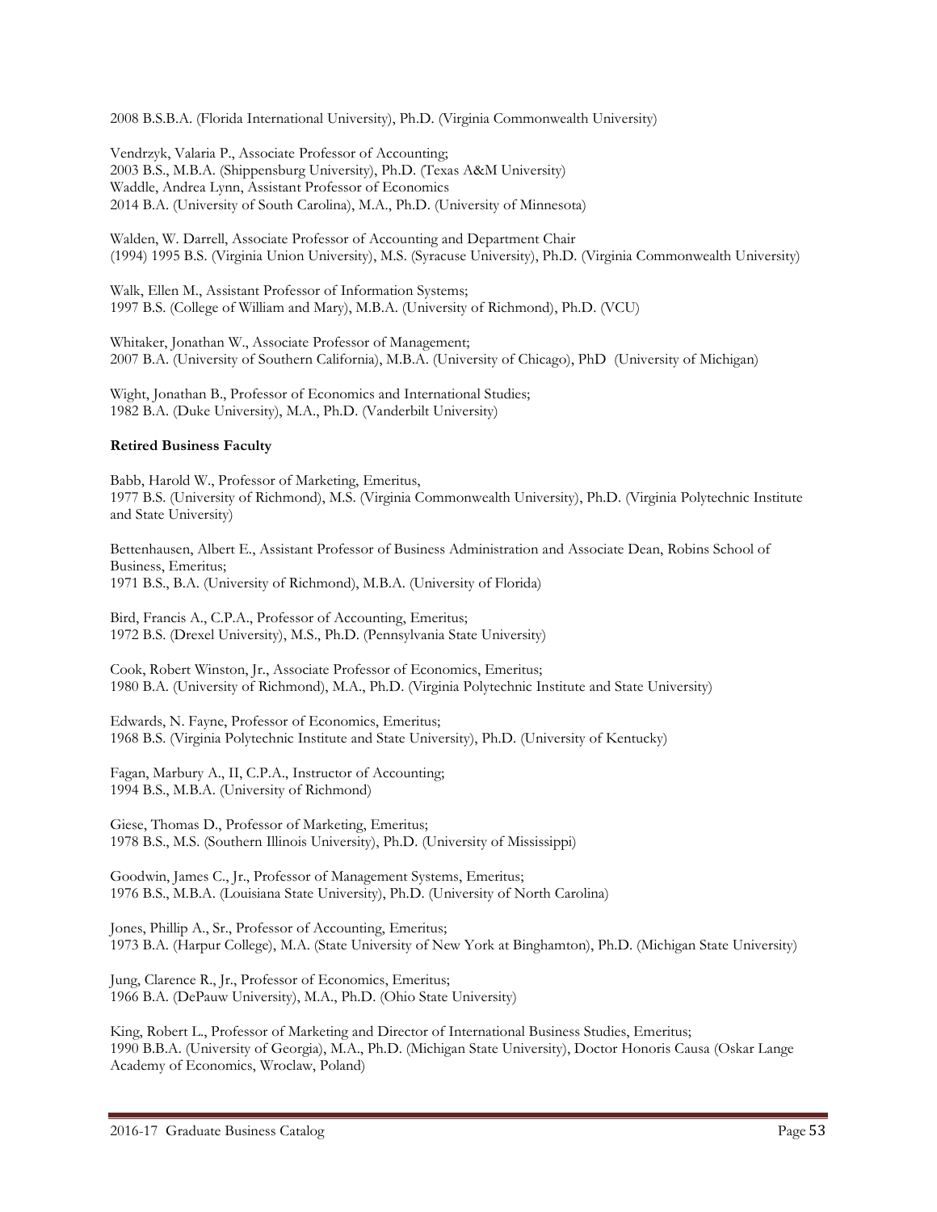2008 B.S.B.A. (Florida International University), Ph.D. (Virginia Commonwealth University)

Vendrzyk, Valaria P., Associate Professor of Accounting;
2003 B.S., M.B.A. (Shippensburg University), Ph.D. (Texas A&M University)
Waddle, Andrea Lynn, Assistant Professor of Economics
2014 B.A. (University of South Carolina), M.A., Ph.D. (University of Minnesota)

Walden, W. Darrell, Associate Professor of Accounting and Department Chair
(1994) 1995 B.S. (Virginia Union University), M.S. (Syracuse University), Ph.D. (Virginia Commonwealth University)

Walk, Ellen M., Assistant Professor of Information Systems;
1997 B.S. (College of William and Mary), M.B.A. (University of Richmond), Ph.D. (VCU)

Whitaker, Jonathan W., Associate Professor of Management;
2007 B.A. (University of Southern California), M.B.A. (University of Chicago), PhD (University of Michigan)

Wight, Jonathan B., Professor of Economics and International Studies;
1982 B.A. (Duke University), M.A., Ph.D. (Vanderbilt University)

**Retired Business Faculty**

Babb, Harold W., Professor of Marketing, Emeritus,
1977 B.S. (University of Richmond), M.S. (Virginia Commonwealth University), Ph.D. (Virginia Polytechnic Institute and State University)

Bettenhausen, Albert E., Assistant Professor of Business Administration and Associate Dean, Robins School of Business, Emeritus;
1971 B.S., B.A. (University of Richmond), M.B.A. (University of Florida)

Bird, Francis A., C.P.A., Professor of Accounting, Emeritus;
1972 B.S. (Drexel University), M.S., Ph.D. (Pennsylvania State University)

Cook, Robert Winston, Jr., Associate Professor of Economics, Emeritus;
1980 B.A. (University of Richmond), M.A., Ph.D. (Virginia Polytechnic Institute and State University)

Edwards, N. Fayne, Professor of Economics, Emeritus;
1968 B.S. (Virginia Polytechnic Institute and State University), Ph.D. (University of Kentucky)

Fagan, Marbury A., II, C.P.A., Instructor of Accounting;
1994 B.S., M.B.A. (University of Richmond)

Giese, Thomas D., Professor of Marketing, Emeritus;
1978 B.S., M.S. (Southern Illinois University), Ph.D. (University of Mississippi)

Goodwin, James C., Jr., Professor of Management Systems, Emeritus;
1976 B.S., M.B.A. (Louisiana State University), Ph.D. (University of North Carolina)

Jones, Phillip A., Sr., Professor of Accounting, Emeritus;
1973 B.A. (Harpur College), M.A. (State University of New York at Binghamton), Ph.D. (Michigan State University)

Jung, Clarence R., Jr., Professor of Economics, Emeritus;
1966 B.A. (DePauw University), M.A., Ph.D. (Ohio State University)

King, Robert L., Professor of Marketing and Director of International Business Studies, Emeritus;
1990 B.B.A. (University of Georgia), M.A., Ph.D. (Michigan State University), Doctor Honoris Causa (Oskar Lange Academy of Economics, Wroclaw, Poland)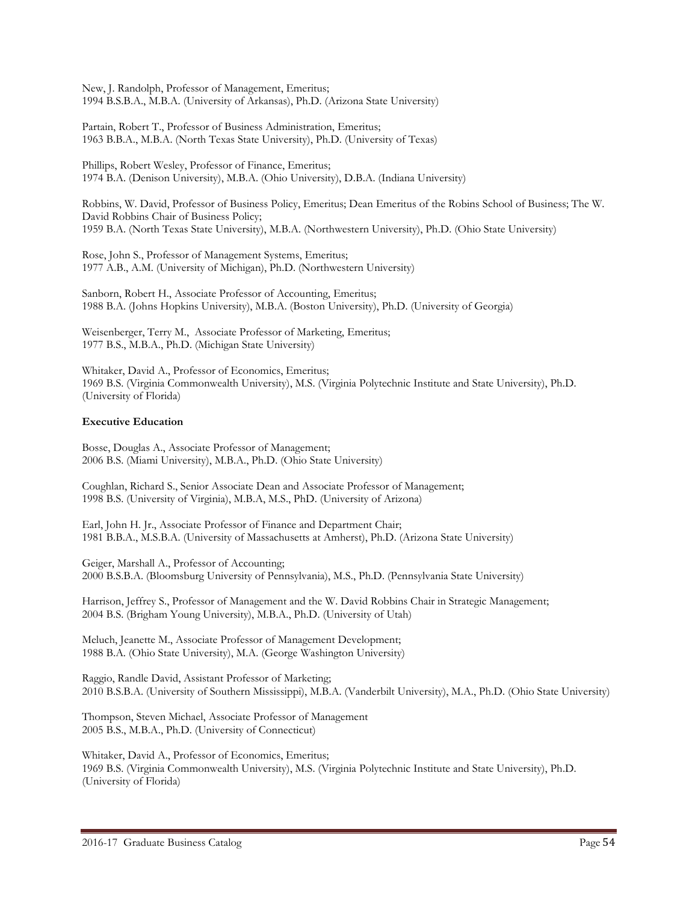New, J. Randolph, Professor of Management, Emeritus;
1994 B.S.B.A., M.B.A. (University of Arkansas), Ph.D. (Arizona State University)

Partain, Robert T., Professor of Business Administration, Emeritus;
1963 B.B.A., M.B.A. (North Texas State University), Ph.D. (University of Texas)

Phillips, Robert Wesley, Professor of Finance, Emeritus;
1974 B.A. (Denison University), M.B.A. (Ohio University), D.B.A. (Indiana University)

Robbins, W. David, Professor of Business Policy, Emeritus; Dean Emeritus of the Robins School of Business; The W. David Robbins Chair of Business Policy;
1959 B.A. (North Texas State University), M.B.A. (Northwestern University), Ph.D. (Ohio State University)

Rose, John S., Professor of Management Systems, Emeritus;
1977 A.B., A.M. (University of Michigan), Ph.D. (Northwestern University)

Sanborn, Robert H., Associate Professor of Accounting, Emeritus;
1988 B.A. (Johns Hopkins University), M.B.A. (Boston University), Ph.D. (University of Georgia)

Weisenberger, Terry M., Associate Professor of Marketing, Emeritus;
1977 B.S., M.B.A., Ph.D. (Michigan State University)

Whitaker, David A., Professor of Economics, Emeritus;
1969 B.S. (Virginia Commonwealth University), M.S. (Virginia Polytechnic Institute and State University), Ph.D. (University of Florida)

**Executive Education**

Bosse, Douglas A., Associate Professor of Management;
2006 B.S. (Miami University), M.B.A., Ph.D. (Ohio State University)

Coughlan, Richard S., Senior Associate Dean and Associate Professor of Management;
1998 B.S. (University of Virginia), M.B.A, M.S., PhD. (University of Arizona)

Earl, John H. Jr., Associate Professor of Finance and Department Chair;
1981 B.B.A., M.S.B.A. (University of Massachusetts at Amherst), Ph.D. (Arizona State University)

Geiger, Marshall A., Professor of Accounting;
2000 B.S.B.A. (Bloomsburg University of Pennsylvania), M.S., Ph.D. (Pennsylvania State University)

Harrison, Jeffrey S., Professor of Management and the W. David Robbins Chair in Strategic Management;
2004 B.S. (Brigham Young University), M.B.A., Ph.D. (University of Utah)

Meluch, Jeanette M., Associate Professor of Management Development;
1988 B.A. (Ohio State University), M.A. (George Washington University)

Raggio, Randle David, Assistant Professor of Marketing;
2010 B.S.B.A. (University of Southern Mississippi), M.B.A. (Vanderbilt University), M.A., Ph.D. (Ohio State University)

Thompson, Steven Michael, Associate Professor of Management
2005 B.S., M.B.A., Ph.D. (University of Connecticut)

Whitaker, David A., Professor of Economics, Emeritus;
1969 B.S. (Virginia Commonwealth University), M.S. (Virginia Polytechnic Institute and State University), Ph.D. (University of Florida)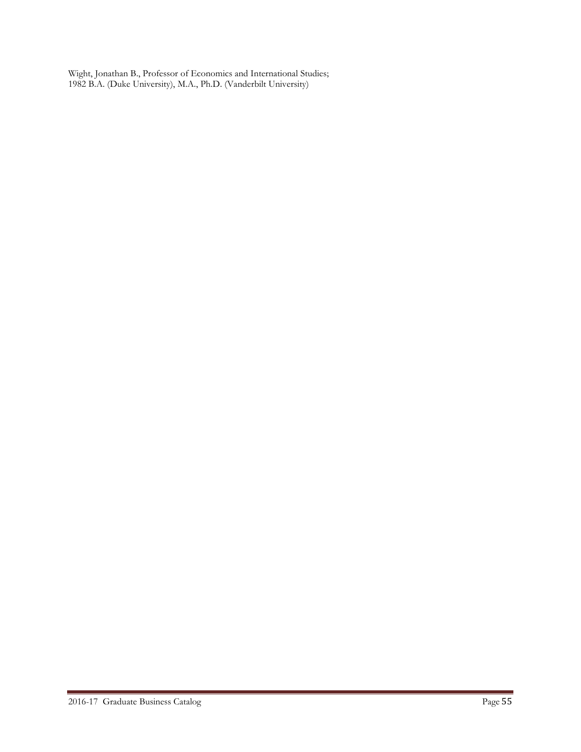Wight, Jonathan B., Professor of Economics and International Studies;
1982 B.A. (Duke University), M.A., Ph.D. (Vanderbilt University)